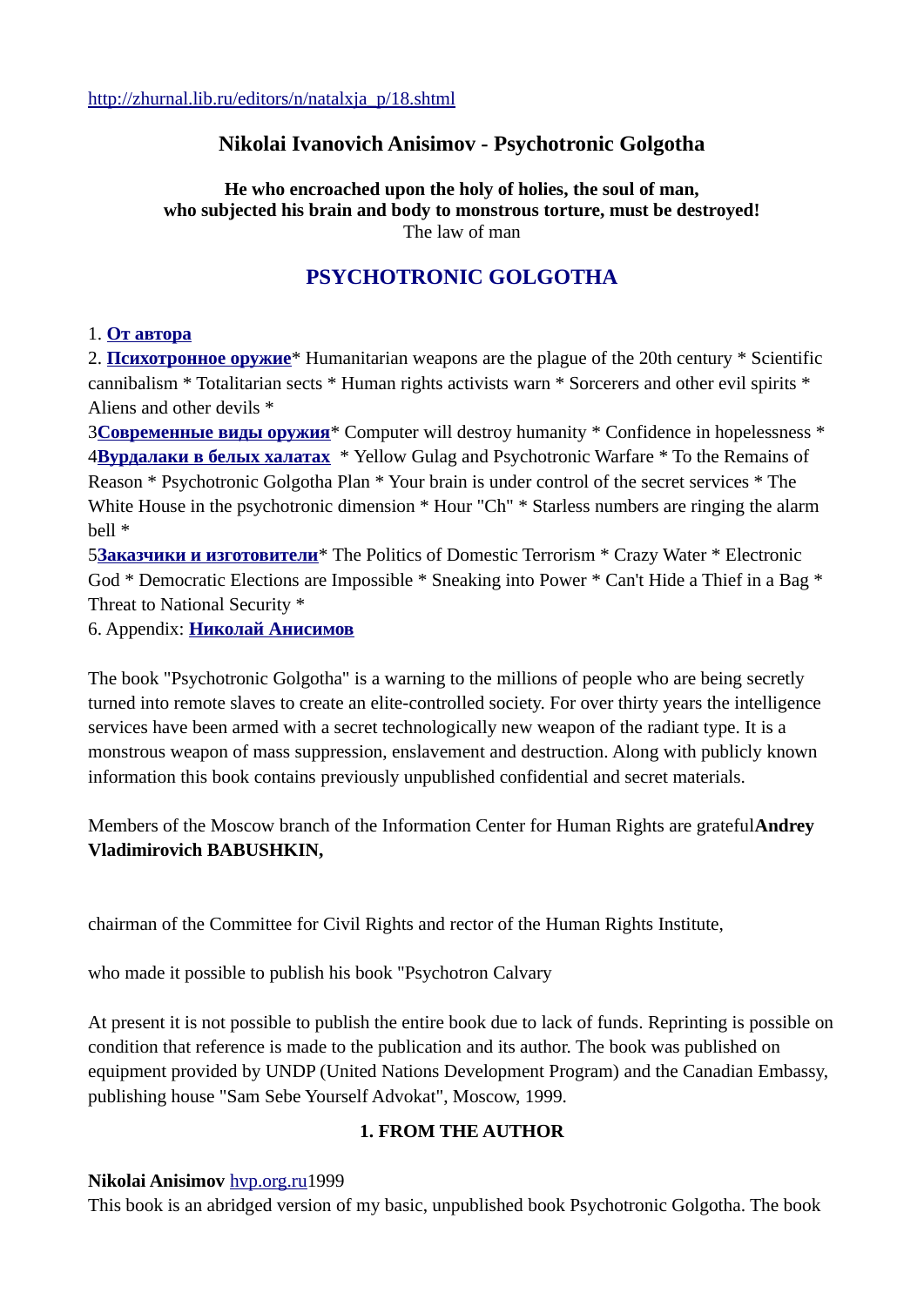http://zhurnal.lib.ru/editors/n/natalxja_p/18.shtml

**Nikolai Ivanovich Anisimov - Psychotronic Golgotha**

**He who encroached upon the holy of holies, the soul of man,**
**who subjected his brain and body to monstrous torture, must be destroyed!**
The law of man

# PSYCHOTRONIC GOLGOTHA

1. **От автора**
2. **Психотронное оружие*** Humanitarian weapons are the plague of the 20th century * Scientific cannibalism * Totalitarian sects * Human rights activists warn * Sorcerers and other evil spirits * Aliens and other devils *
3**Современные виды оружия*** Computer will destroy humanity * Confidence in hopelessness *
4**Вурдалаки в белых халатах** * Yellow Gulag and Psychotronic Warfare * To the Remains of Reason * Psychotronic Golgotha Plan * Your brain is under control of the secret services * The White House in the psychotronic dimension * Hour "Ch" * Starless numbers are ringing the alarm bell *
5**Заказчики и изготовители*** The Politics of Domestic Terrorism * Crazy Water * Electronic God * Democratic Elections are Impossible * Sneaking into Power * Can't Hide a Thief in a Bag * Threat to National Security *
6. Appendix: **Николай Анисимов**

The book "Psychotronic Golgotha" is a warning to the millions of people who are being secretly turned into remote slaves to create an elite-controlled society. For over thirty years the intelligence services have been armed with a secret technologically new weapon of the radiant type. It is a monstrous weapon of mass suppression, enslavement and destruction. Along with publicly known information this book contains previously unpublished confidential and secret materials.

Members of the Moscow branch of the Information Center for Human Rights are grateful**Andrey Vladimirovich BABUSHKIN,**

chairman of the Committee for Civil Rights and rector of the Human Rights Institute,

who made it possible to publish his book "Psychotron Calvary

At present it is not possible to publish the entire book due to lack of funds. Reprinting is possible on condition that reference is made to the publication and its author. The book was published on equipment provided by UNDP (United Nations Development Program) and the Canadian Embassy, publishing house "Sam Sebe Yourself Advokat", Moscow, 1999.

## 1. FROM THE AUTHOR

**Nikolai Anisimov** hvp.org.ru1999
This book is an abridged version of my basic, unpublished book Psychotronic Golgotha. The book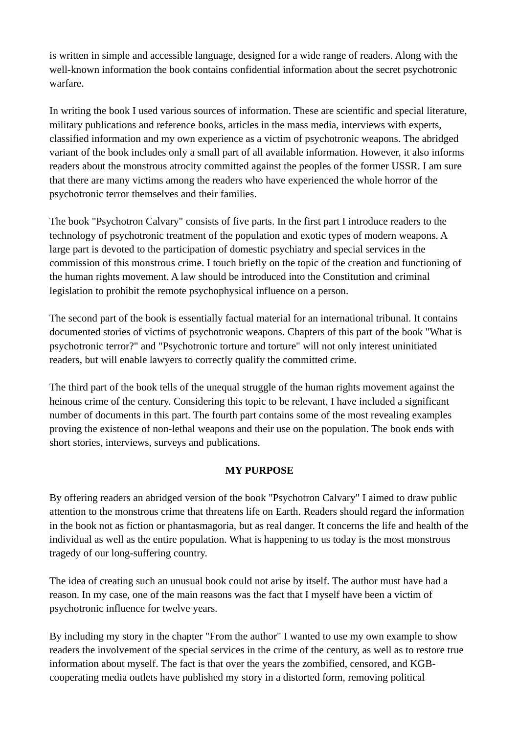is written in simple and accessible language, designed for a wide range of readers. Along with the well-known information the book contains confidential information about the secret psychotronic warfare.

In writing the book I used various sources of information. These are scientific and special literature, military publications and reference books, articles in the mass media, interviews with experts, classified information and my own experience as a victim of psychotronic weapons. The abridged variant of the book includes only a small part of all available information. However, it also informs readers about the monstrous atrocity committed against the peoples of the former USSR. I am sure that there are many victims among the readers who have experienced the whole horror of the psychotronic terror themselves and their families.

The book "Psychotron Calvary" consists of five parts. In the first part I introduce readers to the technology of psychotronic treatment of the population and exotic types of modern weapons. A large part is devoted to the participation of domestic psychiatry and special services in the commission of this monstrous crime. I touch briefly on the topic of the creation and functioning of the human rights movement. A law should be introduced into the Constitution and criminal legislation to prohibit the remote psychophysical influence on a person.

The second part of the book is essentially factual material for an international tribunal. It contains documented stories of victims of psychotronic weapons. Chapters of this part of the book "What is psychotronic terror?" and "Psychotronic torture and torture" will not only interest uninitiated readers, but will enable lawyers to correctly qualify the committed crime.

The third part of the book tells of the unequal struggle of the human rights movement against the heinous crime of the century. Considering this topic to be relevant, I have included a significant number of documents in this part. The fourth part contains some of the most revealing examples proving the existence of non-lethal weapons and their use on the population. The book ends with short stories, interviews, surveys and publications.

**MY PURPOSE**

By offering readers an abridged version of the book "Psychotron Calvary" I aimed to draw public attention to the monstrous crime that threatens life on Earth. Readers should regard the information in the book not as fiction or phantasmagoria, but as real danger. It concerns the life and health of the individual as well as the entire population. What is happening to us today is the most monstrous tragedy of our long-suffering country.

The idea of creating such an unusual book could not arise by itself. The author must have had a reason. In my case, one of the main reasons was the fact that I myself have been a victim of psychotronic influence for twelve years.

By including my story in the chapter "From the author" I wanted to use my own example to show readers the involvement of the special services in the crime of the century, as well as to restore true information about myself. The fact is that over the years the zombified, censored, and KGB-cooperating media outlets have published my story in a distorted form, removing political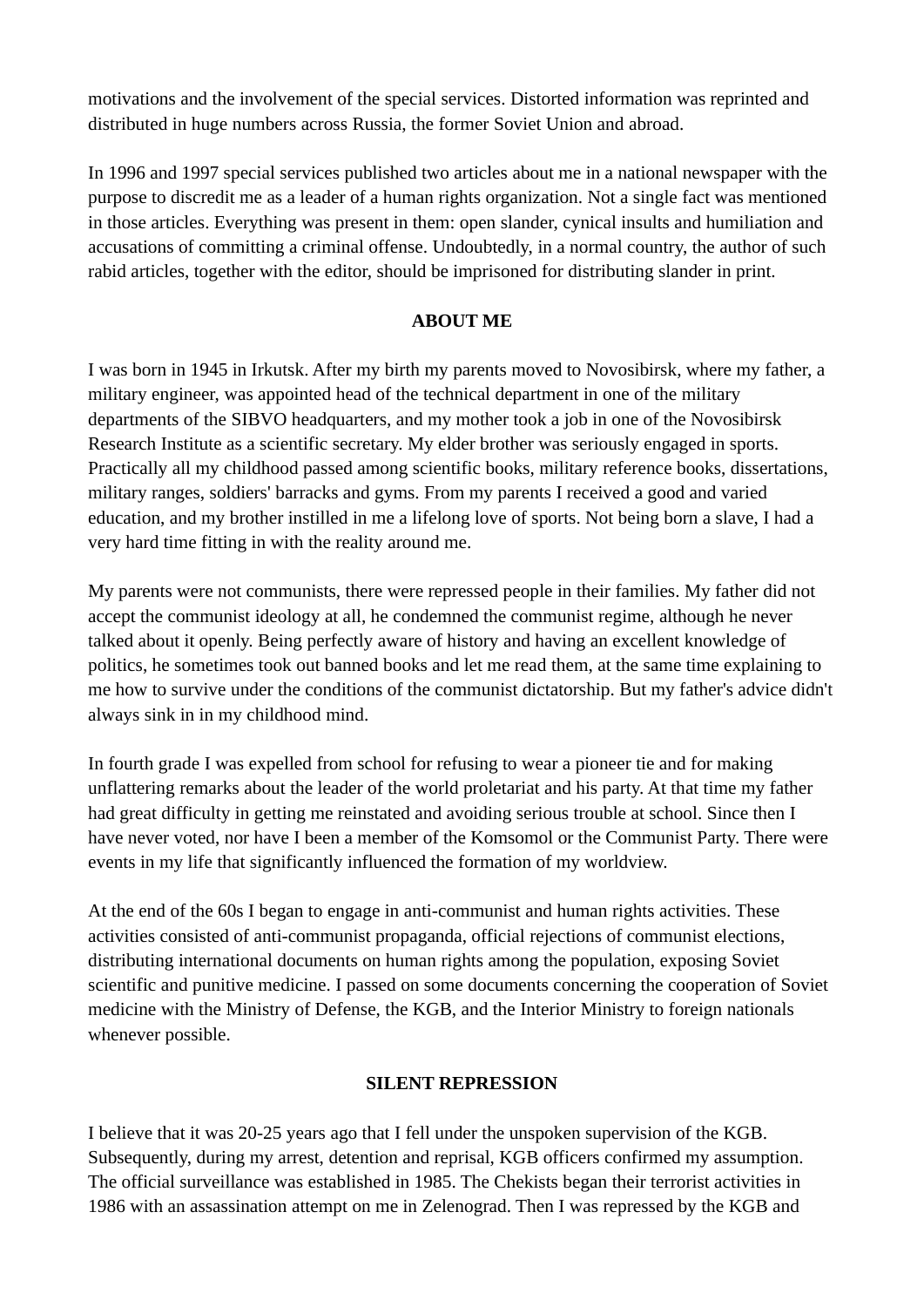motivations and the involvement of the special services. Distorted information was reprinted and distributed in huge numbers across Russia, the former Soviet Union and abroad.

In 1996 and 1997 special services published two articles about me in a national newspaper with the purpose to discredit me as a leader of a human rights organization. Not a single fact was mentioned in those articles. Everything was present in them: open slander, cynical insults and humiliation and accusations of committing a criminal offense. Undoubtedly, in a normal country, the author of such rabid articles, together with the editor, should be imprisoned for distributing slander in print.

## ABOUT ME

I was born in 1945 in Irkutsk. After my birth my parents moved to Novosibirsk, where my father, a military engineer, was appointed head of the technical department in one of the military departments of the SIBVO headquarters, and my mother took a job in one of the Novosibirsk Research Institute as a scientific secretary. My elder brother was seriously engaged in sports. Practically all my childhood passed among scientific books, military reference books, dissertations, military ranges, soldiers' barracks and gyms. From my parents I received a good and varied education, and my brother instilled in me a lifelong love of sports. Not being born a slave, I had a very hard time fitting in with the reality around me.

My parents were not communists, there were repressed people in their families. My father did not accept the communist ideology at all, he condemned the communist regime, although he never talked about it openly. Being perfectly aware of history and having an excellent knowledge of politics, he sometimes took out banned books and let me read them, at the same time explaining to me how to survive under the conditions of the communist dictatorship. But my father's advice didn't always sink in in my childhood mind.

In fourth grade I was expelled from school for refusing to wear a pioneer tie and for making unflattering remarks about the leader of the world proletariat and his party. At that time my father had great difficulty in getting me reinstated and avoiding serious trouble at school. Since then I have never voted, nor have I been a member of the Komsomol or the Communist Party. There were events in my life that significantly influenced the formation of my worldview.

At the end of the 60s I began to engage in anti-communist and human rights activities. These activities consisted of anti-communist propaganda, official rejections of communist elections, distributing international documents on human rights among the population, exposing Soviet scientific and punitive medicine. I passed on some documents concerning the cooperation of Soviet medicine with the Ministry of Defense, the KGB, and the Interior Ministry to foreign nationals whenever possible.

## SILENT REPRESSION

I believe that it was 20-25 years ago that I fell under the unspoken supervision of the KGB. Subsequently, during my arrest, detention and reprisal, KGB officers confirmed my assumption. The official surveillance was established in 1985. The Chekists began their terrorist activities in 1986 with an assassination attempt on me in Zelenograd. Then I was repressed by the KGB and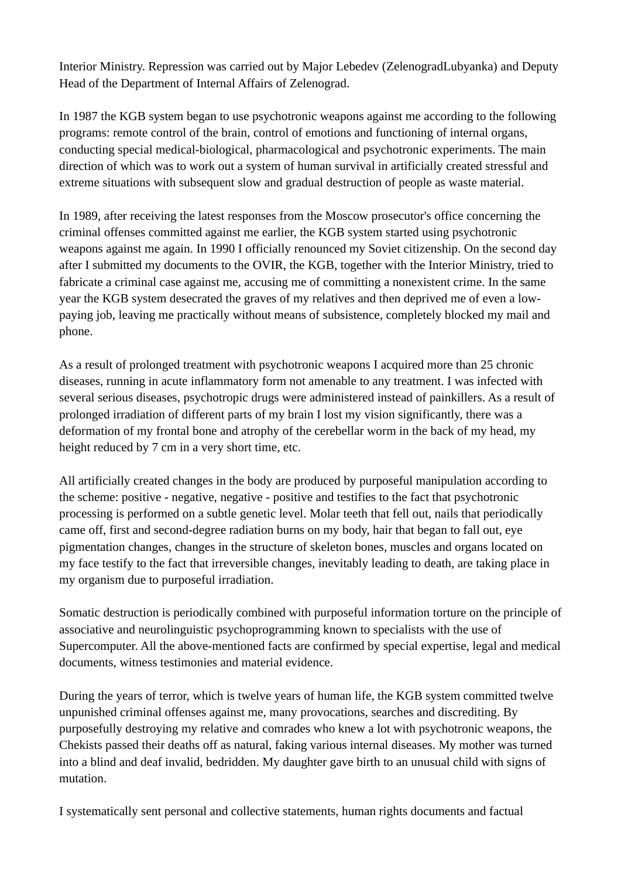Interior Ministry. Repression was carried out by Major Lebedev (ZelenogradLubyanka) and Deputy Head of the Department of Internal Affairs of Zelenograd.

In 1987 the KGB system began to use psychotronic weapons against me according to the following programs: remote control of the brain, control of emotions and functioning of internal organs, conducting special medical-biological, pharmacological and psychotronic experiments. The main direction of which was to work out a system of human survival in artificially created stressful and extreme situations with subsequent slow and gradual destruction of people as waste material.

In 1989, after receiving the latest responses from the Moscow prosecutor's office concerning the criminal offenses committed against me earlier, the KGB system started using psychotronic weapons against me again. In 1990 I officially renounced my Soviet citizenship. On the second day after I submitted my documents to the OVIR, the KGB, together with the Interior Ministry, tried to fabricate a criminal case against me, accusing me of committing a nonexistent crime. In the same year the KGB system desecrated the graves of my relatives and then deprived me of even a low-paying job, leaving me practically without means of subsistence, completely blocked my mail and phone.

As a result of prolonged treatment with psychotronic weapons I acquired more than 25 chronic diseases, running in acute inflammatory form not amenable to any treatment. I was infected with several serious diseases, psychotropic drugs were administered instead of painkillers. As a result of prolonged irradiation of different parts of my brain I lost my vision significantly, there was a deformation of my frontal bone and atrophy of the cerebellar worm in the back of my head, my height reduced by 7 cm in a very short time, etc.

All artificially created changes in the body are produced by purposeful manipulation according to the scheme: positive - negative, negative - positive and testifies to the fact that psychotronic processing is performed on a subtle genetic level. Molar teeth that fell out, nails that periodically came off, first and second-degree radiation burns on my body, hair that began to fall out, eye pigmentation changes, changes in the structure of skeleton bones, muscles and organs located on my face testify to the fact that irreversible changes, inevitably leading to death, are taking place in my organism due to purposeful irradiation.

Somatic destruction is periodically combined with purposeful information torture on the principle of associative and neurolinguistic psychoprogramming known to specialists with the use of Supercomputer. All the above-mentioned facts are confirmed by special expertise, legal and medical documents, witness testimonies and material evidence.

During the years of terror, which is twelve years of human life, the KGB system committed twelve unpunished criminal offenses against me, many provocations, searches and discrediting. By purposefully destroying my relative and comrades who knew a lot with psychotronic weapons, the Chekists passed their deaths off as natural, faking various internal diseases. My mother was turned into a blind and deaf invalid, bedridden. My daughter gave birth to an unusual child with signs of mutation.

I systematically sent personal and collective statements, human rights documents and factual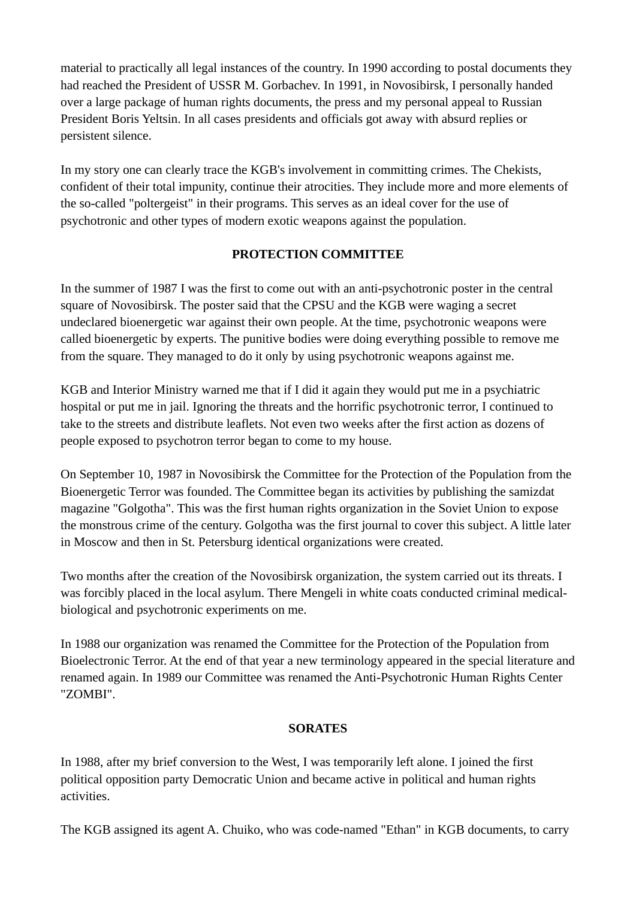material to practically all legal instances of the country. In 1990 according to postal documents they had reached the President of USSR M. Gorbachev. In 1991, in Novosibirsk, I personally handed over a large package of human rights documents, the press and my personal appeal to Russian President Boris Yeltsin. In all cases presidents and officials got away with absurd replies or persistent silence.

In my story one can clearly trace the KGB's involvement in committing crimes. The Chekists, confident of their total impunity, continue their atrocities. They include more and more elements of the so-called "poltergeist" in their programs. This serves as an ideal cover for the use of psychotronic and other types of modern exotic weapons against the population.

## PROTECTION COMMITTEE

In the summer of 1987 I was the first to come out with an anti-psychotronic poster in the central square of Novosibirsk. The poster said that the CPSU and the KGB were waging a secret undeclared bioenergetic war against their own people. At the time, psychotronic weapons were called bioenergetic by experts. The punitive bodies were doing everything possible to remove me from the square. They managed to do it only by using psychotronic weapons against me.

KGB and Interior Ministry warned me that if I did it again they would put me in a psychiatric hospital or put me in jail. Ignoring the threats and the horrific psychotronic terror, I continued to take to the streets and distribute leaflets. Not even two weeks after the first action as dozens of people exposed to psychotron terror began to come to my house.

On September 10, 1987 in Novosibirsk the Committee for the Protection of the Population from the Bioenergetic Terror was founded. The Committee began its activities by publishing the samizdat magazine "Golgotha". This was the first human rights organization in the Soviet Union to expose the monstrous crime of the century. Golgotha was the first journal to cover this subject. A little later in Moscow and then in St. Petersburg identical organizations were created.

Two months after the creation of the Novosibirsk organization, the system carried out its threats. I was forcibly placed in the local asylum. There Mengeli in white coats conducted criminal medical-biological and psychotronic experiments on me.

In 1988 our organization was renamed the Committee for the Protection of the Population from Bioelectronic Terror. At the end of that year a new terminology appeared in the special literature and renamed again. In 1989 our Committee was renamed the Anti-Psychotronic Human Rights Center "ZOMBI".

## SORATES

In 1988, after my brief conversion to the West, I was temporarily left alone. I joined the first political opposition party Democratic Union and became active in political and human rights activities.

The KGB assigned its agent A. Chuiko, who was code-named "Ethan" in KGB documents, to carry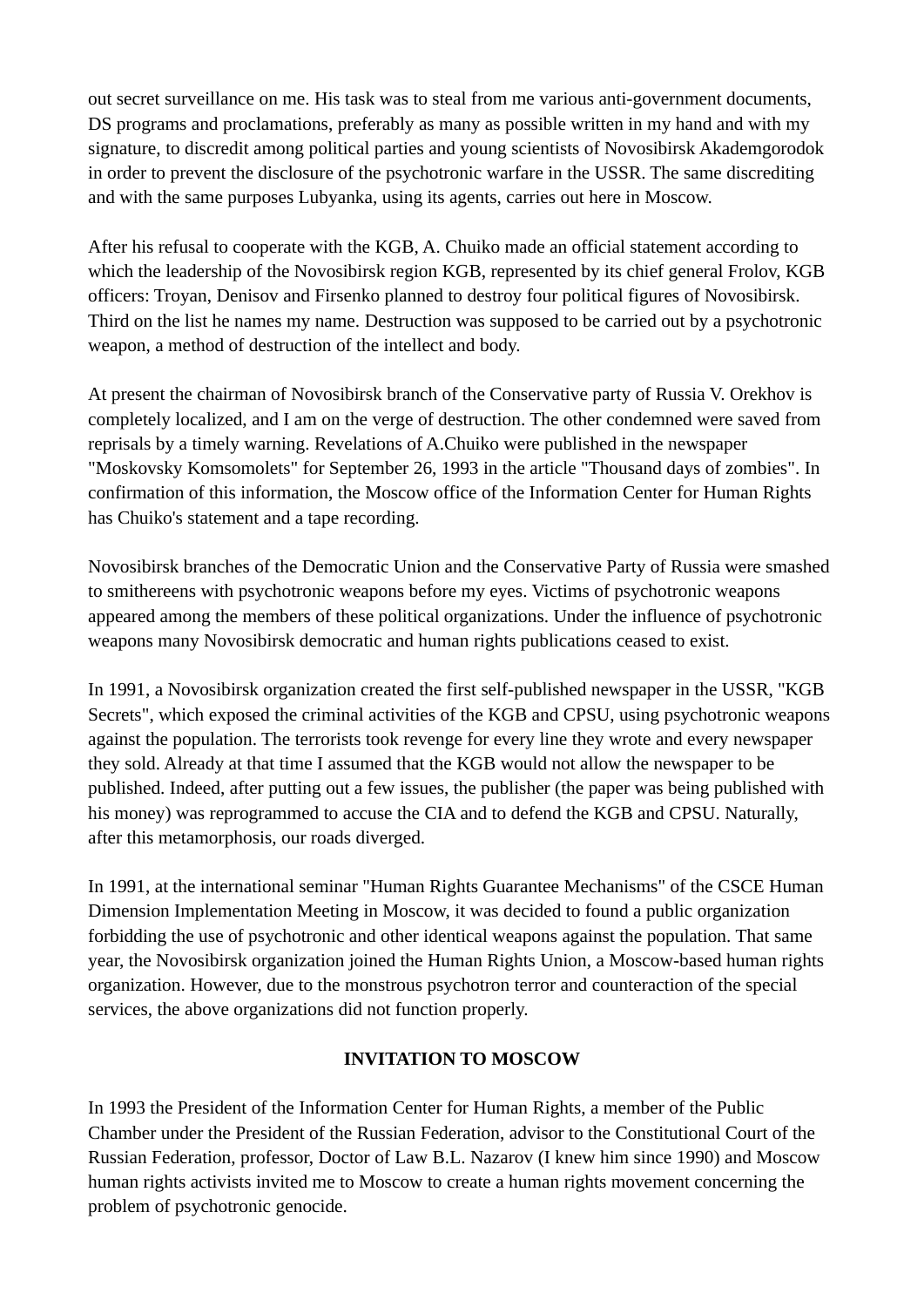out secret surveillance on me. His task was to steal from me various anti-government documents, DS programs and proclamations, preferably as many as possible written in my hand and with my signature, to discredit among political parties and young scientists of Novosibirsk Akademgorodok in order to prevent the disclosure of the psychotronic warfare in the USSR. The same discrediting and with the same purposes Lubyanka, using its agents, carries out here in Moscow.

After his refusal to cooperate with the KGB, A. Chuiko made an official statement according to which the leadership of the Novosibirsk region KGB, represented by its chief general Frolov, KGB officers: Troyan, Denisov and Firsenko planned to destroy four political figures of Novosibirsk. Third on the list he names my name. Destruction was supposed to be carried out by a psychotronic weapon, a method of destruction of the intellect and body.

At present the chairman of Novosibirsk branch of the Conservative party of Russia V. Orekhov is completely localized, and I am on the verge of destruction. The other condemned were saved from reprisals by a timely warning. Revelations of A.Chuiko were published in the newspaper "Moskovsky Komsomolets" for September 26, 1993 in the article "Thousand days of zombies". In confirmation of this information, the Moscow office of the Information Center for Human Rights has Chuiko's statement and a tape recording.

Novosibirsk branches of the Democratic Union and the Conservative Party of Russia were smashed to smithereens with psychotronic weapons before my eyes. Victims of psychotronic weapons appeared among the members of these political organizations. Under the influence of psychotronic weapons many Novosibirsk democratic and human rights publications ceased to exist.

In 1991, a Novosibirsk organization created the first self-published newspaper in the USSR, "KGB Secrets", which exposed the criminal activities of the KGB and CPSU, using psychotronic weapons against the population. The terrorists took revenge for every line they wrote and every newspaper they sold. Already at that time I assumed that the KGB would not allow the newspaper to be published. Indeed, after putting out a few issues, the publisher (the paper was being published with his money) was reprogrammed to accuse the CIA and to defend the KGB and CPSU. Naturally, after this metamorphosis, our roads diverged.

In 1991, at the international seminar "Human Rights Guarantee Mechanisms" of the CSCE Human Dimension Implementation Meeting in Moscow, it was decided to found a public organization forbidding the use of psychotronic and other identical weapons against the population. That same year, the Novosibirsk organization joined the Human Rights Union, a Moscow-based human rights organization. However, due to the monstrous psychotron terror and counteraction of the special services, the above organizations did not function properly.

## INVITATION TO MOSCOW

In 1993 the President of the Information Center for Human Rights, a member of the Public Chamber under the President of the Russian Federation, advisor to the Constitutional Court of the Russian Federation, professor, Doctor of Law B.L. Nazarov (I knew him since 1990) and Moscow human rights activists invited me to Moscow to create a human rights movement concerning the problem of psychotronic genocide.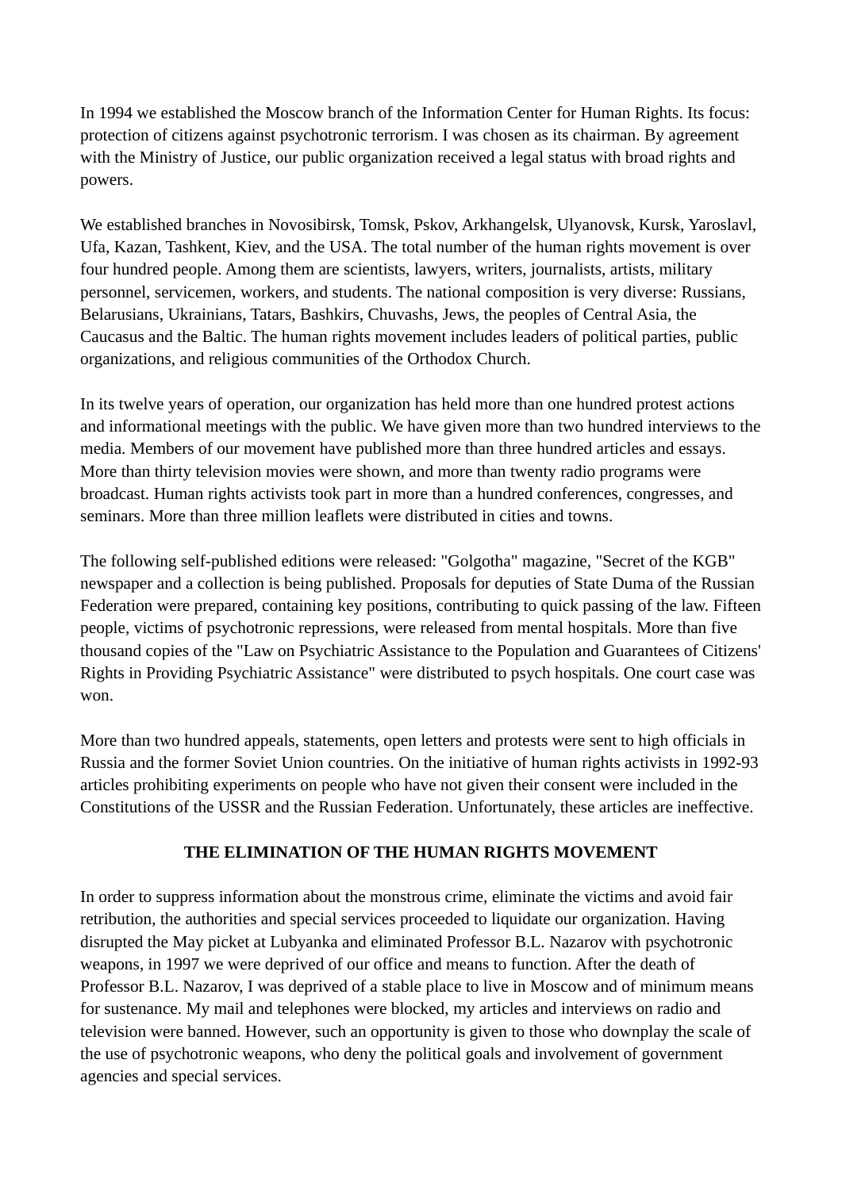In 1994 we established the Moscow branch of the Information Center for Human Rights. Its focus: protection of citizens against psychotronic terrorism. I was chosen as its chairman. By agreement with the Ministry of Justice, our public organization received a legal status with broad rights and powers.

We established branches in Novosibirsk, Tomsk, Pskov, Arkhangelsk, Ulyanovsk, Kursk, Yaroslavl, Ufa, Kazan, Tashkent, Kiev, and the USA. The total number of the human rights movement is over four hundred people. Among them are scientists, lawyers, writers, journalists, artists, military personnel, servicemen, workers, and students. The national composition is very diverse: Russians, Belarusians, Ukrainians, Tatars, Bashkirs, Chuvashs, Jews, the peoples of Central Asia, the Caucasus and the Baltic. The human rights movement includes leaders of political parties, public organizations, and religious communities of the Orthodox Church.

In its twelve years of operation, our organization has held more than one hundred protest actions and informational meetings with the public. We have given more than two hundred interviews to the media. Members of our movement have published more than three hundred articles and essays. More than thirty television movies were shown, and more than twenty radio programs were broadcast. Human rights activists took part in more than a hundred conferences, congresses, and seminars. More than three million leaflets were distributed in cities and towns.

The following self-published editions were released: "Golgotha" magazine, "Secret of the KGB" newspaper and a collection is being published. Proposals for deputies of State Duma of the Russian Federation were prepared, containing key positions, contributing to quick passing of the law. Fifteen people, victims of psychotronic repressions, were released from mental hospitals. More than five thousand copies of the "Law on Psychiatric Assistance to the Population and Guarantees of Citizens' Rights in Providing Psychiatric Assistance" were distributed to psych hospitals. One court case was won.

More than two hundred appeals, statements, open letters and protests were sent to high officials in Russia and the former Soviet Union countries. On the initiative of human rights activists in 1992-93 articles prohibiting experiments on people who have not given their consent were included in the Constitutions of the USSR and the Russian Federation. Unfortunately, these articles are ineffective.

## THE ELIMINATION OF THE HUMAN RIGHTS MOVEMENT

In order to suppress information about the monstrous crime, eliminate the victims and avoid fair retribution, the authorities and special services proceeded to liquidate our organization. Having disrupted the May picket at Lubyanka and eliminated Professor B.L. Nazarov with psychotronic weapons, in 1997 we were deprived of our office and means to function. After the death of Professor B.L. Nazarov, I was deprived of a stable place to live in Moscow and of minimum means for sustenance. My mail and telephones were blocked, my articles and interviews on radio and television were banned. However, such an opportunity is given to those who downplay the scale of the use of psychotronic weapons, who deny the political goals and involvement of government agencies and special services.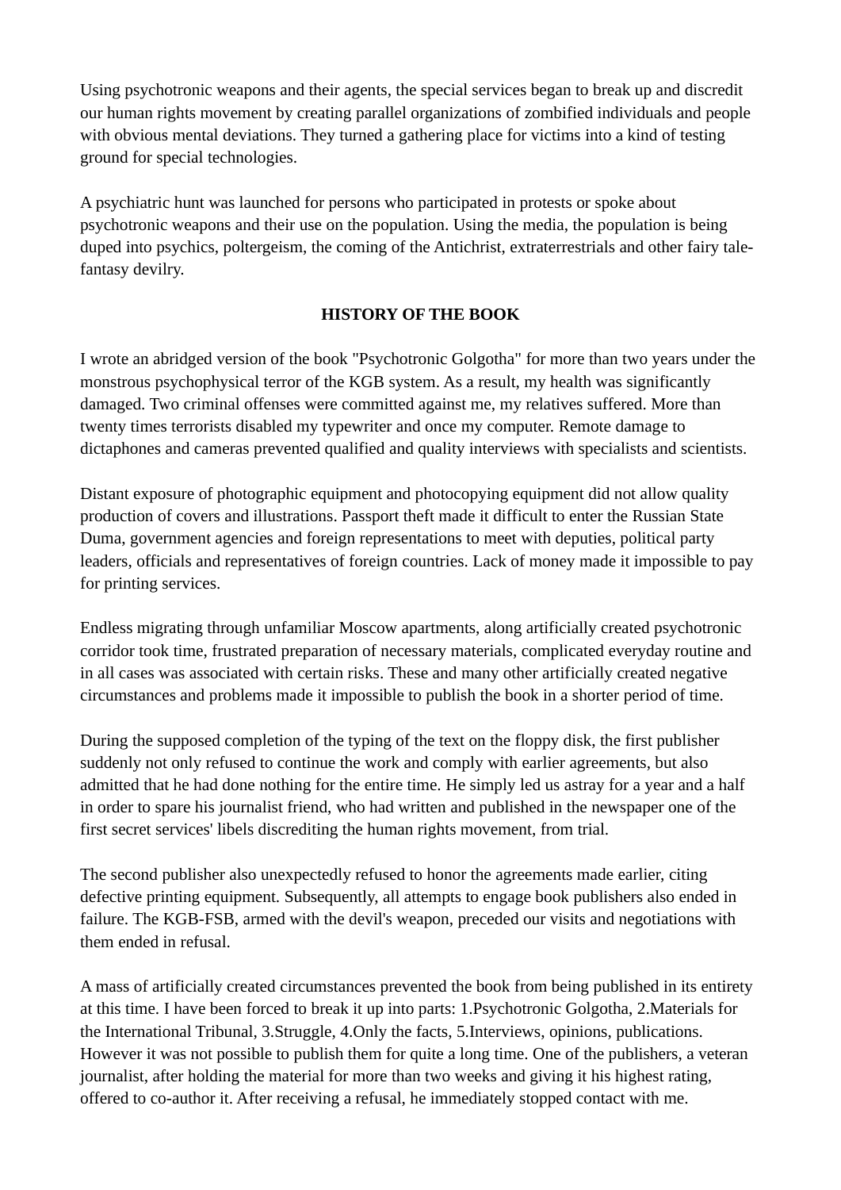Using psychotronic weapons and their agents, the special services began to break up and discredit our human rights movement by creating parallel organizations of zombified individuals and people with obvious mental deviations. They turned a gathering place for victims into a kind of testing ground for special technologies.

A psychiatric hunt was launched for persons who participated in protests or spoke about psychotronic weapons and their use on the population. Using the media, the population is being duped into psychics, poltergeism, the coming of the Antichrist, extraterrestrials and other fairy tale-fantasy devilry.

## HISTORY OF THE BOOK

I wrote an abridged version of the book "Psychotronic Golgotha" for more than two years under the monstrous psychophysical terror of the KGB system. As a result, my health was significantly damaged. Two criminal offenses were committed against me, my relatives suffered. More than twenty times terrorists disabled my typewriter and once my computer. Remote damage to dictaphones and cameras prevented qualified and quality interviews with specialists and scientists.

Distant exposure of photographic equipment and photocopying equipment did not allow quality production of covers and illustrations. Passport theft made it difficult to enter the Russian State Duma, government agencies and foreign representations to meet with deputies, political party leaders, officials and representatives of foreign countries. Lack of money made it impossible to pay for printing services.

Endless migrating through unfamiliar Moscow apartments, along artificially created psychotronic corridor took time, frustrated preparation of necessary materials, complicated everyday routine and in all cases was associated with certain risks. These and many other artificially created negative circumstances and problems made it impossible to publish the book in a shorter period of time.

During the supposed completion of the typing of the text on the floppy disk, the first publisher suddenly not only refused to continue the work and comply with earlier agreements, but also admitted that he had done nothing for the entire time. He simply led us astray for a year and a half in order to spare his journalist friend, who had written and published in the newspaper one of the first secret services' libels discrediting the human rights movement, from trial.

The second publisher also unexpectedly refused to honor the agreements made earlier, citing defective printing equipment. Subsequently, all attempts to engage book publishers also ended in failure. The KGB-FSB, armed with the devil's weapon, preceded our visits and negotiations with them ended in refusal.

A mass of artificially created circumstances prevented the book from being published in its entirety at this time. I have been forced to break it up into parts: 1.Psychotronic Golgotha, 2.Materials for the International Tribunal, 3.Struggle, 4.Only the facts, 5.Interviews, opinions, publications. However it was not possible to publish them for quite a long time. One of the publishers, a veteran journalist, after holding the material for more than two weeks and giving it his highest rating, offered to co-author it. After receiving a refusal, he immediately stopped contact with me.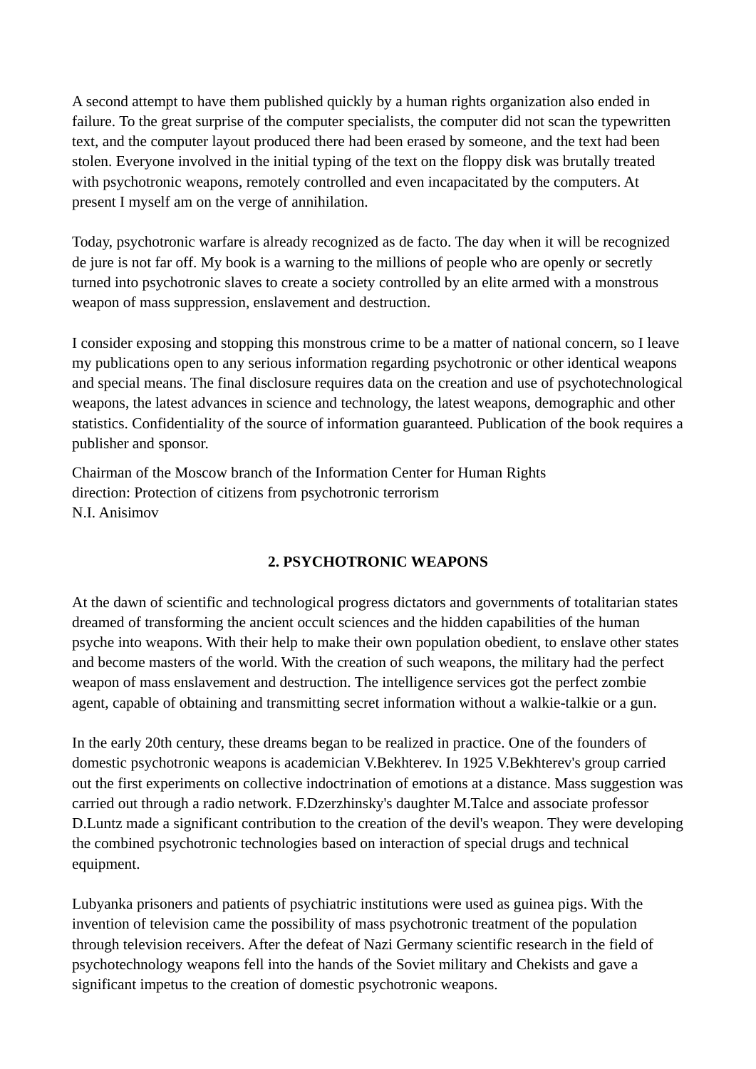A second attempt to have them published quickly by a human rights organization also ended in failure. To the great surprise of the computer specialists, the computer did not scan the typewritten text, and the computer layout produced there had been erased by someone, and the text had been stolen. Everyone involved in the initial typing of the text on the floppy disk was brutally treated with psychotronic weapons, remotely controlled and even incapacitated by the computers. At present I myself am on the verge of annihilation.

Today, psychotronic warfare is already recognized as de facto. The day when it will be recognized de jure is not far off. My book is a warning to the millions of people who are openly or secretly turned into psychotronic slaves to create a society controlled by an elite armed with a monstrous weapon of mass suppression, enslavement and destruction.

I consider exposing and stopping this monstrous crime to be a matter of national concern, so I leave my publications open to any serious information regarding psychotronic or other identical weapons and special means. The final disclosure requires data on the creation and use of psychotechnological weapons, the latest advances in science and technology, the latest weapons, demographic and other statistics. Confidentiality of the source of information guaranteed. Publication of the book requires a publisher and sponsor.

Chairman of the Moscow branch of the Information Center for Human Rights
direction: Protection of citizens from psychotronic terrorism
N.I. Anisimov

## 2. PSYCHOTRONIC WEAPONS

At the dawn of scientific and technological progress dictators and governments of totalitarian states dreamed of transforming the ancient occult sciences and the hidden capabilities of the human psyche into weapons. With their help to make their own population obedient, to enslave other states and become masters of the world. With the creation of such weapons, the military had the perfect weapon of mass enslavement and destruction. The intelligence services got the perfect zombie agent, capable of obtaining and transmitting secret information without a walkie-talkie or a gun.

In the early 20th century, these dreams began to be realized in practice. One of the founders of domestic psychotronic weapons is academician V.Bekhterev. In 1925 V.Bekhterev's group carried out the first experiments on collective indoctrination of emotions at a distance. Mass suggestion was carried out through a radio network. F.Dzerzhinsky's daughter M.Talce and associate professor D.Luntz made a significant contribution to the creation of the devil's weapon. They were developing the combined psychotronic technologies based on interaction of special drugs and technical equipment.

Lubyanka prisoners and patients of psychiatric institutions were used as guinea pigs. With the invention of television came the possibility of mass psychotronic treatment of the population through television receivers. After the defeat of Nazi Germany scientific research in the field of psychotechnology weapons fell into the hands of the Soviet military and Chekists and gave a significant impetus to the creation of domestic psychotronic weapons.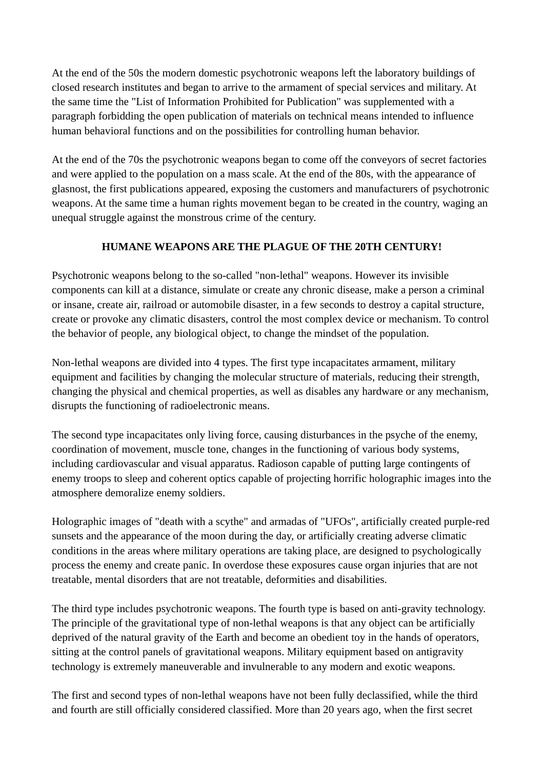At the end of the 50s the modern domestic psychotronic weapons left the laboratory buildings of closed research institutes and began to arrive to the armament of special services and military. At the same time the "List of Information Prohibited for Publication" was supplemented with a paragraph forbidding the open publication of materials on technical means intended to influence human behavioral functions and on the possibilities for controlling human behavior.

At the end of the 70s the psychotronic weapons began to come off the conveyors of secret factories and were applied to the population on a mass scale. At the end of the 80s, with the appearance of glasnost, the first publications appeared, exposing the customers and manufacturers of psychotronic weapons. At the same time a human rights movement began to be created in the country, waging an unequal struggle against the monstrous crime of the century.

**HUMANE WEAPONS ARE THE PLAGUE OF THE 20TH CENTURY!**

Psychotronic weapons belong to the so-called "non-lethal" weapons. However its invisible components can kill at a distance, simulate or create any chronic disease, make a person a criminal or insane, create air, railroad or automobile disaster, in a few seconds to destroy a capital structure, create or provoke any climatic disasters, control the most complex device or mechanism. To control the behavior of people, any biological object, to change the mindset of the population.

Non-lethal weapons are divided into 4 types. The first type incapacitates armament, military equipment and facilities by changing the molecular structure of materials, reducing their strength, changing the physical and chemical properties, as well as disables any hardware or any mechanism, disrupts the functioning of radioelectronic means.

The second type incapacitates only living force, causing disturbances in the psyche of the enemy, coordination of movement, muscle tone, changes in the functioning of various body systems, including cardiovascular and visual apparatus. Radioson capable of putting large contingents of enemy troops to sleep and coherent optics capable of projecting horrific holographic images into the atmosphere demoralize enemy soldiers.

Holographic images of "death with a scythe" and armadas of "UFOs", artificially created purple-red sunsets and the appearance of the moon during the day, or artificially creating adverse climatic conditions in the areas where military operations are taking place, are designed to psychologically process the enemy and create panic. In overdose these exposures cause organ injuries that are not treatable, mental disorders that are not treatable, deformities and disabilities.

The third type includes psychotronic weapons. The fourth type is based on anti-gravity technology. The principle of the gravitational type of non-lethal weapons is that any object can be artificially deprived of the natural gravity of the Earth and become an obedient toy in the hands of operators, sitting at the control panels of gravitational weapons. Military equipment based on antigravity technology is extremely maneuverable and invulnerable to any modern and exotic weapons.

The first and second types of non-lethal weapons have not been fully declassified, while the third and fourth are still officially considered classified. More than 20 years ago, when the first secret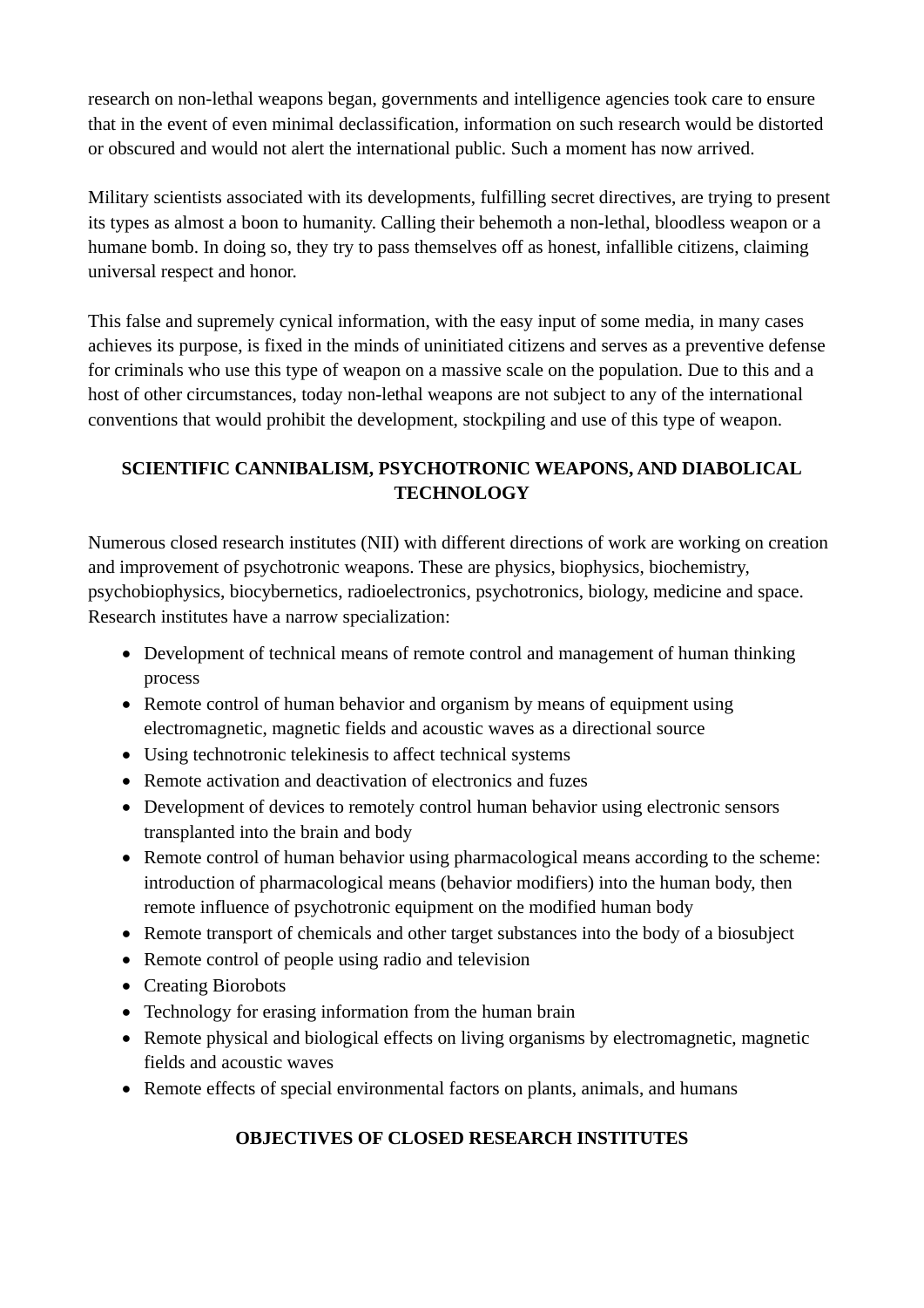research on non-lethal weapons began, governments and intelligence agencies took care to ensure that in the event of even minimal declassification, information on such research would be distorted or obscured and would not alert the international public. Such a moment has now arrived.

Military scientists associated with its developments, fulfilling secret directives, are trying to present its types as almost a boon to humanity. Calling their behemoth a non-lethal, bloodless weapon or a humane bomb. In doing so, they try to pass themselves off as honest, infallible citizens, claiming universal respect and honor.

This false and supremely cynical information, with the easy input of some media, in many cases achieves its purpose, is fixed in the minds of uninitiated citizens and serves as a preventive defense for criminals who use this type of weapon on a massive scale on the population. Due to this and a host of other circumstances, today non-lethal weapons are not subject to any of the international conventions that would prohibit the development, stockpiling and use of this type of weapon.

## SCIENTIFIC CANNIBALISM, PSYCHOTRONIC WEAPONS, AND DIABOLICAL TECHNOLOGY

Numerous closed research institutes (NII) with different directions of work are working on creation and improvement of psychotronic weapons. These are physics, biophysics, biochemistry, psychobiophysics, biocybernetics, radioelectronics, psychotronics, biology, medicine and space. Research institutes have a narrow specialization:

- Development of technical means of remote control and management of human thinking process
- Remote control of human behavior and organism by means of equipment using electromagnetic, magnetic fields and acoustic waves as a directional source
- Using technotronic telekinesis to affect technical systems
- Remote activation and deactivation of electronics and fuzes
- Development of devices to remotely control human behavior using electronic sensors transplanted into the brain and body
- Remote control of human behavior using pharmacological means according to the scheme: introduction of pharmacological means (behavior modifiers) into the human body, then remote influence of psychotronic equipment on the modified human body
- Remote transport of chemicals and other target substances into the body of a biosubject
- Remote control of people using radio and television
- Creating Biorobots
- Technology for erasing information from the human brain
- Remote physical and biological effects on living organisms by electromagnetic, magnetic fields and acoustic waves
- Remote effects of special environmental factors on plants, animals, and humans

## OBJECTIVES OF CLOSED RESEARCH INSTITUTES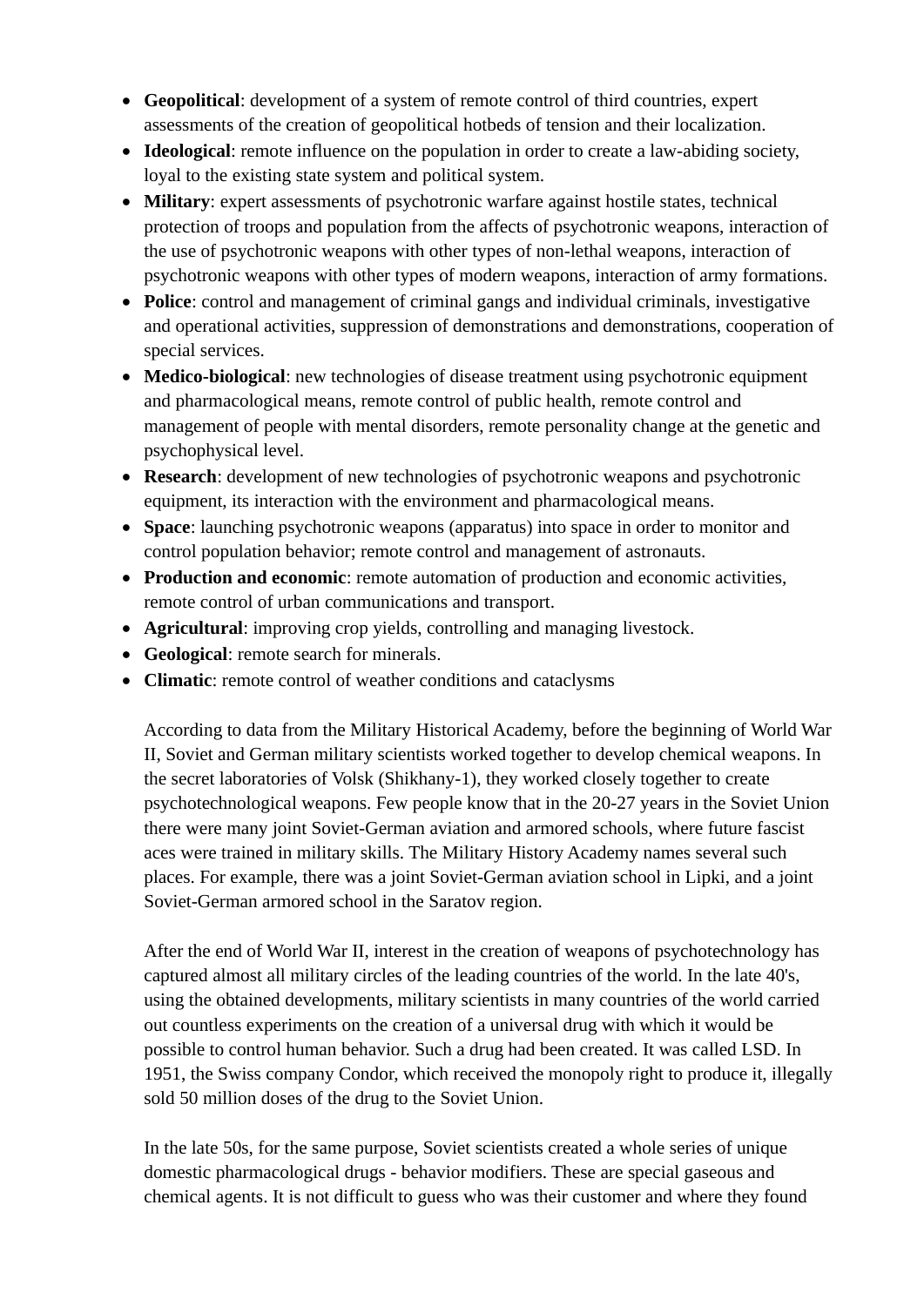- **Geopolitical**: development of a system of remote control of third countries, expert assessments of the creation of geopolitical hotbeds of tension and their localization.
- **Ideological**: remote influence on the population in order to create a law-abiding society, loyal to the existing state system and political system.
- **Military**: expert assessments of psychotronic warfare against hostile states, technical protection of troops and population from the affects of psychotronic weapons, interaction of the use of psychotronic weapons with other types of non-lethal weapons, interaction of psychotronic weapons with other types of modern weapons, interaction of army formations.
- **Police**: control and management of criminal gangs and individual criminals, investigative and operational activities, suppression of demonstrations and demonstrations, cooperation of special services.
- **Medico-biological**: new technologies of disease treatment using psychotronic equipment and pharmacological means, remote control of public health, remote control and management of people with mental disorders, remote personality change at the genetic and psychophysical level.
- **Research**: development of new technologies of psychotronic weapons and psychotronic equipment, its interaction with the environment and pharmacological means.
- **Space**: launching psychotronic weapons (apparatus) into space in order to monitor and control population behavior; remote control and management of astronauts.
- **Production and economic**: remote automation of production and economic activities, remote control of urban communications and transport.
- **Agricultural**: improving crop yields, controlling and managing livestock.
- **Geological**: remote search for minerals.
- **Climatic**: remote control of weather conditions and cataclysms

According to data from the Military Historical Academy, before the beginning of World War II, Soviet and German military scientists worked together to develop chemical weapons. In the secret laboratories of Volsk (Shikhany-1), they worked closely together to create psychotechnological weapons. Few people know that in the 20-27 years in the Soviet Union there were many joint Soviet-German aviation and armored schools, where future fascist aces were trained in military skills. The Military History Academy names several such places. For example, there was a joint Soviet-German aviation school in Lipki, and a joint Soviet-German armored school in the Saratov region.

After the end of World War II, interest in the creation of weapons of psychotechnology has captured almost all military circles of the leading countries of the world. In the late 40's, using the obtained developments, military scientists in many countries of the world carried out countless experiments on the creation of a universal drug with which it would be possible to control human behavior. Such a drug had been created. It was called LSD. In 1951, the Swiss company Condor, which received the monopoly right to produce it, illegally sold 50 million doses of the drug to the Soviet Union.

In the late 50s, for the same purpose, Soviet scientists created a whole series of unique domestic pharmacological drugs - behavior modifiers. These are special gaseous and chemical agents. It is not difficult to guess who was their customer and where they found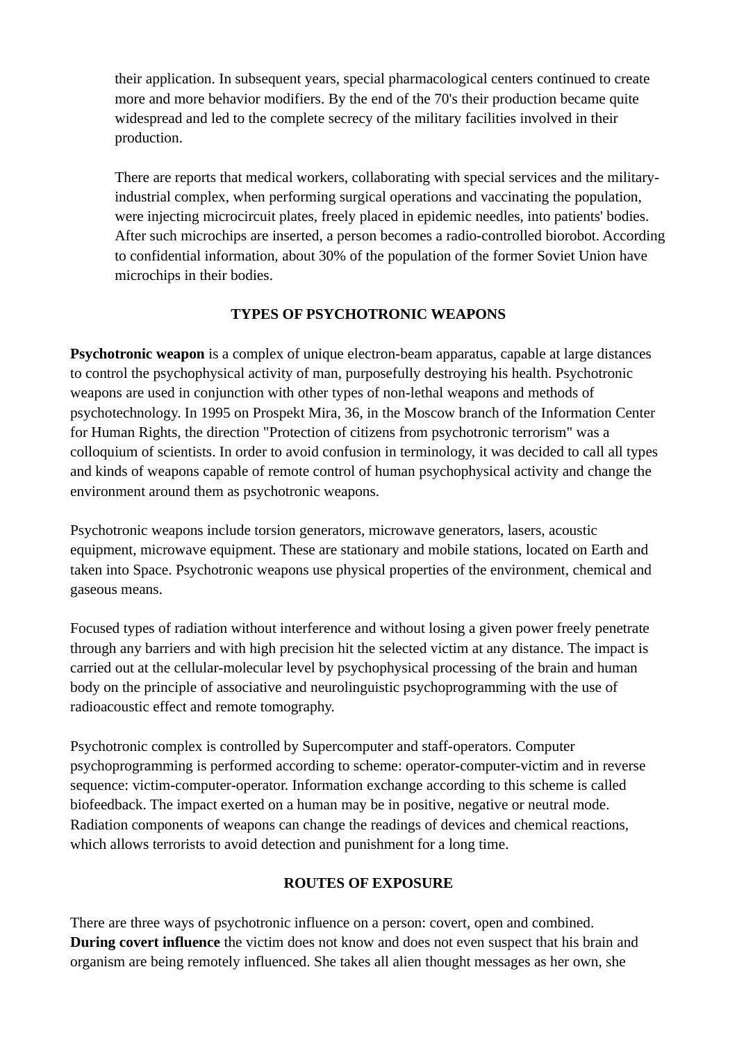their application. In subsequent years, special pharmacological centers continued to create more and more behavior modifiers. By the end of the 70's their production became quite widespread and led to the complete secrecy of the military facilities involved in their production.

There are reports that medical workers, collaborating with special services and the military-industrial complex, when performing surgical operations and vaccinating the population, were injecting microcircuit plates, freely placed in epidemic needles, into patients' bodies. After such microchips are inserted, a person becomes a radio-controlled biorobot. According to confidential information, about 30% of the population of the former Soviet Union have microchips in their bodies.

## TYPES OF PSYCHOTRONIC WEAPONS

**Psychotronic weapon** is a complex of unique electron-beam apparatus, capable at large distances to control the psychophysical activity of man, purposefully destroying his health. Psychotronic weapons are used in conjunction with other types of non-lethal weapons and methods of psychotechnology. In 1995 on Prospekt Mira, 36, in the Moscow branch of the Information Center for Human Rights, the direction "Protection of citizens from psychotronic terrorism" was a colloquium of scientists. In order to avoid confusion in terminology, it was decided to call all types and kinds of weapons capable of remote control of human psychophysical activity and change the environment around them as psychotronic weapons.

Psychotronic weapons include torsion generators, microwave generators, lasers, acoustic equipment, microwave equipment. These are stationary and mobile stations, located on Earth and taken into Space. Psychotronic weapons use physical properties of the environment, chemical and gaseous means.

Focused types of radiation without interference and without losing a given power freely penetrate through any barriers and with high precision hit the selected victim at any distance. The impact is carried out at the cellular-molecular level by psychophysical processing of the brain and human body on the principle of associative and neurolinguistic psychoprogramming with the use of radioacoustic effect and remote tomography.

Psychotronic complex is controlled by Supercomputer and staff-operators. Computer psychoprogramming is performed according to scheme: operator-computer-victim and in reverse sequence: victim-computer-operator. Information exchange according to this scheme is called biofeedback. The impact exerted on a human may be in positive, negative or neutral mode. Radiation components of weapons can change the readings of devices and chemical reactions, which allows terrorists to avoid detection and punishment for a long time.

## ROUTES OF EXPOSURE

There are three ways of psychotronic influence on a person: covert, open and combined.
**During covert influence** the victim does not know and does not even suspect that his brain and organism are being remotely influenced. She takes all alien thought messages as her own, she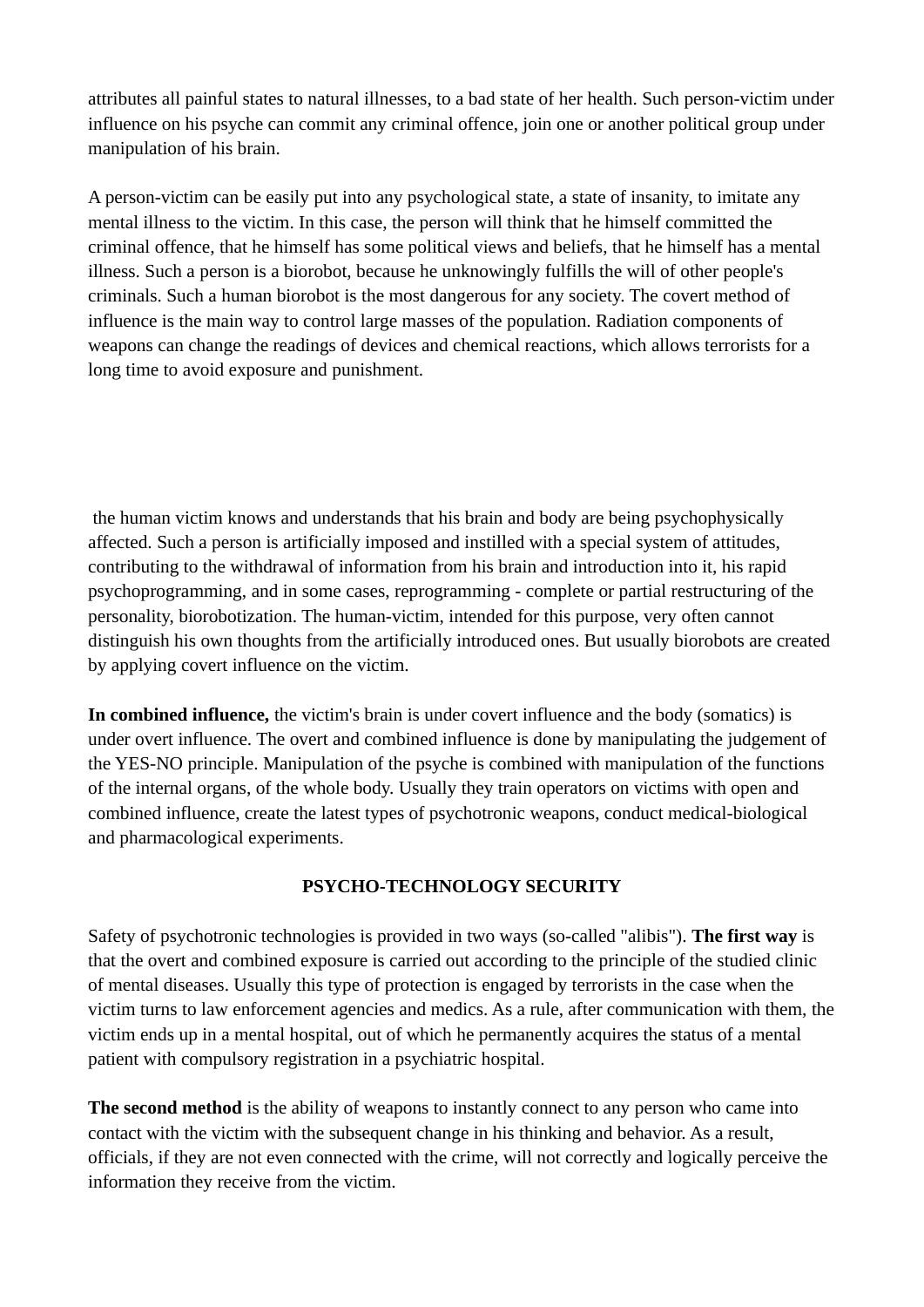attributes all painful states to natural illnesses, to a bad state of her health. Such person-victim under influence on his psyche can commit any criminal offence, join one or another political group under manipulation of his brain.

A person-victim can be easily put into any psychological state, a state of insanity, to imitate any mental illness to the victim. In this case, the person will think that he himself committed the criminal offence, that he himself has some political views and beliefs, that he himself has a mental illness. Such a person is a biorobot, because he unknowingly fulfills the will of other people's criminals. Such a human biorobot is the most dangerous for any society. The covert method of influence is the main way to control large masses of the population. Radiation components of weapons can change the readings of devices and chemical reactions, which allows terrorists for a long time to avoid exposure and punishment.

the human victim knows and understands that his brain and body are being psychophysically affected. Such a person is artificially imposed and instilled with a special system of attitudes, contributing to the withdrawal of information from his brain and introduction into it, his rapid psychoprogramming, and in some cases, reprogramming - complete or partial restructuring of the personality, biorobotization. The human-victim, intended for this purpose, very often cannot distinguish his own thoughts from the artificially introduced ones. But usually biorobots are created by applying covert influence on the victim.

**In combined influence,** the victim's brain is under covert influence and the body (somatics) is under overt influence. The overt and combined influence is done by manipulating the judgement of the YES-NO principle. Manipulation of the psyche is combined with manipulation of the functions of the internal organs, of the whole body. Usually they train operators on victims with open and combined influence, create the latest types of psychotronic weapons, conduct medical-biological and pharmacological experiments.

## PSYCHO-TECHNOLOGY SECURITY

Safety of psychotronic technologies is provided in two ways (so-called "alibis"). **The first way** is that the overt and combined exposure is carried out according to the principle of the studied clinic of mental diseases. Usually this type of protection is engaged by terrorists in the case when the victim turns to law enforcement agencies and medics. As a rule, after communication with them, the victim ends up in a mental hospital, out of which he permanently acquires the status of a mental patient with compulsory registration in a psychiatric hospital.

**The second method** is the ability of weapons to instantly connect to any person who came into contact with the victim with the subsequent change in his thinking and behavior. As a result, officials, if they are not even connected with the crime, will not correctly and logically perceive the information they receive from the victim.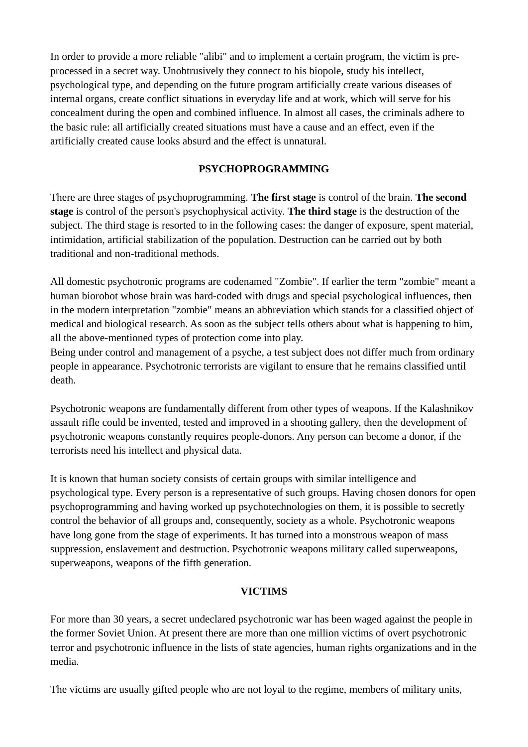In order to provide a more reliable "alibi" and to implement a certain program, the victim is pre-processed in a secret way. Unobtrusively they connect to his biopole, study his intellect, psychological type, and depending on the future program artificially create various diseases of internal organs, create conflict situations in everyday life and at work, which will serve for his concealment during the open and combined influence. In almost all cases, the criminals adhere to the basic rule: all artificially created situations must have a cause and an effect, even if the artificially created cause looks absurd and the effect is unnatural.

## PSYCHOPROGRAMMING

There are three stages of psychoprogramming. **The first stage** is control of the brain. **The second stage** is control of the person's psychophysical activity. **The third stage** is the destruction of the subject. The third stage is resorted to in the following cases: the danger of exposure, spent material, intimidation, artificial stabilization of the population. Destruction can be carried out by both traditional and non-traditional methods.

All domestic psychotronic programs are codenamed "Zombie". If earlier the term "zombie" meant a human biorobot whose brain was hard-coded with drugs and special psychological influences, then in the modern interpretation "zombie" means an abbreviation which stands for a classified object of medical and biological research. As soon as the subject tells others about what is happening to him, all the above-mentioned types of protection come into play.
Being under control and management of a psyche, a test subject does not differ much from ordinary people in appearance. Psychotronic terrorists are vigilant to ensure that he remains classified until death.

Psychotronic weapons are fundamentally different from other types of weapons. If the Kalashnikov assault rifle could be invented, tested and improved in a shooting gallery, then the development of psychotronic weapons constantly requires people-donors. Any person can become a donor, if the terrorists need his intellect and physical data.

It is known that human society consists of certain groups with similar intelligence and psychological type. Every person is a representative of such groups. Having chosen donors for open psychoprogramming and having worked up psychotechnologies on them, it is possible to secretly control the behavior of all groups and, consequently, society as a whole. Psychotronic weapons have long gone from the stage of experiments. It has turned into a monstrous weapon of mass suppression, enslavement and destruction. Psychotronic weapons military called superweapons, superweapons, weapons of the fifth generation.

## VICTIMS

For more than 30 years, a secret undeclared psychotronic war has been waged against the people in the former Soviet Union. At present there are more than one million victims of overt psychotronic terror and psychotronic influence in the lists of state agencies, human rights organizations and in the media.

The victims are usually gifted people who are not loyal to the regime, members of military units,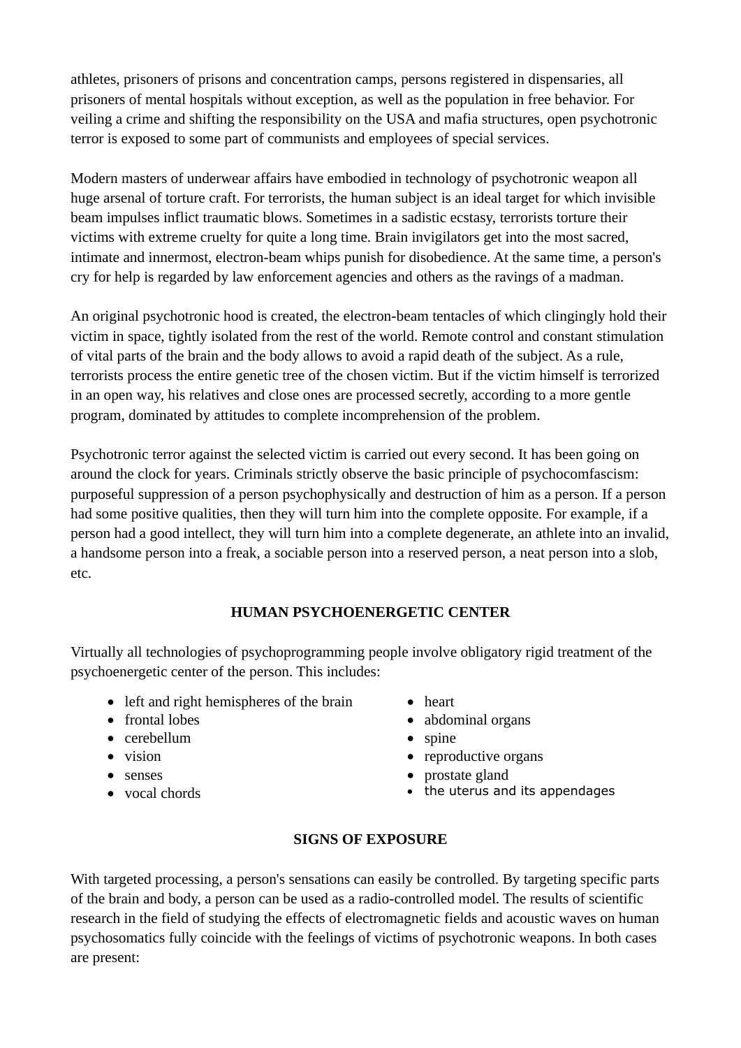athletes, prisoners of prisons and concentration camps, persons registered in dispensaries, all prisoners of mental hospitals without exception, as well as the population in free behavior. For veiling a crime and shifting the responsibility on the USA and mafia structures, open psychotronic terror is exposed to some part of communists and employees of special services.

Modern masters of underwear affairs have embodied in technology of psychotronic weapon all huge arsenal of torture craft. For terrorists, the human subject is an ideal target for which invisible beam impulses inflict traumatic blows. Sometimes in a sadistic ecstasy, terrorists torture their victims with extreme cruelty for quite a long time. Brain invigilators get into the most sacred, intimate and innermost, electron-beam whips punish for disobedience. At the same time, a person's cry for help is regarded by law enforcement agencies and others as the ravings of a madman.

An original psychotronic hood is created, the electron-beam tentacles of which clingingly hold their victim in space, tightly isolated from the rest of the world. Remote control and constant stimulation of vital parts of the brain and the body allows to avoid a rapid death of the subject. As a rule, terrorists process the entire genetic tree of the chosen victim. But if the victim himself is terrorized in an open way, his relatives and close ones are processed secretly, according to a more gentle program, dominated by attitudes to complete incomprehension of the problem.

Psychotronic terror against the selected victim is carried out every second. It has been going on around the clock for years. Criminals strictly observe the basic principle of psychocomfascism: purposeful suppression of a person psychophysically and destruction of him as a person. If a person had some positive qualities, then they will turn him into the complete opposite. For example, if a person had a good intellect, they will turn him into a complete degenerate, an athlete into an invalid, a handsome person into a freak, a sociable person into a reserved person, a neat person into a slob, etc.

## HUMAN PSYCHOENERGETIC CENTER

Virtually all technologies of psychoprogramming people involve obligatory rigid treatment of the psychoenergetic center of the person. This includes:

- left and right hemispheres of the brain
- frontal lobes
- cerebellum
- vision
- senses
- vocal chords
- heart
- abdominal organs
- spine
- reproductive organs
- prostate gland
- the uterus and its appendages

## SIGNS OF EXPOSURE

With targeted processing, a person's sensations can easily be controlled. By targeting specific parts of the brain and body, a person can be used as a radio-controlled model. The results of scientific research in the field of studying the effects of electromagnetic fields and acoustic waves on human psychosomatics fully coincide with the feelings of victims of psychotronic weapons. In both cases are present: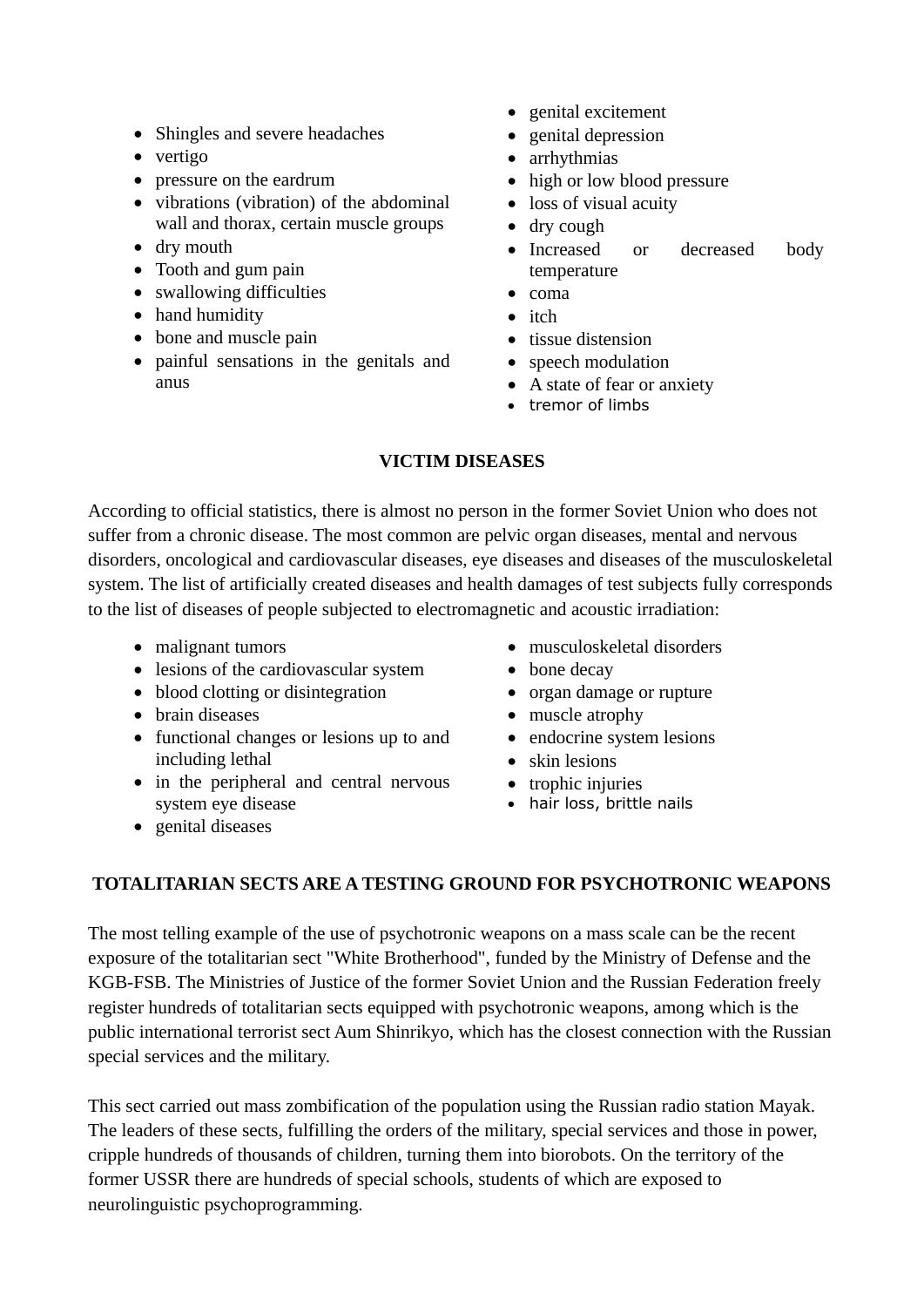- Shingles and severe headaches
- vertigo
- pressure on the eardrum
- vibrations (vibration) of the abdominal wall and thorax, certain muscle groups
- dry mouth
- Tooth and gum pain
- swallowing difficulties
- hand humidity
- bone and muscle pain
- painful sensations in the genitals and anus
- genital excitement
- genital depression
- arrhythmias
- high or low blood pressure
- loss of visual acuity
- dry cough
- Increased or decreased body temperature
- coma
- itch
- tissue distension
- speech modulation
- A state of fear or anxiety
- tremor of limbs

**VICTIM DISEASES**

According to official statistics, there is almost no person in the former Soviet Union who does not suffer from a chronic disease. The most common are pelvic organ diseases, mental and nervous disorders, oncological and cardiovascular diseases, eye diseases and diseases of the musculoskeletal system. The list of artificially created diseases and health damages of test subjects fully corresponds to the list of diseases of people subjected to electromagnetic and acoustic irradiation:

- malignant tumors
- lesions of the cardiovascular system
- blood clotting or disintegration
- brain diseases
- functional changes or lesions up to and including lethal
- in the peripheral and central nervous system eye disease
- genital diseases
- musculoskeletal disorders
- bone decay
- organ damage or rupture
- muscle atrophy
- endocrine system lesions
- skin lesions
- trophic injuries
- hair loss, brittle nails

**TOTALITARIAN SECTS ARE A TESTING GROUND FOR PSYCHOTRONIC WEAPONS**

The most telling example of the use of psychotronic weapons on a mass scale can be the recent exposure of the totalitarian sect "White Brotherhood", funded by the Ministry of Defense and the KGB-FSB. The Ministries of Justice of the former Soviet Union and the Russian Federation freely register hundreds of totalitarian sects equipped with psychotronic weapons, among which is the public international terrorist sect Aum Shinrikyo, which has the closest connection with the Russian special services and the military.

This sect carried out mass zombification of the population using the Russian radio station Mayak. The leaders of these sects, fulfilling the orders of the military, special services and those in power, cripple hundreds of thousands of children, turning them into biorobots. On the territory of the former USSR there are hundreds of special schools, students of which are exposed to neurolinguistic psychoprogramming.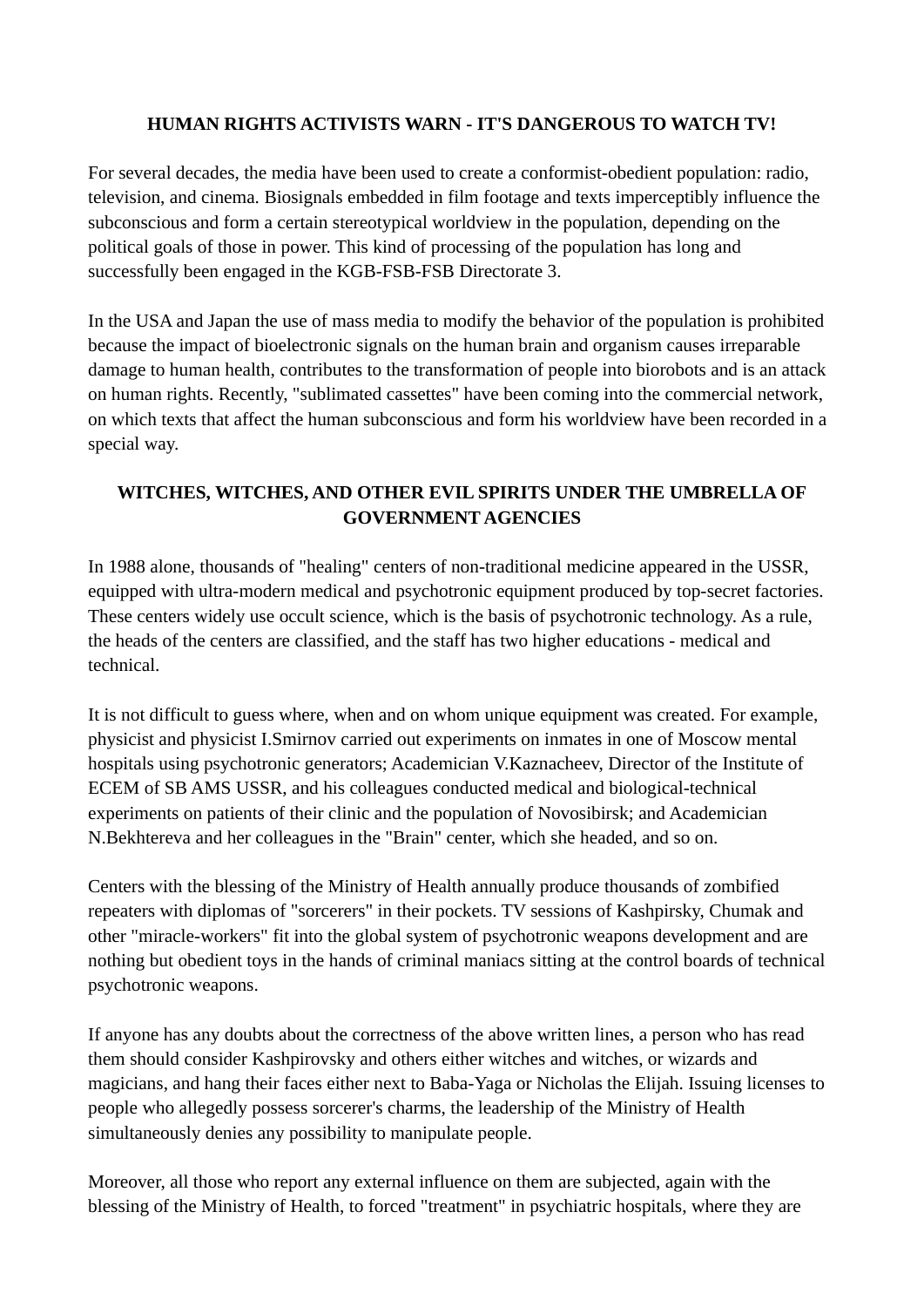**HUMAN RIGHTS ACTIVISTS WARN - IT'S DANGEROUS TO WATCH TV!**

For several decades, the media have been used to create a conformist-obedient population: radio, television, and cinema. Biosignals embedded in film footage and texts imperceptibly influence the subconscious and form a certain stereotypical worldview in the population, depending on the political goals of those in power. This kind of processing of the population has long and successfully been engaged in the KGB-FSB-FSB Directorate 3.

In the USA and Japan the use of mass media to modify the behavior of the population is prohibited because the impact of bioelectronic signals on the human brain and organism causes irreparable damage to human health, contributes to the transformation of people into biorobots and is an attack on human rights. Recently, "sublimated cassettes" have been coming into the commercial network, on which texts that affect the human subconscious and form his worldview have been recorded in a special way.

**WITCHES, WITCHES, AND OTHER EVIL SPIRITS UNDER THE UMBRELLA OF GOVERNMENT AGENCIES**

In 1988 alone, thousands of "healing" centers of non-traditional medicine appeared in the USSR, equipped with ultra-modern medical and psychotronic equipment produced by top-secret factories. These centers widely use occult science, which is the basis of psychotronic technology. As a rule, the heads of the centers are classified, and the staff has two higher educations - medical and technical.

It is not difficult to guess where, when and on whom unique equipment was created. For example, physicist and physicist I.Smirnov carried out experiments on inmates in one of Moscow mental hospitals using psychotronic generators; Academician V.Kaznacheev, Director of the Institute of ECEM of SB AMS USSR, and his colleagues conducted medical and biological-technical experiments on patients of their clinic and the population of Novosibirsk; and Academician N.Bekhtereva and her colleagues in the "Brain" center, which she headed, and so on.

Centers with the blessing of the Ministry of Health annually produce thousands of zombified repeaters with diplomas of "sorcerers" in their pockets. TV sessions of Kashpirsky, Chumak and other "miracle-workers" fit into the global system of psychotronic weapons development and are nothing but obedient toys in the hands of criminal maniacs sitting at the control boards of technical psychotronic weapons.

If anyone has any doubts about the correctness of the above written lines, a person who has read them should consider Kashpirovsky and others either witches and witches, or wizards and magicians, and hang their faces either next to Baba-Yaga or Nicholas the Elijah. Issuing licenses to people who allegedly possess sorcerer's charms, the leadership of the Ministry of Health simultaneously denies any possibility to manipulate people.

Moreover, all those who report any external influence on them are subjected, again with the blessing of the Ministry of Health, to forced "treatment" in psychiatric hospitals, where they are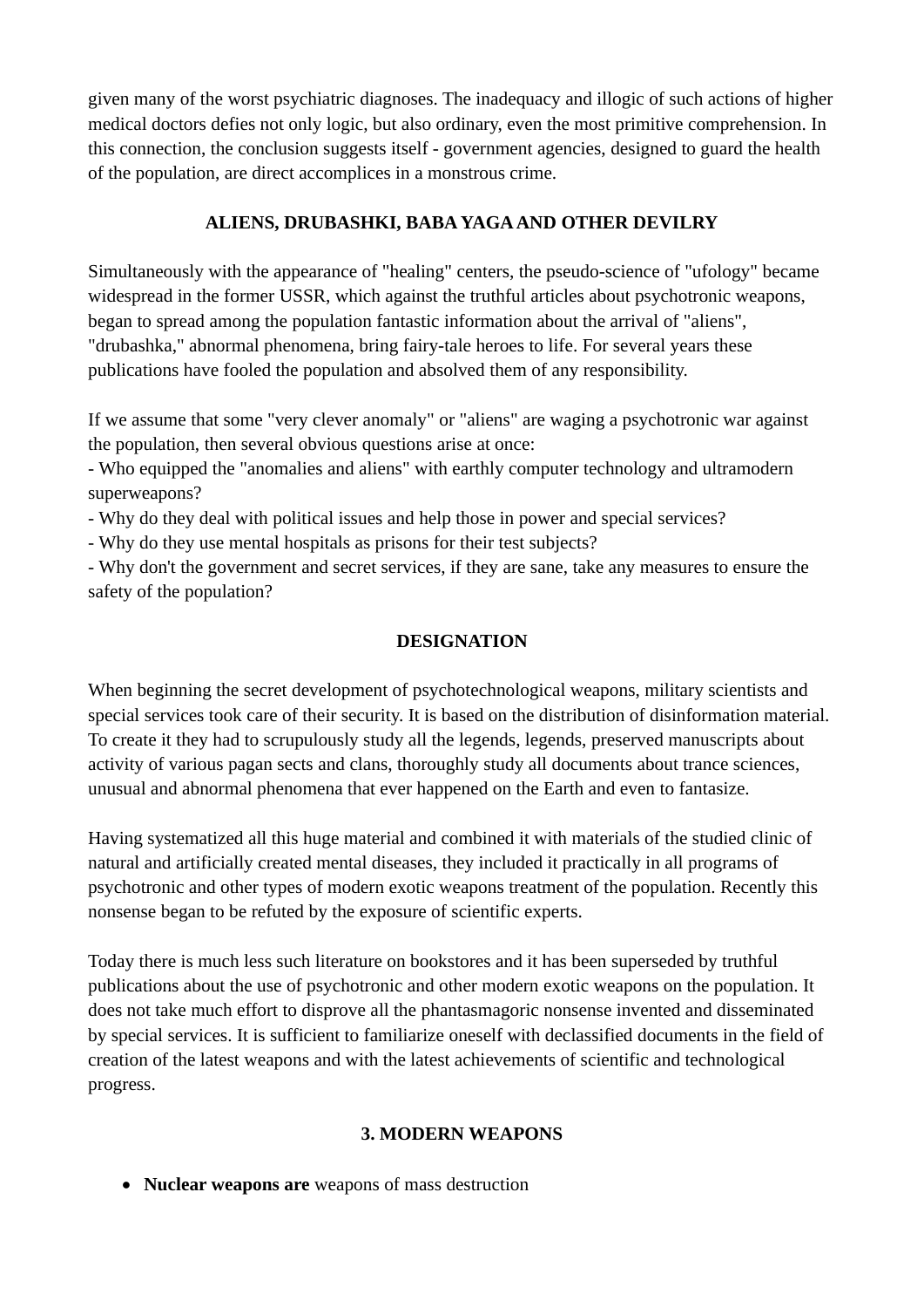given many of the worst psychiatric diagnoses. The inadequacy and illogic of such actions of higher medical doctors defies not only logic, but also ordinary, even the most primitive comprehension. In this connection, the conclusion suggests itself - government agencies, designed to guard the health of the population, are direct accomplices in a monstrous crime.

### ALIENS, DRUBASHKI, BABA YAGA AND OTHER DEVILRY

Simultaneously with the appearance of "healing" centers, the pseudo-science of "ufology" became widespread in the former USSR, which against the truthful articles about psychotronic weapons, began to spread among the population fantastic information about the arrival of "aliens", "drubashka," abnormal phenomena, bring fairy-tale heroes to life. For several years these publications have fooled the population and absolved them of any responsibility.

If we assume that some "very clever anomaly" or "aliens" are waging a psychotronic war against the population, then several obvious questions arise at once:
- Who equipped the "anomalies and aliens" with earthly computer technology and ultramodern superweapons?
- Why do they deal with political issues and help those in power and special services?
- Why do they use mental hospitals as prisons for their test subjects?
- Why don't the government and secret services, if they are sane, take any measures to ensure the safety of the population?

### DESIGNATION

When beginning the secret development of psychotechnological weapons, military scientists and special services took care of their security. It is based on the distribution of disinformation material. To create it they had to scrupulously study all the legends, legends, preserved manuscripts about activity of various pagan sects and clans, thoroughly study all documents about trance sciences, unusual and abnormal phenomena that ever happened on the Earth and even to fantasize.

Having systematized all this huge material and combined it with materials of the studied clinic of natural and artificially created mental diseases, they included it practically in all programs of psychotronic and other types of modern exotic weapons treatment of the population. Recently this nonsense began to be refuted by the exposure of scientific experts.

Today there is much less such literature on bookstores and it has been superseded by truthful publications about the use of psychotronic and other modern exotic weapons on the population. It does not take much effort to disprove all the phantasmagoric nonsense invented and disseminated by special services. It is sufficient to familiarize oneself with declassified documents in the field of creation of the latest weapons and with the latest achievements of scientific and technological progress.

## 3. MODERN WEAPONS

- **Nuclear weapons are** weapons of mass destruction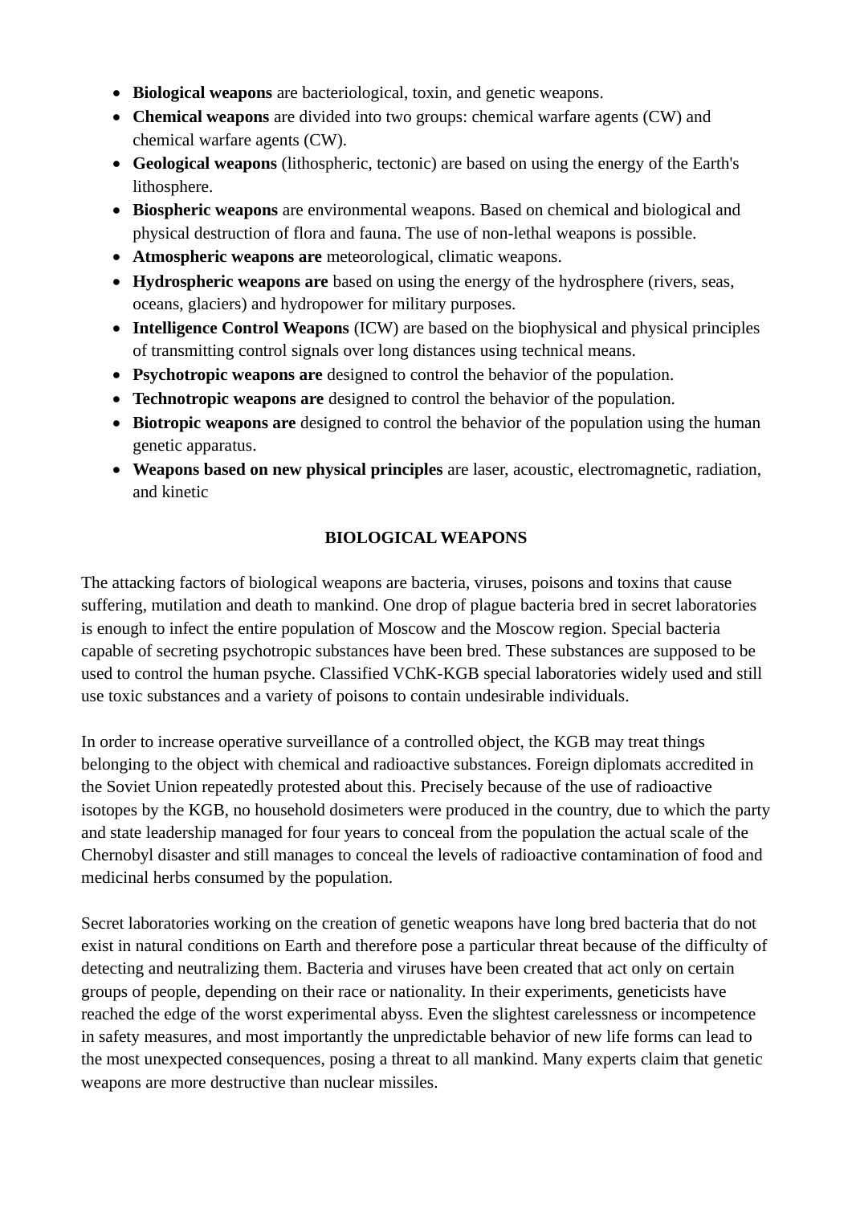- **Biological weapons** are bacteriological, toxin, and genetic weapons.
- **Chemical weapons** are divided into two groups: chemical warfare agents (CW) and chemical warfare agents (CW).
- **Geological weapons** (lithospheric, tectonic) are based on using the energy of the Earth's lithosphere.
- **Biospheric weapons** are environmental weapons. Based on chemical and biological and physical destruction of flora and fauna. The use of non-lethal weapons is possible.
- **Atmospheric weapons are** meteorological, climatic weapons.
- **Hydrospheric weapons are** based on using the energy of the hydrosphere (rivers, seas, oceans, glaciers) and hydropower for military purposes.
- **Intelligence Control Weapons** (ICW) are based on the biophysical and physical principles of transmitting control signals over long distances using technical means.
- **Psychotropic weapons are** designed to control the behavior of the population.
- **Technotropic weapons are** designed to control the behavior of the population.
- **Biotropic weapons are** designed to control the behavior of the population using the human genetic apparatus.
- **Weapons based on new physical principles** are laser, acoustic, electromagnetic, radiation, and kinetic

## BIOLOGICAL WEAPONS

The attacking factors of biological weapons are bacteria, viruses, poisons and toxins that cause suffering, mutilation and death to mankind. One drop of plague bacteria bred in secret laboratories is enough to infect the entire population of Moscow and the Moscow region. Special bacteria capable of secreting psychotropic substances have been bred. These substances are supposed to be used to control the human psyche. Classified VChK-KGB special laboratories widely used and still use toxic substances and a variety of poisons to contain undesirable individuals.

In order to increase operative surveillance of a controlled object, the KGB may treat things belonging to the object with chemical and radioactive substances. Foreign diplomats accredited in the Soviet Union repeatedly protested about this. Precisely because of the use of radioactive isotopes by the KGB, no household dosimeters were produced in the country, due to which the party and state leadership managed for four years to conceal from the population the actual scale of the Chernobyl disaster and still manages to conceal the levels of radioactive contamination of food and medicinal herbs consumed by the population.

Secret laboratories working on the creation of genetic weapons have long bred bacteria that do not exist in natural conditions on Earth and therefore pose a particular threat because of the difficulty of detecting and neutralizing them. Bacteria and viruses have been created that act only on certain groups of people, depending on their race or nationality. In their experiments, geneticists have reached the edge of the worst experimental abyss. Even the slightest carelessness or incompetence in safety measures, and most importantly the unpredictable behavior of new life forms can lead to the most unexpected consequences, posing a threat to all mankind. Many experts claim that genetic weapons are more destructive than nuclear missiles.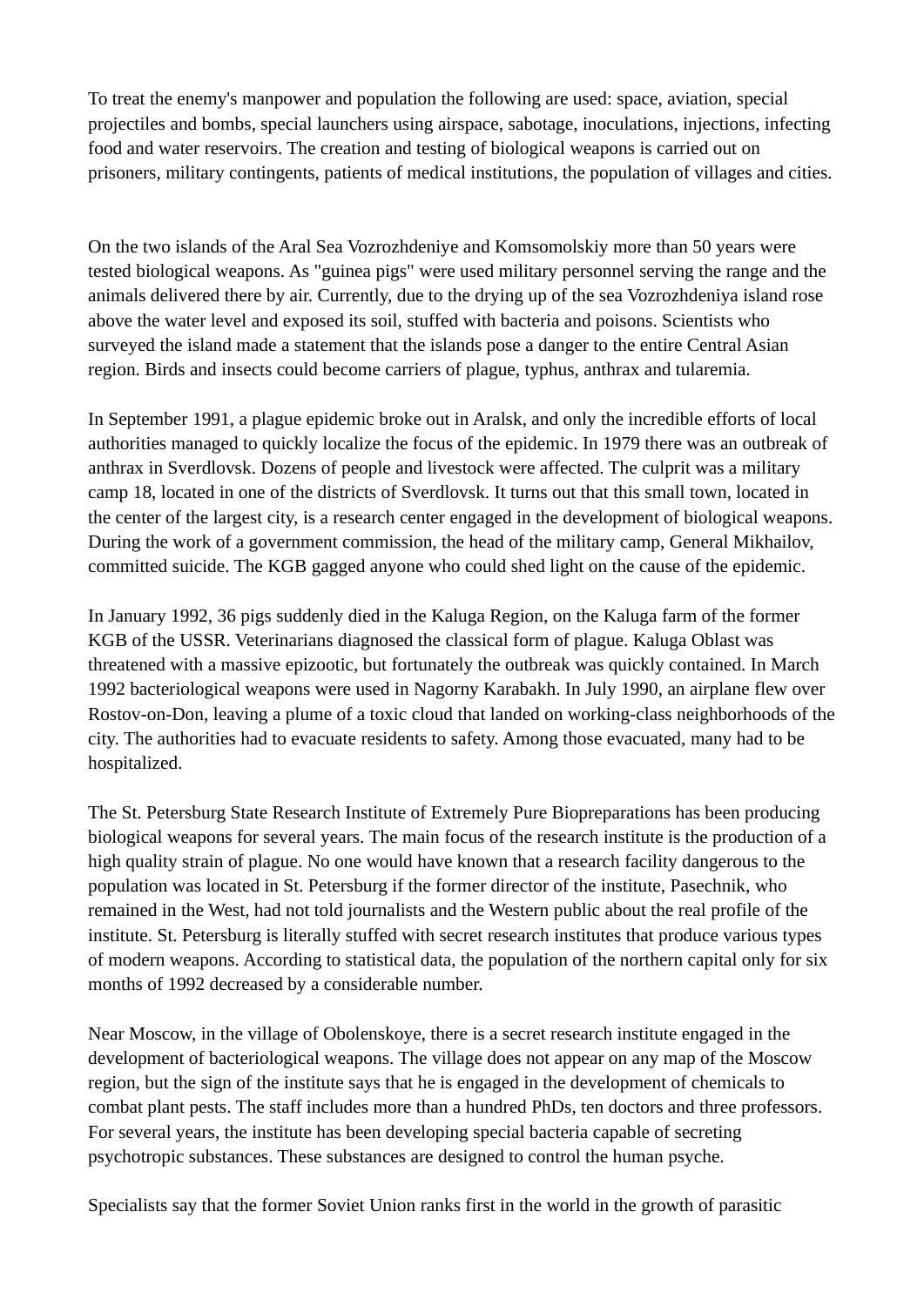To treat the enemy's manpower and population the following are used: space, aviation, special projectiles and bombs, special launchers using airspace, sabotage, inoculations, injections, infecting food and water reservoirs. The creation and testing of biological weapons is carried out on prisoners, military contingents, patients of medical institutions, the population of villages and cities.

On the two islands of the Aral Sea Vozrozhdeniye and Komsomolskiy more than 50 years were tested biological weapons. As "guinea pigs" were used military personnel serving the range and the animals delivered there by air. Currently, due to the drying up of the sea Vozrozhdeniya island rose above the water level and exposed its soil, stuffed with bacteria and poisons. Scientists who surveyed the island made a statement that the islands pose a danger to the entire Central Asian region. Birds and insects could become carriers of plague, typhus, anthrax and tularemia.

In September 1991, a plague epidemic broke out in Aralsk, and only the incredible efforts of local authorities managed to quickly localize the focus of the epidemic. In 1979 there was an outbreak of anthrax in Sverdlovsk. Dozens of people and livestock were affected. The culprit was a military camp 18, located in one of the districts of Sverdlovsk. It turns out that this small town, located in the center of the largest city, is a research center engaged in the development of biological weapons. During the work of a government commission, the head of the military camp, General Mikhailov, committed suicide. The KGB gagged anyone who could shed light on the cause of the epidemic.

In January 1992, 36 pigs suddenly died in the Kaluga Region, on the Kaluga farm of the former KGB of the USSR. Veterinarians diagnosed the classical form of plague. Kaluga Oblast was threatened with a massive epizootic, but fortunately the outbreak was quickly contained. In March 1992 bacteriological weapons were used in Nagorny Karabakh. In July 1990, an airplane flew over Rostov-on-Don, leaving a plume of a toxic cloud that landed on working-class neighborhoods of the city. The authorities had to evacuate residents to safety. Among those evacuated, many had to be hospitalized.

The St. Petersburg State Research Institute of Extremely Pure Biopreparations has been producing biological weapons for several years. The main focus of the research institute is the production of a high quality strain of plague. No one would have known that a research facility dangerous to the population was located in St. Petersburg if the former director of the institute, Pasechnik, who remained in the West, had not told journalists and the Western public about the real profile of the institute. St. Petersburg is literally stuffed with secret research institutes that produce various types of modern weapons. According to statistical data, the population of the northern capital only for six months of 1992 decreased by a considerable number.

Near Moscow, in the village of Obolenskoye, there is a secret research institute engaged in the development of bacteriological weapons. The village does not appear on any map of the Moscow region, but the sign of the institute says that he is engaged in the development of chemicals to combat plant pests. The staff includes more than a hundred PhDs, ten doctors and three professors. For several years, the institute has been developing special bacteria capable of secreting psychotropic substances. These substances are designed to control the human psyche.

Specialists say that the former Soviet Union ranks first in the world in the growth of parasitic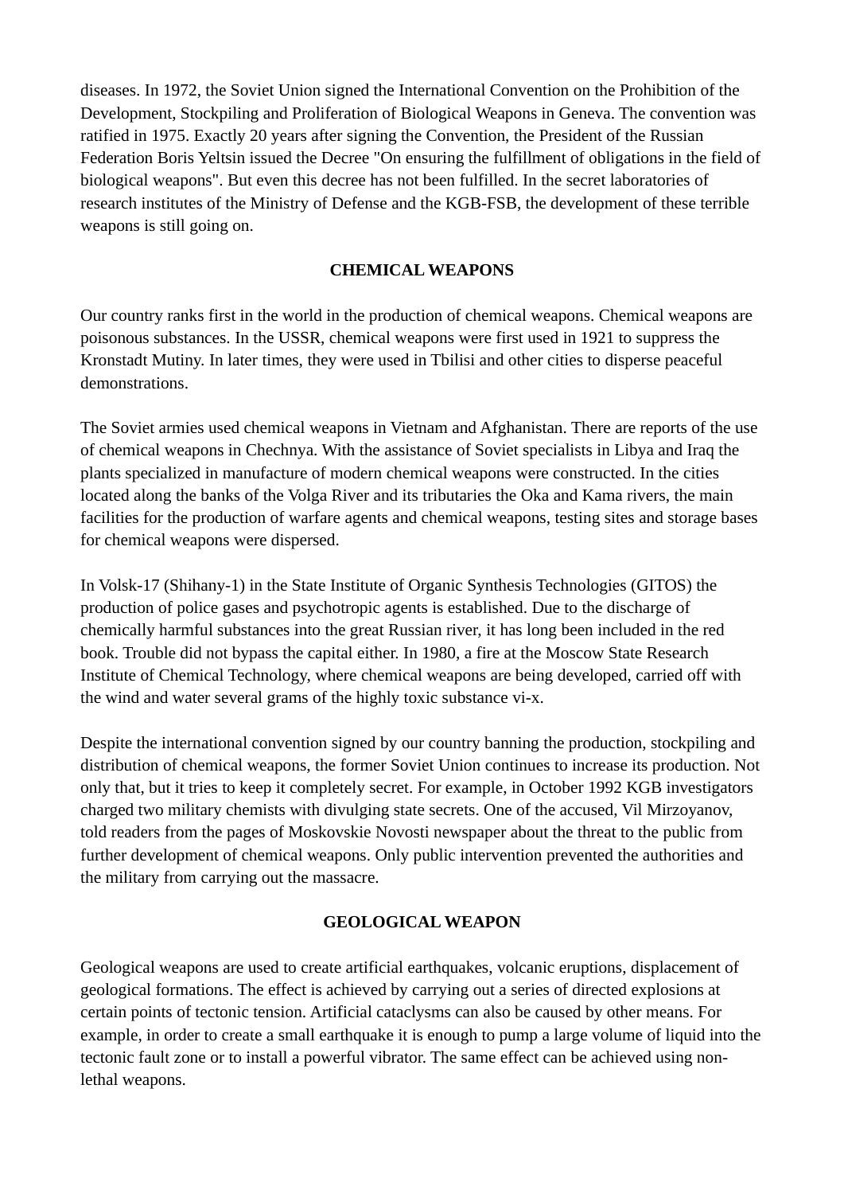diseases. In 1972, the Soviet Union signed the International Convention on the Prohibition of the Development, Stockpiling and Proliferation of Biological Weapons in Geneva. The convention was ratified in 1975. Exactly 20 years after signing the Convention, the President of the Russian Federation Boris Yeltsin issued the Decree "On ensuring the fulfillment of obligations in the field of biological weapons". But even this decree has not been fulfilled. In the secret laboratories of research institutes of the Ministry of Defense and the KGB-FSB, the development of these terrible weapons is still going on.

## CHEMICAL WEAPONS

Our country ranks first in the world in the production of chemical weapons. Chemical weapons are poisonous substances. In the USSR, chemical weapons were first used in 1921 to suppress the Kronstadt Mutiny. In later times, they were used in Tbilisi and other cities to disperse peaceful demonstrations.

The Soviet armies used chemical weapons in Vietnam and Afghanistan. There are reports of the use of chemical weapons in Chechnya. With the assistance of Soviet specialists in Libya and Iraq the plants specialized in manufacture of modern chemical weapons were constructed. In the cities located along the banks of the Volga River and its tributaries the Oka and Kama rivers, the main facilities for the production of warfare agents and chemical weapons, testing sites and storage bases for chemical weapons were dispersed.

In Volsk-17 (Shihany-1) in the State Institute of Organic Synthesis Technologies (GITOS) the production of police gases and psychotropic agents is established. Due to the discharge of chemically harmful substances into the great Russian river, it has long been included in the red book. Trouble did not bypass the capital either. In 1980, a fire at the Moscow State Research Institute of Chemical Technology, where chemical weapons are being developed, carried off with the wind and water several grams of the highly toxic substance vi-x.

Despite the international convention signed by our country banning the production, stockpiling and distribution of chemical weapons, the former Soviet Union continues to increase its production. Not only that, but it tries to keep it completely secret. For example, in October 1992 KGB investigators charged two military chemists with divulging state secrets. One of the accused, Vil Mirzoyanov, told readers from the pages of Moskovskie Novosti newspaper about the threat to the public from further development of chemical weapons. Only public intervention prevented the authorities and the military from carrying out the massacre.

## GEOLOGICAL WEAPON

Geological weapons are used to create artificial earthquakes, volcanic eruptions, displacement of geological formations. The effect is achieved by carrying out a series of directed explosions at certain points of tectonic tension. Artificial cataclysms can also be caused by other means. For example, in order to create a small earthquake it is enough to pump a large volume of liquid into the tectonic fault zone or to install a powerful vibrator. The same effect can be achieved using non-lethal weapons.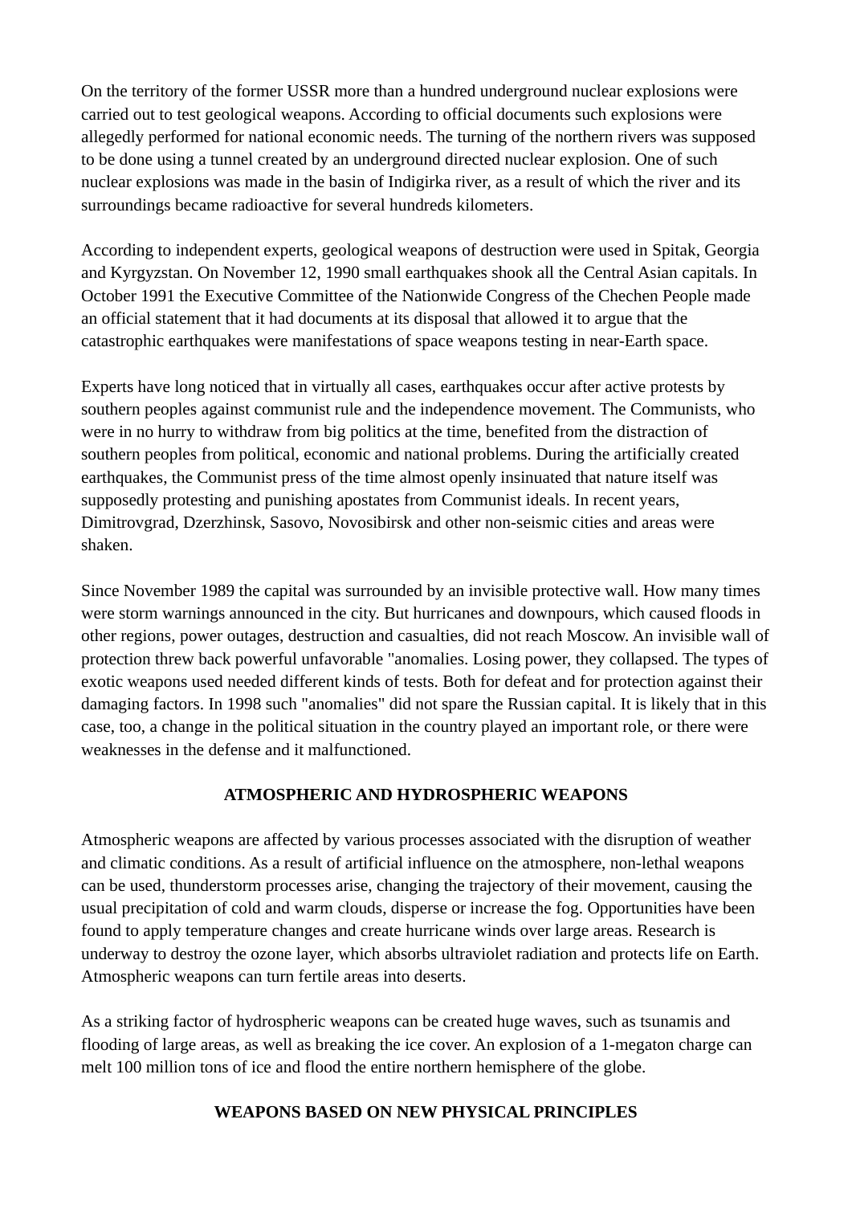On the territory of the former USSR more than a hundred underground nuclear explosions were carried out to test geological weapons. According to official documents such explosions were allegedly performed for national economic needs. The turning of the northern rivers was supposed to be done using a tunnel created by an underground directed nuclear explosion. One of such nuclear explosions was made in the basin of Indigirka river, as a result of which the river and its surroundings became radioactive for several hundreds kilometers.

According to independent experts, geological weapons of destruction were used in Spitak, Georgia and Kyrgyzstan. On November 12, 1990 small earthquakes shook all the Central Asian capitals. In October 1991 the Executive Committee of the Nationwide Congress of the Chechen People made an official statement that it had documents at its disposal that allowed it to argue that the catastrophic earthquakes were manifestations of space weapons testing in near-Earth space.

Experts have long noticed that in virtually all cases, earthquakes occur after active protests by southern peoples against communist rule and the independence movement. The Communists, who were in no hurry to withdraw from big politics at the time, benefited from the distraction of southern peoples from political, economic and national problems. During the artificially created earthquakes, the Communist press of the time almost openly insinuated that nature itself was supposedly protesting and punishing apostates from Communist ideals. In recent years, Dimitrovgrad, Dzerzhinsk, Sasovo, Novosibirsk and other non-seismic cities and areas were shaken.

Since November 1989 the capital was surrounded by an invisible protective wall. How many times were storm warnings announced in the city. But hurricanes and downpours, which caused floods in other regions, power outages, destruction and casualties, did not reach Moscow. An invisible wall of protection threw back powerful unfavorable "anomalies. Losing power, they collapsed. The types of exotic weapons used needed different kinds of tests. Both for defeat and for protection against their damaging factors. In 1998 such "anomalies" did not spare the Russian capital. It is likely that in this case, too, a change in the political situation in the country played an important role, or there were weaknesses in the defense and it malfunctioned.

## ATMOSPHERIC AND HYDROSPHERIC WEAPONS

Atmospheric weapons are affected by various processes associated with the disruption of weather and climatic conditions. As a result of artificial influence on the atmosphere, non-lethal weapons can be used, thunderstorm processes arise, changing the trajectory of their movement, causing the usual precipitation of cold and warm clouds, disperse or increase the fog. Opportunities have been found to apply temperature changes and create hurricane winds over large areas. Research is underway to destroy the ozone layer, which absorbs ultraviolet radiation and protects life on Earth. Atmospheric weapons can turn fertile areas into deserts.

As a striking factor of hydrospheric weapons can be created huge waves, such as tsunamis and flooding of large areas, as well as breaking the ice cover. An explosion of a 1-megaton charge can melt 100 million tons of ice and flood the entire northern hemisphere of the globe.

## WEAPONS BASED ON NEW PHYSICAL PRINCIPLES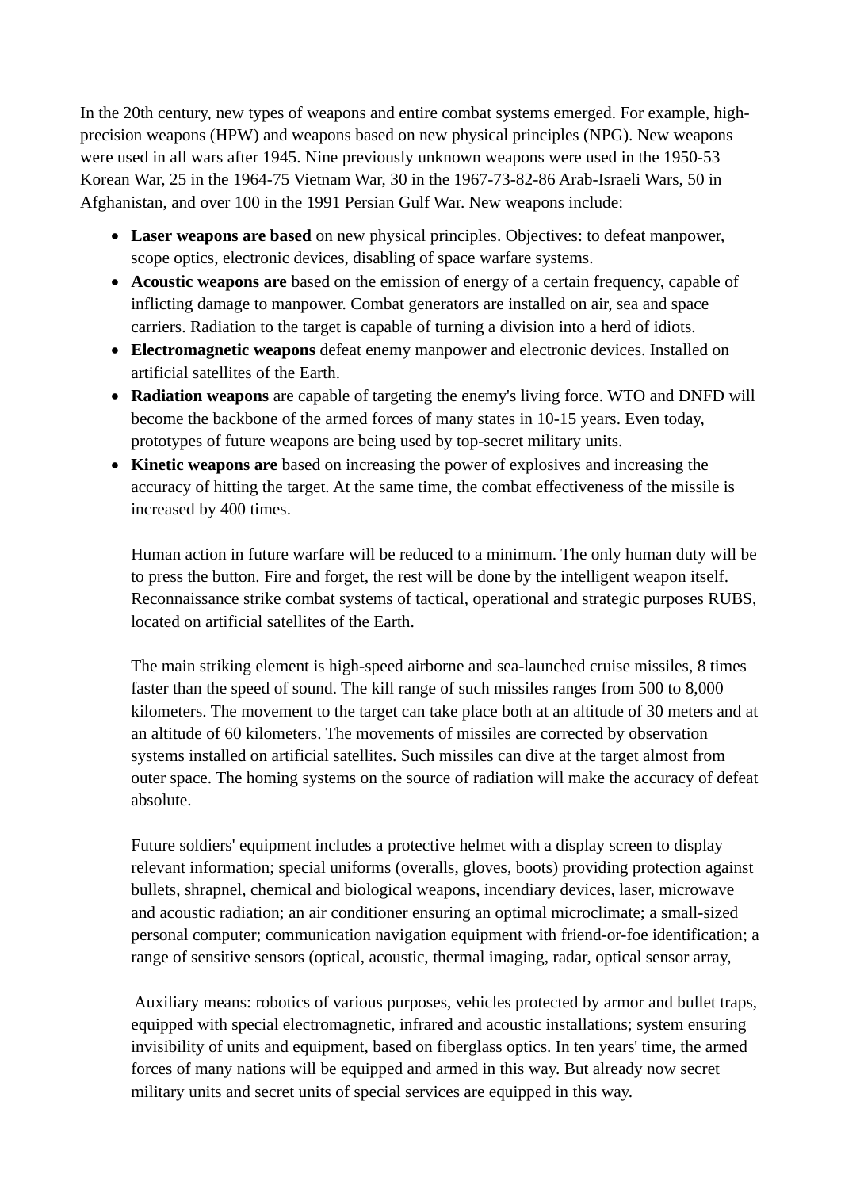In the 20th century, new types of weapons and entire combat systems emerged. For example, high-precision weapons (HPW) and weapons based on new physical principles (NPG). New weapons were used in all wars after 1945. Nine previously unknown weapons were used in the 1950-53 Korean War, 25 in the 1964-75 Vietnam War, 30 in the 1967-73-82-86 Arab-Israeli Wars, 50 in Afghanistan, and over 100 in the 1991 Persian Gulf War. New weapons include:

- **Laser weapons are based** on new physical principles. Objectives: to defeat manpower, scope optics, electronic devices, disabling of space warfare systems.
- **Acoustic weapons are** based on the emission of energy of a certain frequency, capable of inflicting damage to manpower. Combat generators are installed on air, sea and space carriers. Radiation to the target is capable of turning a division into a herd of idiots.
- **Electromagnetic weapons** defeat enemy manpower and electronic devices. Installed on artificial satellites of the Earth.
- **Radiation weapons** are capable of targeting the enemy's living force. WTO and DNFD will become the backbone of the armed forces of many states in 10-15 years. Even today, prototypes of future weapons are being used by top-secret military units.
- **Kinetic weapons are** based on increasing the power of explosives and increasing the accuracy of hitting the target. At the same time, the combat effectiveness of the missile is increased by 400 times.

  Human action in future warfare will be reduced to a minimum. The only human duty will be to press the button. Fire and forget, the rest will be done by the intelligent weapon itself. Reconnaissance strike combat systems of tactical, operational and strategic purposes RUBS, located on artificial satellites of the Earth.

  The main striking element is high-speed airborne and sea-launched cruise missiles, 8 times faster than the speed of sound. The kill range of such missiles ranges from 500 to 8,000 kilometers. The movement to the target can take place both at an altitude of 30 meters and at an altitude of 60 kilometers. The movements of missiles are corrected by observation systems installed on artificial satellites. Such missiles can dive at the target almost from outer space. The homing systems on the source of radiation will make the accuracy of defeat absolute.

  Future soldiers' equipment includes a protective helmet with a display screen to display relevant information; special uniforms (overalls, gloves, boots) providing protection against bullets, shrapnel, chemical and biological weapons, incendiary devices, laser, microwave and acoustic radiation; an air conditioner ensuring an optimal microclimate; a small-sized personal computer; communication navigation equipment with friend-or-foe identification; a range of sensitive sensors (optical, acoustic, thermal imaging, radar, optical sensor array,

  Auxiliary means: robotics of various purposes, vehicles protected by armor and bullet traps, equipped with special electromagnetic, infrared and acoustic installations; system ensuring invisibility of units and equipment, based on fiberglass optics. In ten years' time, the armed forces of many nations will be equipped and armed in this way. But already now secret military units and secret units of special services are equipped in this way.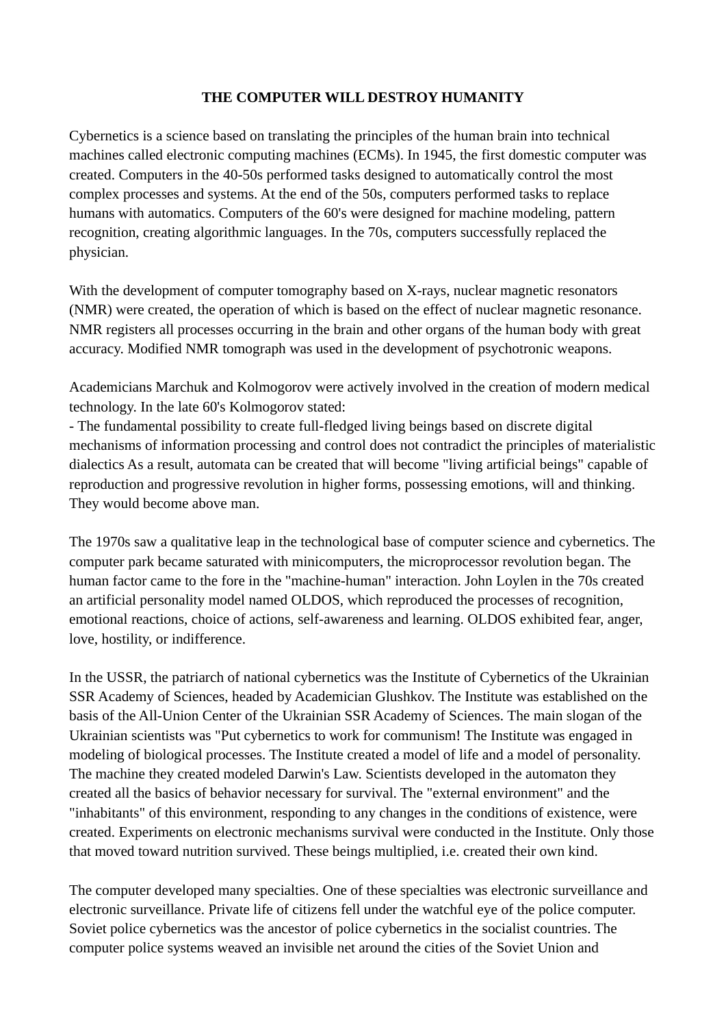# THE COMPUTER WILL DESTROY HUMANITY

Cybernetics is a science based on translating the principles of the human brain into technical machines called electronic computing machines (ECMs). In 1945, the first domestic computer was created. Computers in the 40-50s performed tasks designed to automatically control the most complex processes and systems. At the end of the 50s, computers performed tasks to replace humans with automatics. Computers of the 60's were designed for machine modeling, pattern recognition, creating algorithmic languages. In the 70s, computers successfully replaced the physician.

With the development of computer tomography based on X-rays, nuclear magnetic resonators (NMR) were created, the operation of which is based on the effect of nuclear magnetic resonance. NMR registers all processes occurring in the brain and other organs of the human body with great accuracy. Modified NMR tomograph was used in the development of psychotronic weapons.

Academicians Marchuk and Kolmogorov were actively involved in the creation of modern medical technology. In the late 60's Kolmogorov stated:
- The fundamental possibility to create full-fledged living beings based on discrete digital mechanisms of information processing and control does not contradict the principles of materialistic dialectics As a result, automata can be created that will become "living artificial beings" capable of reproduction and progressive revolution in higher forms, possessing emotions, will and thinking. They would become above man.

The 1970s saw a qualitative leap in the technological base of computer science and cybernetics. The computer park became saturated with minicomputers, the microprocessor revolution began. The human factor came to the fore in the "machine-human" interaction. John Loylen in the 70s created an artificial personality model named OLDOS, which reproduced the processes of recognition, emotional reactions, choice of actions, self-awareness and learning. OLDOS exhibited fear, anger, love, hostility, or indifference.

In the USSR, the patriarch of national cybernetics was the Institute of Cybernetics of the Ukrainian SSR Academy of Sciences, headed by Academician Glushkov. The Institute was established on the basis of the All-Union Center of the Ukrainian SSR Academy of Sciences. The main slogan of the Ukrainian scientists was "Put cybernetics to work for communism! The Institute was engaged in modeling of biological processes. The Institute created a model of life and a model of personality. The machine they created modeled Darwin's Law. Scientists developed in the automaton they created all the basics of behavior necessary for survival. The "external environment" and the "inhabitants" of this environment, responding to any changes in the conditions of existence, were created. Experiments on electronic mechanisms survival were conducted in the Institute. Only those that moved toward nutrition survived. These beings multiplied, i.e. created their own kind.

The computer developed many specialties. One of these specialties was electronic surveillance and electronic surveillance. Private life of citizens fell under the watchful eye of the police computer. Soviet police cybernetics was the ancestor of police cybernetics in the socialist countries. The computer police systems weaved an invisible net around the cities of the Soviet Union and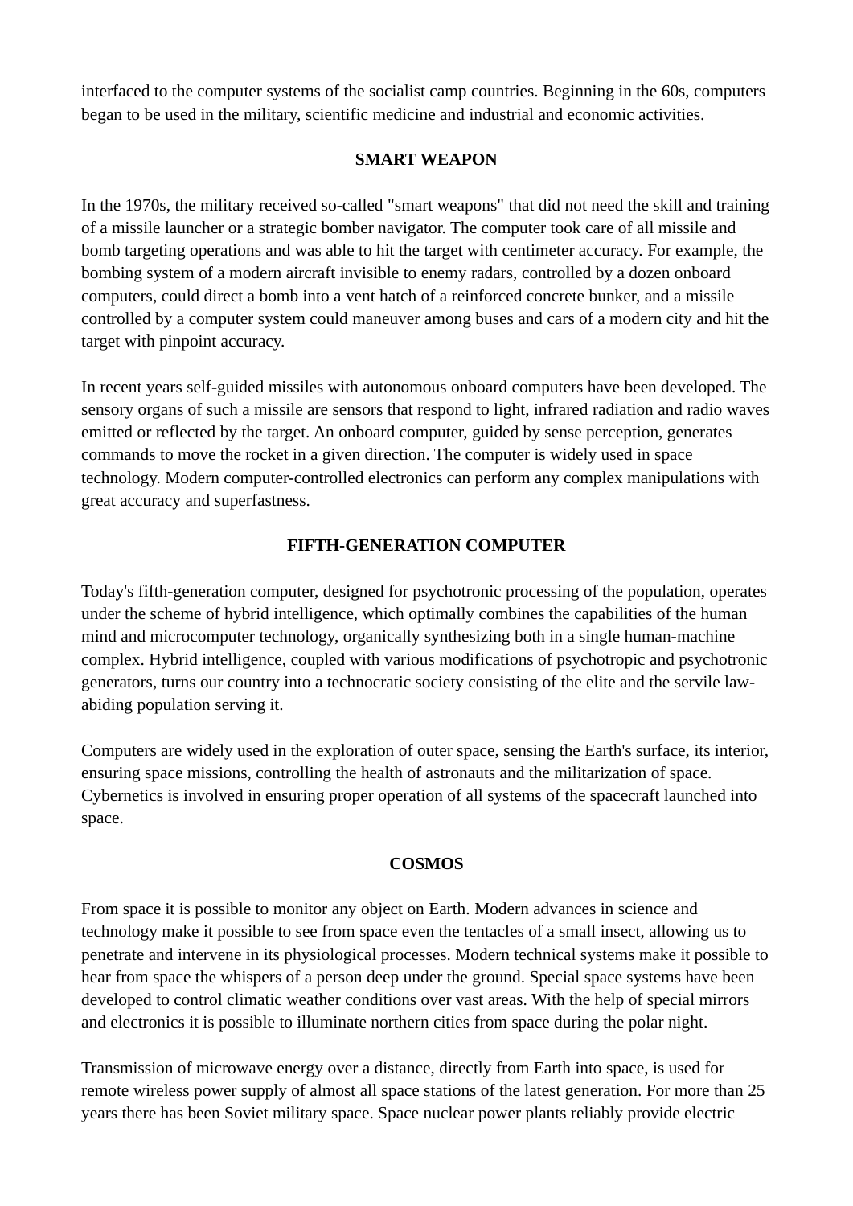interfaced to the computer systems of the socialist camp countries. Beginning in the 60s, computers began to be used in the military, scientific medicine and industrial and economic activities.

## SMART WEAPON

In the 1970s, the military received so-called "smart weapons" that did not need the skill and training of a missile launcher or a strategic bomber navigator. The computer took care of all missile and bomb targeting operations and was able to hit the target with centimeter accuracy. For example, the bombing system of a modern aircraft invisible to enemy radars, controlled by a dozen onboard computers, could direct a bomb into a vent hatch of a reinforced concrete bunker, and a missile controlled by a computer system could maneuver among buses and cars of a modern city and hit the target with pinpoint accuracy.

In recent years self-guided missiles with autonomous onboard computers have been developed. The sensory organs of such a missile are sensors that respond to light, infrared radiation and radio waves emitted or reflected by the target. An onboard computer, guided by sense perception, generates commands to move the rocket in a given direction. The computer is widely used in space technology. Modern computer-controlled electronics can perform any complex manipulations with great accuracy and superfastness.

## FIFTH-GENERATION COMPUTER

Today's fifth-generation computer, designed for psychotronic processing of the population, operates under the scheme of hybrid intelligence, which optimally combines the capabilities of the human mind and microcomputer technology, organically synthesizing both in a single human-machine complex. Hybrid intelligence, coupled with various modifications of psychotropic and psychotronic generators, turns our country into a technocratic society consisting of the elite and the servile law-abiding population serving it.

Computers are widely used in the exploration of outer space, sensing the Earth's surface, its interior, ensuring space missions, controlling the health of astronauts and the militarization of space. Cybernetics is involved in ensuring proper operation of all systems of the spacecraft launched into space.

## COSMOS

From space it is possible to monitor any object on Earth. Modern advances in science and technology make it possible to see from space even the tentacles of a small insect, allowing us to penetrate and intervene in its physiological processes. Modern technical systems make it possible to hear from space the whispers of a person deep under the ground. Special space systems have been developed to control climatic weather conditions over vast areas. With the help of special mirrors and electronics it is possible to illuminate northern cities from space during the polar night.

Transmission of microwave energy over a distance, directly from Earth into space, is used for remote wireless power supply of almost all space stations of the latest generation. For more than 25 years there has been Soviet military space. Space nuclear power plants reliably provide electric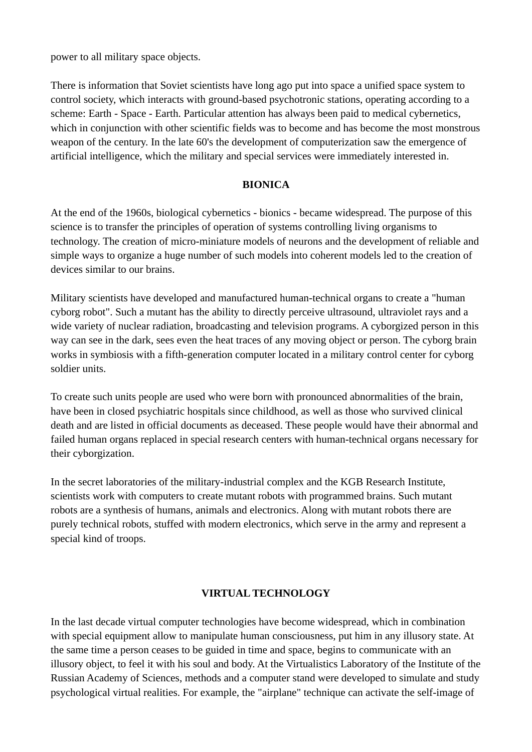power to all military space objects.

There is information that Soviet scientists have long ago put into space a unified space system to control society, which interacts with ground-based psychotronic stations, operating according to a scheme: Earth - Space - Earth. Particular attention has always been paid to medical cybernetics, which in conjunction with other scientific fields was to become and has become the most monstrous weapon of the century. In the late 60's the development of computerization saw the emergence of artificial intelligence, which the military and special services were immediately interested in.

## BIONICA

At the end of the 1960s, biological cybernetics - bionics - became widespread. The purpose of this science is to transfer the principles of operation of systems controlling living organisms to technology. The creation of micro-miniature models of neurons and the development of reliable and simple ways to organize a huge number of such models into coherent models led to the creation of devices similar to our brains.

Military scientists have developed and manufactured human-technical organs to create a "human cyborg robot". Such a mutant has the ability to directly perceive ultrasound, ultraviolet rays and a wide variety of nuclear radiation, broadcasting and television programs. A cyborgized person in this way can see in the dark, sees even the heat traces of any moving object or person. The cyborg brain works in symbiosis with a fifth-generation computer located in a military control center for cyborg soldier units.

To create such units people are used who were born with pronounced abnormalities of the brain, have been in closed psychiatric hospitals since childhood, as well as those who survived clinical death and are listed in official documents as deceased. These people would have their abnormal and failed human organs replaced in special research centers with human-technical organs necessary for their cyborgization.

In the secret laboratories of the military-industrial complex and the KGB Research Institute, scientists work with computers to create mutant robots with programmed brains. Such mutant robots are a synthesis of humans, animals and electronics. Along with mutant robots there are purely technical robots, stuffed with modern electronics, which serve in the army and represent a special kind of troops.

## VIRTUAL TECHNOLOGY

In the last decade virtual computer technologies have become widespread, which in combination with special equipment allow to manipulate human consciousness, put him in any illusory state. At the same time a person ceases to be guided in time and space, begins to communicate with an illusory object, to feel it with his soul and body. At the Virtualistics Laboratory of the Institute of the Russian Academy of Sciences, methods and a computer stand were developed to simulate and study psychological virtual realities. For example, the "airplane" technique can activate the self-image of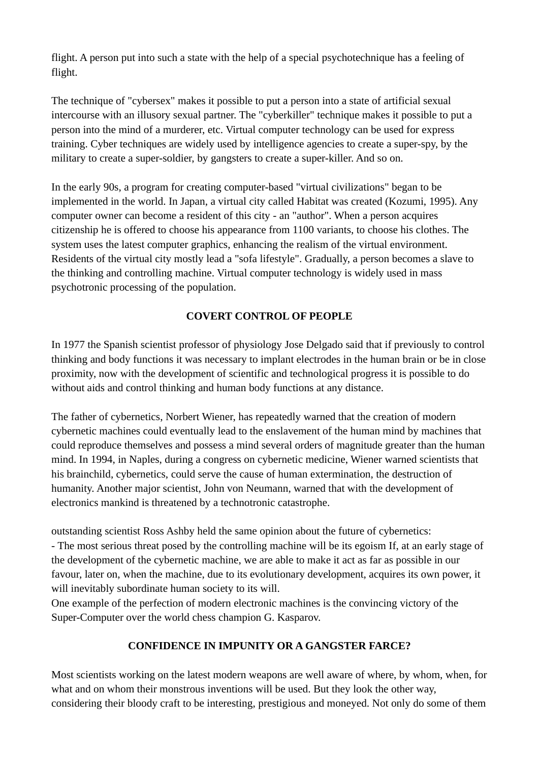flight. A person put into such a state with the help of a special psychotechnique has a feeling of flight.

The technique of "cybersex" makes it possible to put a person into a state of artificial sexual intercourse with an illusory sexual partner. The "cyberkiller" technique makes it possible to put a person into the mind of a murderer, etc. Virtual computer technology can be used for express training. Cyber techniques are widely used by intelligence agencies to create a super-spy, by the military to create a super-soldier, by gangsters to create a super-killer. And so on.

In the early 90s, a program for creating computer-based "virtual civilizations" began to be implemented in the world. In Japan, a virtual city called Habitat was created (Kozumi, 1995). Any computer owner can become a resident of this city - an "author". When a person acquires citizenship he is offered to choose his appearance from 1100 variants, to choose his clothes. The system uses the latest computer graphics, enhancing the realism of the virtual environment. Residents of the virtual city mostly lead a "sofa lifestyle". Gradually, a person becomes a slave to the thinking and controlling machine. Virtual computer technology is widely used in mass psychotronic processing of the population.

## COVERT CONTROL OF PEOPLE

In 1977 the Spanish scientist professor of physiology Jose Delgado said that if previously to control thinking and body functions it was necessary to implant electrodes in the human brain or be in close proximity, now with the development of scientific and technological progress it is possible to do without aids and control thinking and human body functions at any distance.

The father of cybernetics, Norbert Wiener, has repeatedly warned that the creation of modern cybernetic machines could eventually lead to the enslavement of the human mind by machines that could reproduce themselves and possess a mind several orders of magnitude greater than the human mind. In 1994, in Naples, during a congress on cybernetic medicine, Wiener warned scientists that his brainchild, cybernetics, could serve the cause of human extermination, the destruction of humanity. Another major scientist, John von Neumann, warned that with the development of electronics mankind is threatened by a technotronic catastrophe.

outstanding scientist Ross Ashby held the same opinion about the future of cybernetics:
- The most serious threat posed by the controlling machine will be its egoism If, at an early stage of the development of the cybernetic machine, we are able to make it act as far as possible in our favour, later on, when the machine, due to its evolutionary development, acquires its own power, it will inevitably subordinate human society to its will.
One example of the perfection of modern electronic machines is the convincing victory of the Super-Computer over the world chess champion G. Kasparov.

## CONFIDENCE IN IMPUNITY OR A GANGSTER FARCE?

Most scientists working on the latest modern weapons are well aware of where, by whom, when, for what and on whom their monstrous inventions will be used. But they look the other way, considering their bloody craft to be interesting, prestigious and moneyed. Not only do some of them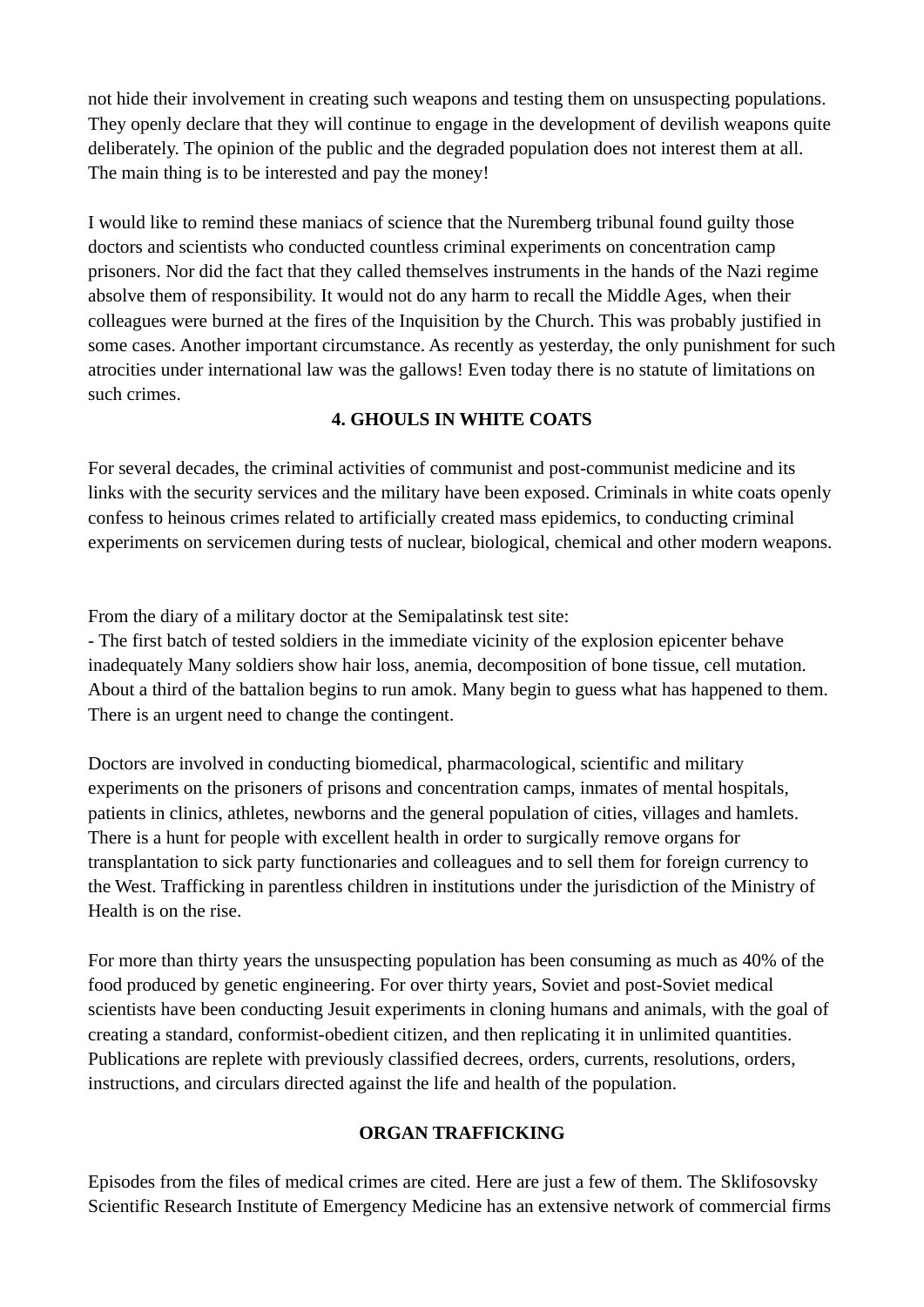not hide their involvement in creating such weapons and testing them on unsuspecting populations. They openly declare that they will continue to engage in the development of devilish weapons quite deliberately. The opinion of the public and the degraded population does not interest them at all. The main thing is to be interested and pay the money!

I would like to remind these maniacs of science that the Nuremberg tribunal found guilty those doctors and scientists who conducted countless criminal experiments on concentration camp prisoners. Nor did the fact that they called themselves instruments in the hands of the Nazi regime absolve them of responsibility. It would not do any harm to recall the Middle Ages, when their colleagues were burned at the fires of the Inquisition by the Church. This was probably justified in some cases. Another important circumstance. As recently as yesterday, the only punishment for such atrocities under international law was the gallows! Even today there is no statute of limitations on such crimes.

## 4. GHOULS IN WHITE COATS

For several decades, the criminal activities of communist and post-communist medicine and its links with the security services and the military have been exposed. Criminals in white coats openly confess to heinous crimes related to artificially created mass epidemics, to conducting criminal experiments on servicemen during tests of nuclear, biological, chemical and other modern weapons.

From the diary of a military doctor at the Semipalatinsk test site:
- The first batch of tested soldiers in the immediate vicinity of the explosion epicenter behave inadequately Many soldiers show hair loss, anemia, decomposition of bone tissue, cell mutation. About a third of the battalion begins to run amok. Many begin to guess what has happened to them. There is an urgent need to change the contingent.

Doctors are involved in conducting biomedical, pharmacological, scientific and military experiments on the prisoners of prisons and concentration camps, inmates of mental hospitals, patients in clinics, athletes, newborns and the general population of cities, villages and hamlets. There is a hunt for people with excellent health in order to surgically remove organs for transplantation to sick party functionaries and colleagues and to sell them for foreign currency to the West. Trafficking in parentless children in institutions under the jurisdiction of the Ministry of Health is on the rise.

For more than thirty years the unsuspecting population has been consuming as much as 40% of the food produced by genetic engineering. For over thirty years, Soviet and post-Soviet medical scientists have been conducting Jesuit experiments in cloning humans and animals, with the goal of creating a standard, conformist-obedient citizen, and then replicating it in unlimited quantities. Publications are replete with previously classified decrees, orders, currents, resolutions, orders, instructions, and circulars directed against the life and health of the population.

## ORGAN TRAFFICKING

Episodes from the files of medical crimes are cited. Here are just a few of them. The Sklifosovsky Scientific Research Institute of Emergency Medicine has an extensive network of commercial firms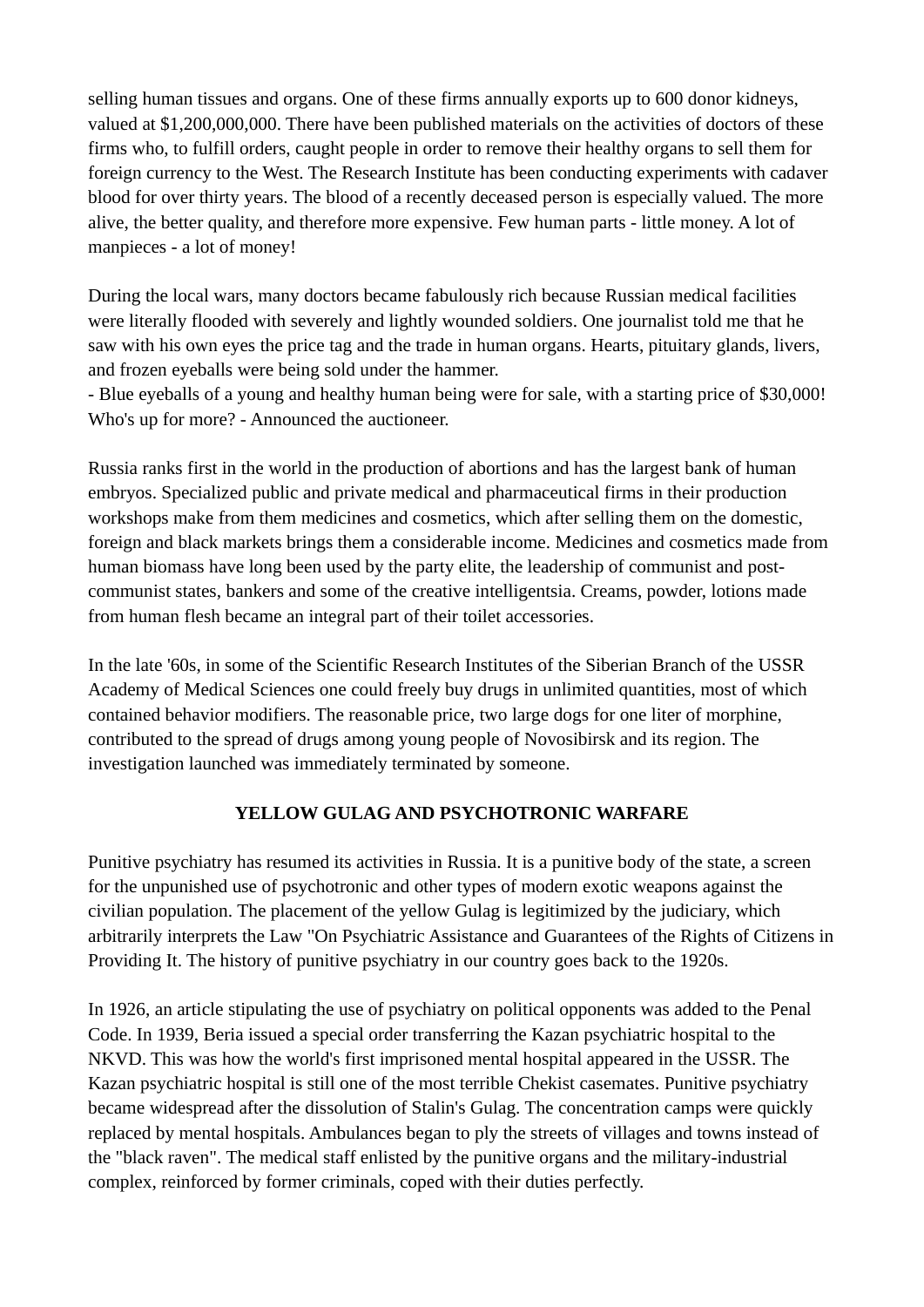selling human tissues and organs. One of these firms annually exports up to 600 donor kidneys, valued at $1,200,000,000. There have been published materials on the activities of doctors of these firms who, to fulfill orders, caught people in order to remove their healthy organs to sell them for foreign currency to the West. The Research Institute has been conducting experiments with cadaver blood for over thirty years. The blood of a recently deceased person is especially valued. The more alive, the better quality, and therefore more expensive. Few human parts - little money. A lot of manpieces - a lot of money!

During the local wars, many doctors became fabulously rich because Russian medical facilities were literally flooded with severely and lightly wounded soldiers. One journalist told me that he saw with his own eyes the price tag and the trade in human organs. Hearts, pituitary glands, livers, and frozen eyeballs were being sold under the hammer.
- Blue eyeballs of a young and healthy human being were for sale, with a starting price of $30,000! Who's up for more? - Announced the auctioneer.

Russia ranks first in the world in the production of abortions and has the largest bank of human embryos. Specialized public and private medical and pharmaceutical firms in their production workshops make from them medicines and cosmetics, which after selling them on the domestic, foreign and black markets brings them a considerable income. Medicines and cosmetics made from human biomass have long been used by the party elite, the leadership of communist and post-communist states, bankers and some of the creative intelligentsia. Creams, powder, lotions made from human flesh became an integral part of their toilet accessories.

In the late '60s, in some of the Scientific Research Institutes of the Siberian Branch of the USSR Academy of Medical Sciences one could freely buy drugs in unlimited quantities, most of which contained behavior modifiers. The reasonable price, two large dogs for one liter of morphine, contributed to the spread of drugs among young people of Novosibirsk and its region. The investigation launched was immediately terminated by someone.

## YELLOW GULAG AND PSYCHOTRONIC WARFARE

Punitive psychiatry has resumed its activities in Russia. It is a punitive body of the state, a screen for the unpunished use of psychotronic and other types of modern exotic weapons against the civilian population. The placement of the yellow Gulag is legitimized by the judiciary, which arbitrarily interprets the Law "On Psychiatric Assistance and Guarantees of the Rights of Citizens in Providing It. The history of punitive psychiatry in our country goes back to the 1920s.

In 1926, an article stipulating the use of psychiatry on political opponents was added to the Penal Code. In 1939, Beria issued a special order transferring the Kazan psychiatric hospital to the NKVD. This was how the world's first imprisoned mental hospital appeared in the USSR. The Kazan psychiatric hospital is still one of the most terrible Chekist casemates. Punitive psychiatry became widespread after the dissolution of Stalin's Gulag. The concentration camps were quickly replaced by mental hospitals. Ambulances began to ply the streets of villages and towns instead of the "black raven". The medical staff enlisted by the punitive organs and the military-industrial complex, reinforced by former criminals, coped with their duties perfectly.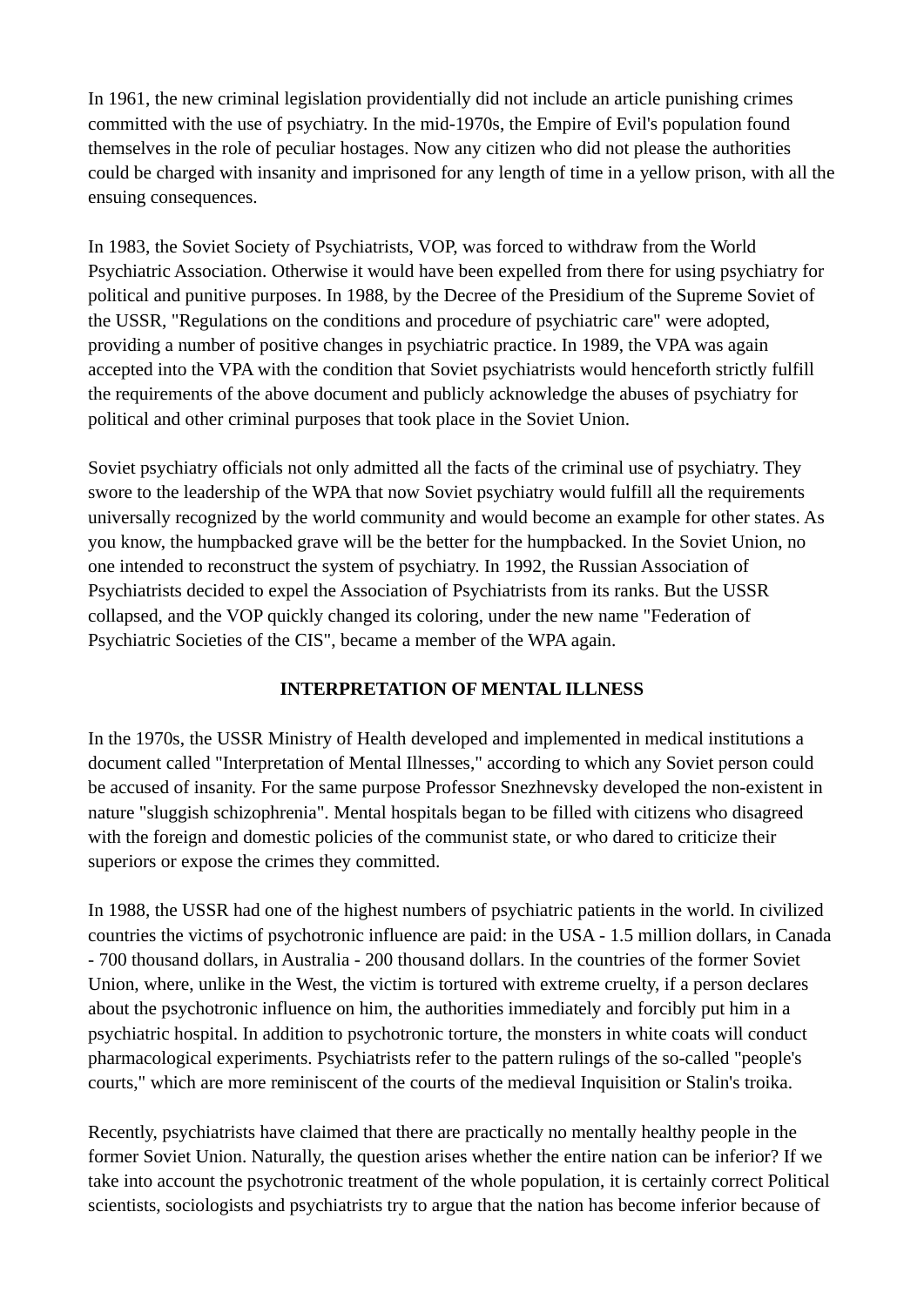In 1961, the new criminal legislation providentially did not include an article punishing crimes committed with the use of psychiatry. In the mid-1970s, the Empire of Evil's population found themselves in the role of peculiar hostages. Now any citizen who did not please the authorities could be charged with insanity and imprisoned for any length of time in a yellow prison, with all the ensuing consequences.

In 1983, the Soviet Society of Psychiatrists, VOP, was forced to withdraw from the World Psychiatric Association. Otherwise it would have been expelled from there for using psychiatry for political and punitive purposes. In 1988, by the Decree of the Presidium of the Supreme Soviet of the USSR, "Regulations on the conditions and procedure of psychiatric care" were adopted, providing a number of positive changes in psychiatric practice. In 1989, the VPA was again accepted into the VPA with the condition that Soviet psychiatrists would henceforth strictly fulfill the requirements of the above document and publicly acknowledge the abuses of psychiatry for political and other criminal purposes that took place in the Soviet Union.

Soviet psychiatry officials not only admitted all the facts of the criminal use of psychiatry. They swore to the leadership of the WPA that now Soviet psychiatry would fulfill all the requirements universally recognized by the world community and would become an example for other states. As you know, the humpbacked grave will be the better for the humpbacked. In the Soviet Union, no one intended to reconstruct the system of psychiatry. In 1992, the Russian Association of Psychiatrists decided to expel the Association of Psychiatrists from its ranks. But the USSR collapsed, and the VOP quickly changed its coloring, under the new name "Federation of Psychiatric Societies of the CIS", became a member of the WPA again.

## INTERPRETATION OF MENTAL ILLNESS

In the 1970s, the USSR Ministry of Health developed and implemented in medical institutions a document called "Interpretation of Mental Illnesses," according to which any Soviet person could be accused of insanity. For the same purpose Professor Snezhnevsky developed the non-existent in nature "sluggish schizophrenia". Mental hospitals began to be filled with citizens who disagreed with the foreign and domestic policies of the communist state, or who dared to criticize their superiors or expose the crimes they committed.

In 1988, the USSR had one of the highest numbers of psychiatric patients in the world. In civilized countries the victims of psychotronic influence are paid: in the USA - 1.5 million dollars, in Canada - 700 thousand dollars, in Australia - 200 thousand dollars. In the countries of the former Soviet Union, where, unlike in the West, the victim is tortured with extreme cruelty, if a person declares about the psychotronic influence on him, the authorities immediately and forcibly put him in a psychiatric hospital. In addition to psychotronic torture, the monsters in white coats will conduct pharmacological experiments. Psychiatrists refer to the pattern rulings of the so-called "people's courts," which are more reminiscent of the courts of the medieval Inquisition or Stalin's troika.

Recently, psychiatrists have claimed that there are practically no mentally healthy people in the former Soviet Union. Naturally, the question arises whether the entire nation can be inferior? If we take into account the psychotronic treatment of the whole population, it is certainly correct Political scientists, sociologists and psychiatrists try to argue that the nation has become inferior because of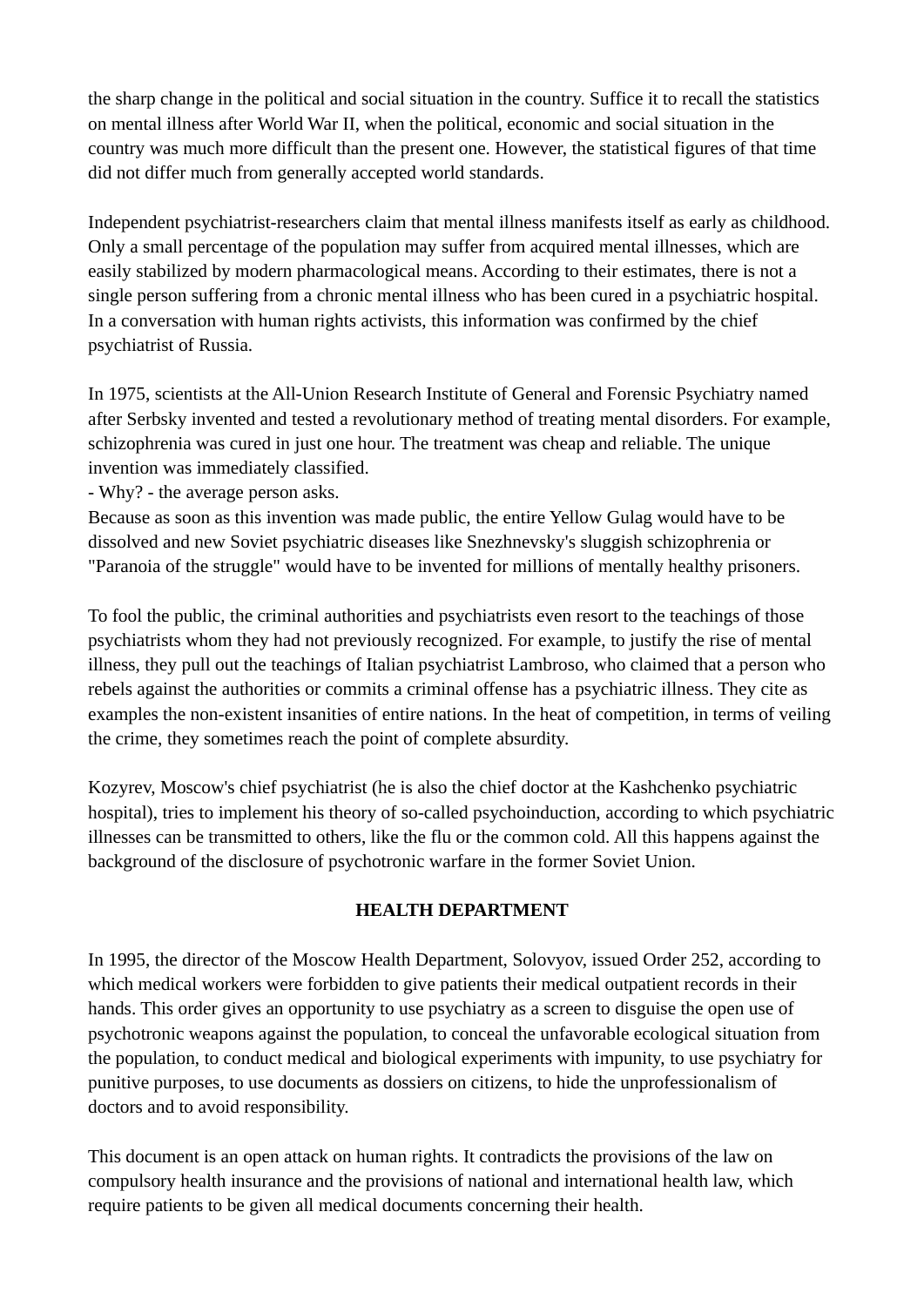the sharp change in the political and social situation in the country. Suffice it to recall the statistics on mental illness after World War II, when the political, economic and social situation in the country was much more difficult than the present one. However, the statistical figures of that time did not differ much from generally accepted world standards.

Independent psychiatrist-researchers claim that mental illness manifests itself as early as childhood. Only a small percentage of the population may suffer from acquired mental illnesses, which are easily stabilized by modern pharmacological means. According to their estimates, there is not a single person suffering from a chronic mental illness who has been cured in a psychiatric hospital. In a conversation with human rights activists, this information was confirmed by the chief psychiatrist of Russia.

In 1975, scientists at the All-Union Research Institute of General and Forensic Psychiatry named after Serbsky invented and tested a revolutionary method of treating mental disorders. For example, schizophrenia was cured in just one hour. The treatment was cheap and reliable. The unique invention was immediately classified.
- Why? - the average person asks.
Because as soon as this invention was made public, the entire Yellow Gulag would have to be dissolved and new Soviet psychiatric diseases like Snezhnevsky's sluggish schizophrenia or "Paranoia of the struggle" would have to be invented for millions of mentally healthy prisoners.

To fool the public, the criminal authorities and psychiatrists even resort to the teachings of those psychiatrists whom they had not previously recognized. For example, to justify the rise of mental illness, they pull out the teachings of Italian psychiatrist Lambroso, who claimed that a person who rebels against the authorities or commits a criminal offense has a psychiatric illness. They cite as examples the non-existent insanities of entire nations. In the heat of competition, in terms of veiling the crime, they sometimes reach the point of complete absurdity.

Kozyrev, Moscow's chief psychiatrist (he is also the chief doctor at the Kashchenko psychiatric hospital), tries to implement his theory of so-called psychoinduction, according to which psychiatric illnesses can be transmitted to others, like the flu or the common cold. All this happens against the background of the disclosure of psychotronic warfare in the former Soviet Union.

## HEALTH DEPARTMENT

In 1995, the director of the Moscow Health Department, Solovyov, issued Order 252, according to which medical workers were forbidden to give patients their medical outpatient records in their hands. This order gives an opportunity to use psychiatry as a screen to disguise the open use of psychotronic weapons against the population, to conceal the unfavorable ecological situation from the population, to conduct medical and biological experiments with impunity, to use psychiatry for punitive purposes, to use documents as dossiers on citizens, to hide the unprofessionalism of doctors and to avoid responsibility.

This document is an open attack on human rights. It contradicts the provisions of the law on compulsory health insurance and the provisions of national and international health law, which require patients to be given all medical documents concerning their health.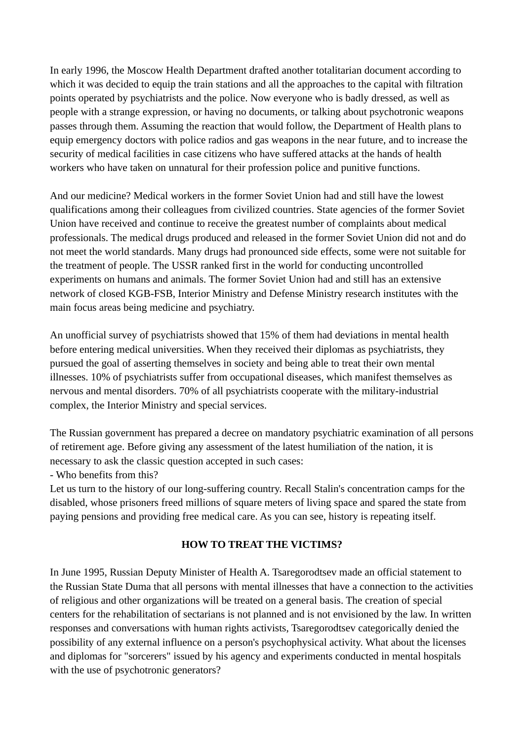In early 1996, the Moscow Health Department drafted another totalitarian document according to which it was decided to equip the train stations and all the approaches to the capital with filtration points operated by psychiatrists and the police. Now everyone who is badly dressed, as well as people with a strange expression, or having no documents, or talking about psychotronic weapons passes through them. Assuming the reaction that would follow, the Department of Health plans to equip emergency doctors with police radios and gas weapons in the near future, and to increase the security of medical facilities in case citizens who have suffered attacks at the hands of health workers who have taken on unnatural for their profession police and punitive functions.

And our medicine? Medical workers in the former Soviet Union had and still have the lowest qualifications among their colleagues from civilized countries. State agencies of the former Soviet Union have received and continue to receive the greatest number of complaints about medical professionals. The medical drugs produced and released in the former Soviet Union did not and do not meet the world standards. Many drugs had pronounced side effects, some were not suitable for the treatment of people. The USSR ranked first in the world for conducting uncontrolled experiments on humans and animals. The former Soviet Union had and still has an extensive network of closed KGB-FSB, Interior Ministry and Defense Ministry research institutes with the main focus areas being medicine and psychiatry.

An unofficial survey of psychiatrists showed that 15% of them had deviations in mental health before entering medical universities. When they received their diplomas as psychiatrists, they pursued the goal of asserting themselves in society and being able to treat their own mental illnesses. 10% of psychiatrists suffer from occupational diseases, which manifest themselves as nervous and mental disorders. 70% of all psychiatrists cooperate with the military-industrial complex, the Interior Ministry and special services.

The Russian government has prepared a decree on mandatory psychiatric examination of all persons of retirement age. Before giving any assessment of the latest humiliation of the nation, it is necessary to ask the classic question accepted in such cases:
- Who benefits from this?
Let us turn to the history of our long-suffering country. Recall Stalin's concentration camps for the disabled, whose prisoners freed millions of square meters of living space and spared the state from paying pensions and providing free medical care. As you can see, history is repeating itself.

## HOW TO TREAT THE VICTIMS?

In June 1995, Russian Deputy Minister of Health A. Tsaregorodtsev made an official statement to the Russian State Duma that all persons with mental illnesses that have a connection to the activities of religious and other organizations will be treated on a general basis. The creation of special centers for the rehabilitation of sectarians is not planned and is not envisioned by the law. In written responses and conversations with human rights activists, Tsaregorodtsev categorically denied the possibility of any external influence on a person's psychophysical activity. What about the licenses and diplomas for "sorcerers" issued by his agency and experiments conducted in mental hospitals with the use of psychotronic generators?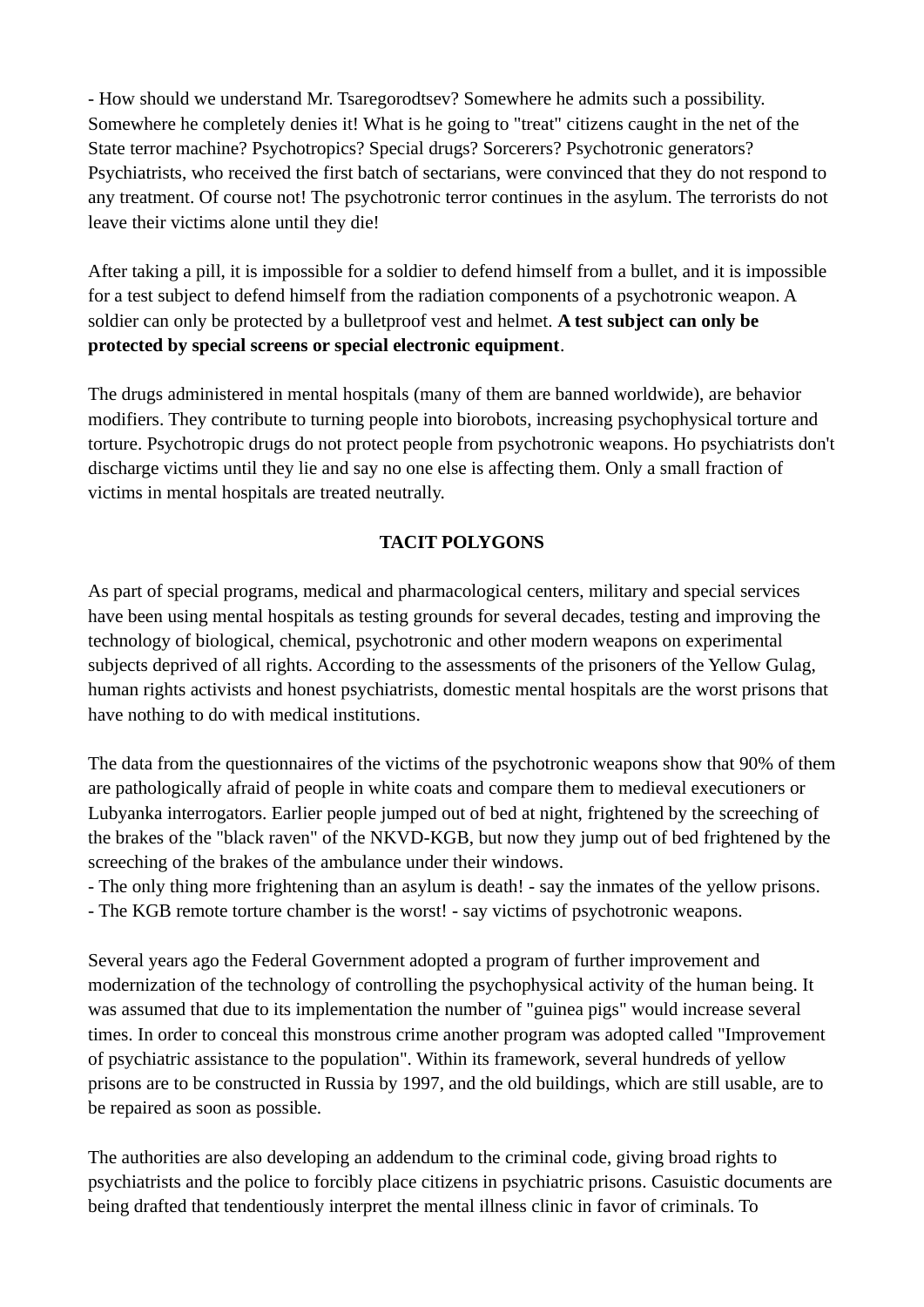- How should we understand Mr. Tsaregorodtsev? Somewhere he admits such a possibility. Somewhere he completely denies it! What is he going to "treat" citizens caught in the net of the State terror machine? Psychotropics? Special drugs? Sorcerers? Psychotronic generators? Psychiatrists, who received the first batch of sectarians, were convinced that they do not respond to any treatment. Of course not! The psychotronic terror continues in the asylum. The terrorists do not leave their victims alone until they die!

After taking a pill, it is impossible for a soldier to defend himself from a bullet, and it is impossible for a test subject to defend himself from the radiation components of a psychotronic weapon. A soldier can only be protected by a bulletproof vest and helmet. **A test subject can only be protected by special screens or special electronic equipment**.

The drugs administered in mental hospitals (many of them are banned worldwide), are behavior modifiers. They contribute to turning people into biorobots, increasing psychophysical torture and torture. Psychotropic drugs do not protect people from psychotronic weapons. Ho psychiatrists don't discharge victims until they lie and say no one else is affecting them. Only a small fraction of victims in mental hospitals are treated neutrally.

## TACIT POLYGONS

As part of special programs, medical and pharmacological centers, military and special services have been using mental hospitals as testing grounds for several decades, testing and improving the technology of biological, chemical, psychotronic and other modern weapons on experimental subjects deprived of all rights. According to the assessments of the prisoners of the Yellow Gulag, human rights activists and honest psychiatrists, domestic mental hospitals are the worst prisons that have nothing to do with medical institutions.

The data from the questionnaires of the victims of the psychotronic weapons show that 90% of them are pathologically afraid of people in white coats and compare them to medieval executioners or Lubyanka interrogators. Earlier people jumped out of bed at night, frightened by the screeching of the brakes of the "black raven" of the NKVD-KGB, but now they jump out of bed frightened by the screeching of the brakes of the ambulance under their windows.
- The only thing more frightening than an asylum is death! - say the inmates of the yellow prisons.
- The KGB remote torture chamber is the worst! - say victims of psychotronic weapons.

Several years ago the Federal Government adopted a program of further improvement and modernization of the technology of controlling the psychophysical activity of the human being. It was assumed that due to its implementation the number of "guinea pigs" would increase several times. In order to conceal this monstrous crime another program was adopted called "Improvement of psychiatric assistance to the population". Within its framework, several hundreds of yellow prisons are to be constructed in Russia by 1997, and the old buildings, which are still usable, are to be repaired as soon as possible.

The authorities are also developing an addendum to the criminal code, giving broad rights to psychiatrists and the police to forcibly place citizens in psychiatric prisons. Casuistic documents are being drafted that tendentiously interpret the mental illness clinic in favor of criminals. To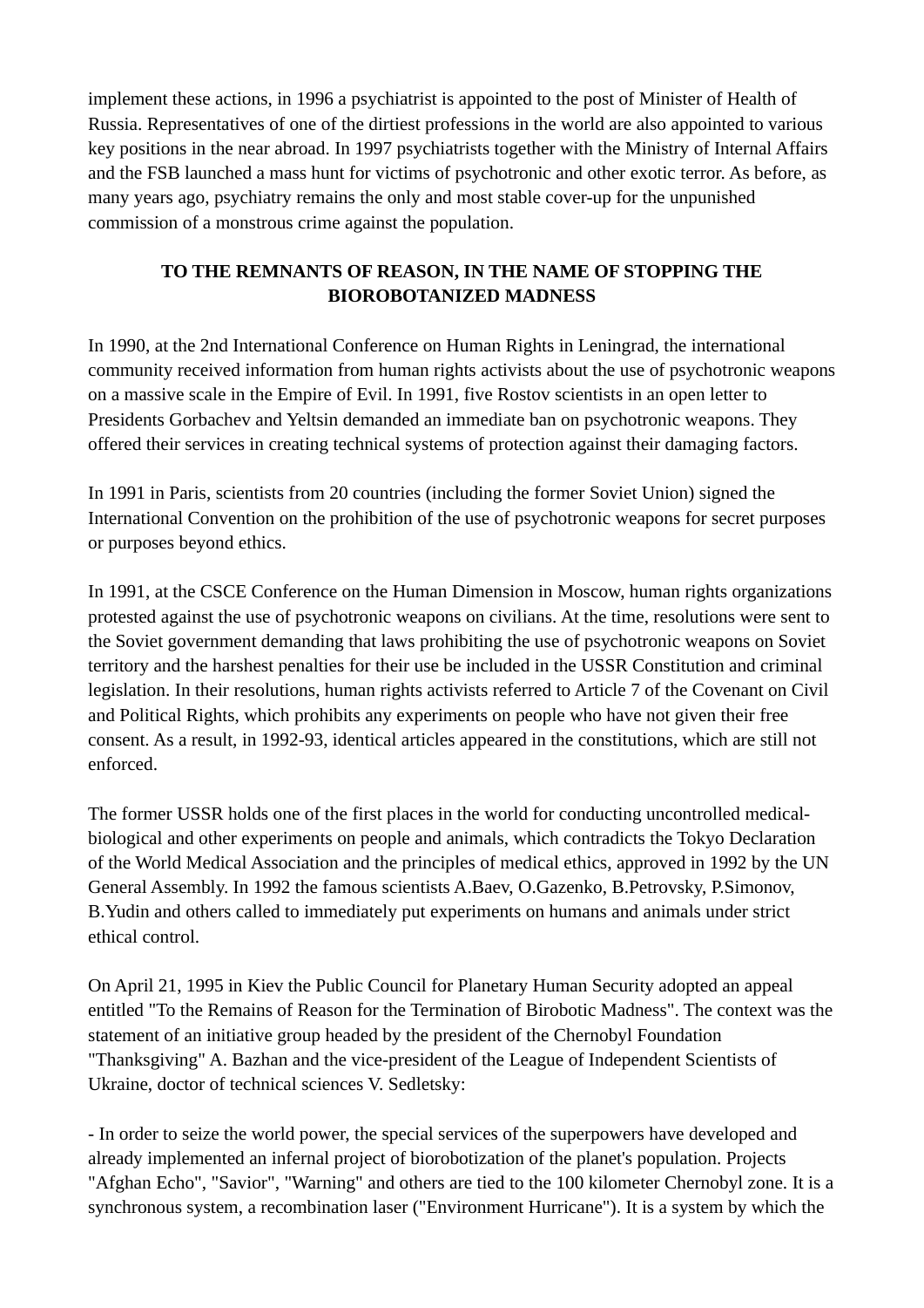implement these actions, in 1996 a psychiatrist is appointed to the post of Minister of Health of Russia. Representatives of one of the dirtiest professions in the world are also appointed to various key positions in the near abroad. In 1997 psychiatrists together with the Ministry of Internal Affairs and the FSB launched a mass hunt for victims of psychotronic and other exotic terror. As before, as many years ago, psychiatry remains the only and most stable cover-up for the unpunished commission of a monstrous crime against the population.

## TO THE REMNANTS OF REASON, IN THE NAME OF STOPPING THE BIOROBOTANIZED MADNESS

In 1990, at the 2nd International Conference on Human Rights in Leningrad, the international community received information from human rights activists about the use of psychotronic weapons on a massive scale in the Empire of Evil. In 1991, five Rostov scientists in an open letter to Presidents Gorbachev and Yeltsin demanded an immediate ban on psychotronic weapons. They offered their services in creating technical systems of protection against their damaging factors.

In 1991 in Paris, scientists from 20 countries (including the former Soviet Union) signed the International Convention on the prohibition of the use of psychotronic weapons for secret purposes or purposes beyond ethics.

In 1991, at the CSCE Conference on the Human Dimension in Moscow, human rights organizations protested against the use of psychotronic weapons on civilians. At the time, resolutions were sent to the Soviet government demanding that laws prohibiting the use of psychotronic weapons on Soviet territory and the harshest penalties for their use be included in the USSR Constitution and criminal legislation. In their resolutions, human rights activists referred to Article 7 of the Covenant on Civil and Political Rights, which prohibits any experiments on people who have not given their free consent. As a result, in 1992-93, identical articles appeared in the constitutions, which are still not enforced.

The former USSR holds one of the first places in the world for conducting uncontrolled medical-biological and other experiments on people and animals, which contradicts the Tokyo Declaration of the World Medical Association and the principles of medical ethics, approved in 1992 by the UN General Assembly. In 1992 the famous scientists A.Baev, O.Gazenko, B.Petrovsky, P.Simonov, B.Yudin and others called to immediately put experiments on humans and animals under strict ethical control.

On April 21, 1995 in Kiev the Public Council for Planetary Human Security adopted an appeal entitled "To the Remains of Reason for the Termination of Birobotic Madness". The context was the statement of an initiative group headed by the president of the Chernobyl Foundation "Thanksgiving" A. Bazhan and the vice-president of the League of Independent Scientists of Ukraine, doctor of technical sciences V. Sedletsky:

- In order to seize the world power, the special services of the superpowers have developed and already implemented an infernal project of biorobotization of the planet's population. Projects "Afghan Echo", "Savior", "Warning" and others are tied to the 100 kilometer Chernobyl zone. It is a synchronous system, a recombination laser ("Environment Hurricane"). It is a system by which the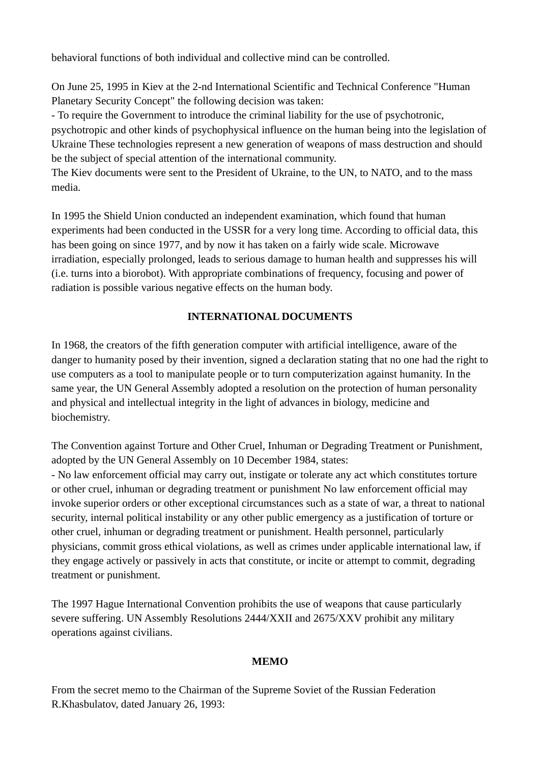behavioral functions of both individual and collective mind can be controlled.

On June 25, 1995 in Kiev at the 2-nd International Scientific and Technical Conference "Human Planetary Security Concept" the following decision was taken:
- To require the Government to introduce the criminal liability for the use of psychotronic, psychotropic and other kinds of psychophysical influence on the human being into the legislation of Ukraine These technologies represent a new generation of weapons of mass destruction and should be the subject of special attention of the international community.
The Kiev documents were sent to the President of Ukraine, to the UN, to NATO, and to the mass media.

In 1995 the Shield Union conducted an independent examination, which found that human experiments had been conducted in the USSR for a very long time. According to official data, this has been going on since 1977, and by now it has taken on a fairly wide scale. Microwave irradiation, especially prolonged, leads to serious damage to human health and suppresses his will (i.e. turns into a biorobot). With appropriate combinations of frequency, focusing and power of radiation is possible various negative effects on the human body.

## INTERNATIONAL DOCUMENTS

In 1968, the creators of the fifth generation computer with artificial intelligence, aware of the danger to humanity posed by their invention, signed a declaration stating that no one had the right to use computers as a tool to manipulate people or to turn computerization against humanity. In the same year, the UN General Assembly adopted a resolution on the protection of human personality and physical and intellectual integrity in the light of advances in biology, medicine and biochemistry.

The Convention against Torture and Other Cruel, Inhuman or Degrading Treatment or Punishment, adopted by the UN General Assembly on 10 December 1984, states:
- No law enforcement official may carry out, instigate or tolerate any act which constitutes torture or other cruel, inhuman or degrading treatment or punishment No law enforcement official may invoke superior orders or other exceptional circumstances such as a state of war, a threat to national security, internal political instability or any other public emergency as a justification of torture or other cruel, inhuman or degrading treatment or punishment. Health personnel, particularly physicians, commit gross ethical violations, as well as crimes under applicable international law, if they engage actively or passively in acts that constitute, or incite or attempt to commit, degrading treatment or punishment.

The 1997 Hague International Convention prohibits the use of weapons that cause particularly severe suffering. UN Assembly Resolutions 2444/XXII and 2675/XXV prohibit any military operations against civilians.

## MEMO

From the secret memo to the Chairman of the Supreme Soviet of the Russian Federation R.Khasbulatov, dated January 26, 1993: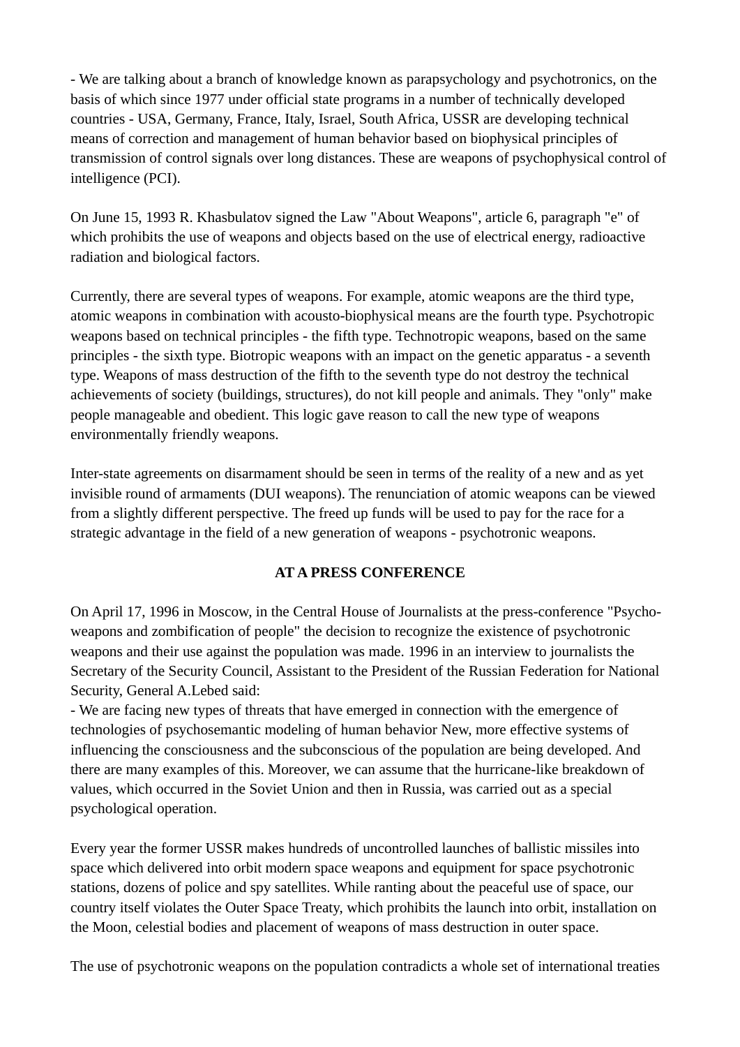- We are talking about a branch of knowledge known as parapsychology and psychotronics, on the basis of which since 1977 under official state programs in a number of technically developed countries - USA, Germany, France, Italy, Israel, South Africa, USSR are developing technical means of correction and management of human behavior based on biophysical principles of transmission of control signals over long distances. These are weapons of psychophysical control of intelligence (PCI).

On June 15, 1993 R. Khasbulatov signed the Law "About Weapons", article 6, paragraph "e" of which prohibits the use of weapons and objects based on the use of electrical energy, radioactive radiation and biological factors.

Currently, there are several types of weapons. For example, atomic weapons are the third type, atomic weapons in combination with acousto-biophysical means are the fourth type. Psychotropic weapons based on technical principles - the fifth type. Technotropic weapons, based on the same principles - the sixth type. Biotropic weapons with an impact on the genetic apparatus - a seventh type. Weapons of mass destruction of the fifth to the seventh type do not destroy the technical achievements of society (buildings, structures), do not kill people and animals. They "only" make people manageable and obedient. This logic gave reason to call the new type of weapons environmentally friendly weapons.

Inter-state agreements on disarmament should be seen in terms of the reality of a new and as yet invisible round of armaments (DUI weapons). The renunciation of atomic weapons can be viewed from a slightly different perspective. The freed up funds will be used to pay for the race for a strategic advantage in the field of a new generation of weapons - psychotronic weapons.

**AT A PRESS CONFERENCE**

On April 17, 1996 in Moscow, in the Central House of Journalists at the press-conference "Psycho-weapons and zombification of people" the decision to recognize the existence of psychotronic weapons and their use against the population was made. 1996 in an interview to journalists the Secretary of the Security Council, Assistant to the President of the Russian Federation for National Security, General A.Lebed said:
- We are facing new types of threats that have emerged in connection with the emergence of technologies of psychosemantic modeling of human behavior New, more effective systems of influencing the consciousness and the subconscious of the population are being developed. And there are many examples of this. Moreover, we can assume that the hurricane-like breakdown of values, which occurred in the Soviet Union and then in Russia, was carried out as a special psychological operation.

Every year the former USSR makes hundreds of uncontrolled launches of ballistic missiles into space which delivered into orbit modern space weapons and equipment for space psychotronic stations, dozens of police and spy satellites. While ranting about the peaceful use of space, our country itself violates the Outer Space Treaty, which prohibits the launch into orbit, installation on the Moon, celestial bodies and placement of weapons of mass destruction in outer space.

The use of psychotronic weapons on the population contradicts a whole set of international treaties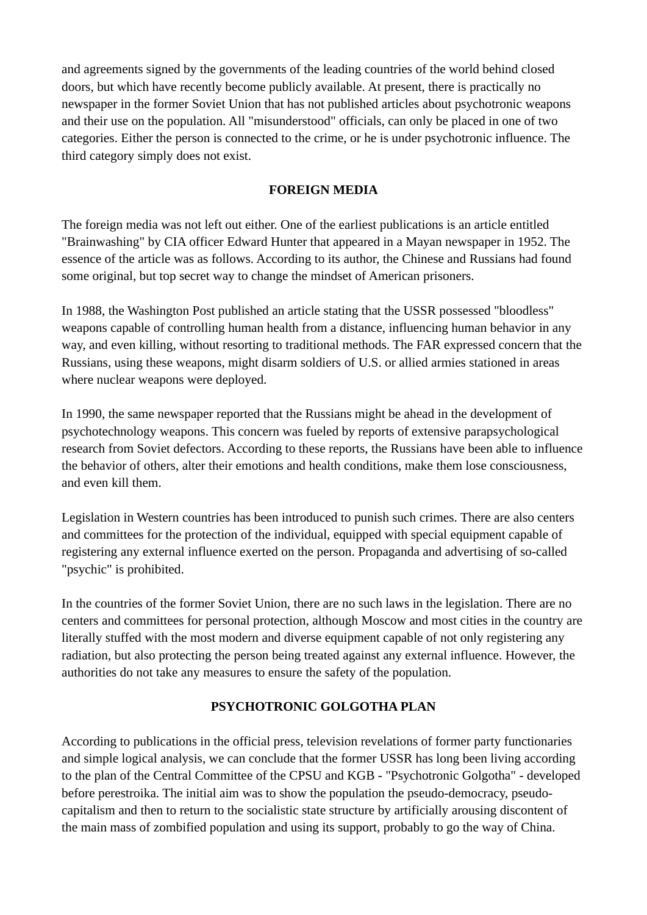and agreements signed by the governments of the leading countries of the world behind closed doors, but which have recently become publicly available. At present, there is practically no newspaper in the former Soviet Union that has not published articles about psychotronic weapons and their use on the population. All "misunderstood" officials, can only be placed in one of two categories. Either the person is connected to the crime, or he is under psychotronic influence. The third category simply does not exist.

## FOREIGN MEDIA

The foreign media was not left out either. One of the earliest publications is an article entitled "Brainwashing" by CIA officer Edward Hunter that appeared in a Mayan newspaper in 1952. The essence of the article was as follows. According to its author, the Chinese and Russians had found some original, but top secret way to change the mindset of American prisoners.

In 1988, the Washington Post published an article stating that the USSR possessed "bloodless" weapons capable of controlling human health from a distance, influencing human behavior in any way, and even killing, without resorting to traditional methods. The FAR expressed concern that the Russians, using these weapons, might disarm soldiers of U.S. or allied armies stationed in areas where nuclear weapons were deployed.

In 1990, the same newspaper reported that the Russians might be ahead in the development of psychotechnology weapons. This concern was fueled by reports of extensive parapsychological research from Soviet defectors. According to these reports, the Russians have been able to influence the behavior of others, alter their emotions and health conditions, make them lose consciousness, and even kill them.

Legislation in Western countries has been introduced to punish such crimes. There are also centers and committees for the protection of the individual, equipped with special equipment capable of registering any external influence exerted on the person. Propaganda and advertising of so-called "psychic" is prohibited.

In the countries of the former Soviet Union, there are no such laws in the legislation. There are no centers and committees for personal protection, although Moscow and most cities in the country are literally stuffed with the most modern and diverse equipment capable of not only registering any radiation, but also protecting the person being treated against any external influence. However, the authorities do not take any measures to ensure the safety of the population.

## PSYCHOTRONIC GOLGOTHA PLAN

According to publications in the official press, television revelations of former party functionaries and simple logical analysis, we can conclude that the former USSR has long been living according to the plan of the Central Committee of the CPSU and KGB - "Psychotronic Golgotha" - developed before perestroika. The initial aim was to show the population the pseudo-democracy, pseudo-capitalism and then to return to the socialistic state structure by artificially arousing discontent of the main mass of zombified population and using its support, probably to go the way of China.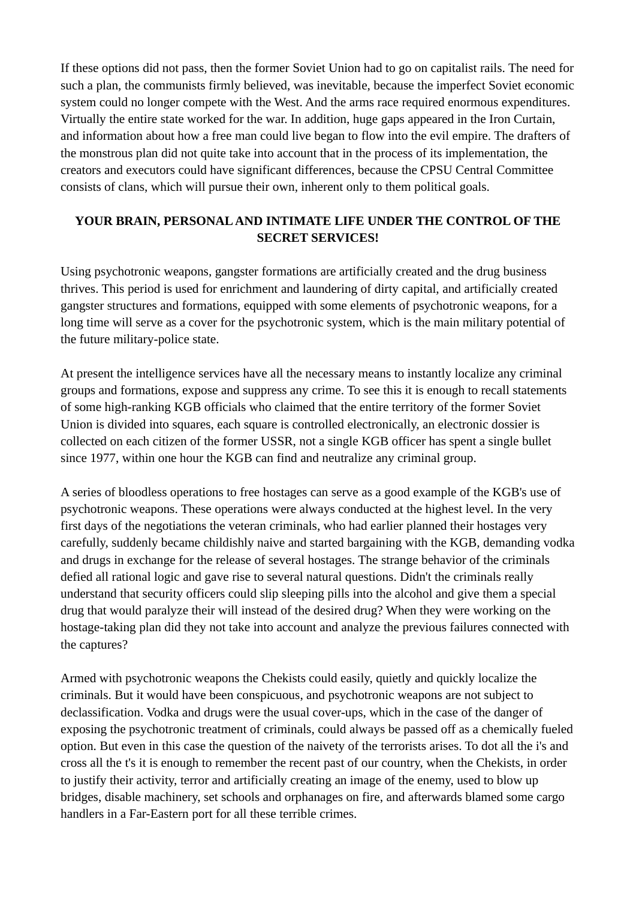If these options did not pass, then the former Soviet Union had to go on capitalist rails. The need for such a plan, the communists firmly believed, was inevitable, because the imperfect Soviet economic system could no longer compete with the West. And the arms race required enormous expenditures. Virtually the entire state worked for the war. In addition, huge gaps appeared in the Iron Curtain, and information about how a free man could live began to flow into the evil empire. The drafters of the monstrous plan did not quite take into account that in the process of its implementation, the creators and executors could have significant differences, because the CPSU Central Committee consists of clans, which will pursue their own, inherent only to them political goals.

## YOUR BRAIN, PERSONAL AND INTIMATE LIFE UNDER THE CONTROL OF THE SECRET SERVICES!

Using psychotronic weapons, gangster formations are artificially created and the drug business thrives. This period is used for enrichment and laundering of dirty capital, and artificially created gangster structures and formations, equipped with some elements of psychotronic weapons, for a long time will serve as a cover for the psychotronic system, which is the main military potential of the future military-police state.

At present the intelligence services have all the necessary means to instantly localize any criminal groups and formations, expose and suppress any crime. To see this it is enough to recall statements of some high-ranking KGB officials who claimed that the entire territory of the former Soviet Union is divided into squares, each square is controlled electronically, an electronic dossier is collected on each citizen of the former USSR, not a single KGB officer has spent a single bullet since 1977, within one hour the KGB can find and neutralize any criminal group.

A series of bloodless operations to free hostages can serve as a good example of the KGB's use of psychotronic weapons. These operations were always conducted at the highest level. In the very first days of the negotiations the veteran criminals, who had earlier planned their hostages very carefully, suddenly became childishly naive and started bargaining with the KGB, demanding vodka and drugs in exchange for the release of several hostages. The strange behavior of the criminals defied all rational logic and gave rise to several natural questions. Didn't the criminals really understand that security officers could slip sleeping pills into the alcohol and give them a special drug that would paralyze their will instead of the desired drug? When they were working on the hostage-taking plan did they not take into account and analyze the previous failures connected with the captures?

Armed with psychotronic weapons the Chekists could easily, quietly and quickly localize the criminals. But it would have been conspicuous, and psychotronic weapons are not subject to declassification. Vodka and drugs were the usual cover-ups, which in the case of the danger of exposing the psychotronic treatment of criminals, could always be passed off as a chemically fueled option. But even in this case the question of the naivety of the terrorists arises. To dot all the i's and cross all the t's it is enough to remember the recent past of our country, when the Chekists, in order to justify their activity, terror and artificially creating an image of the enemy, used to blow up bridges, disable machinery, set schools and orphanages on fire, and afterwards blamed some cargo handlers in a Far-Eastern port for all these terrible crimes.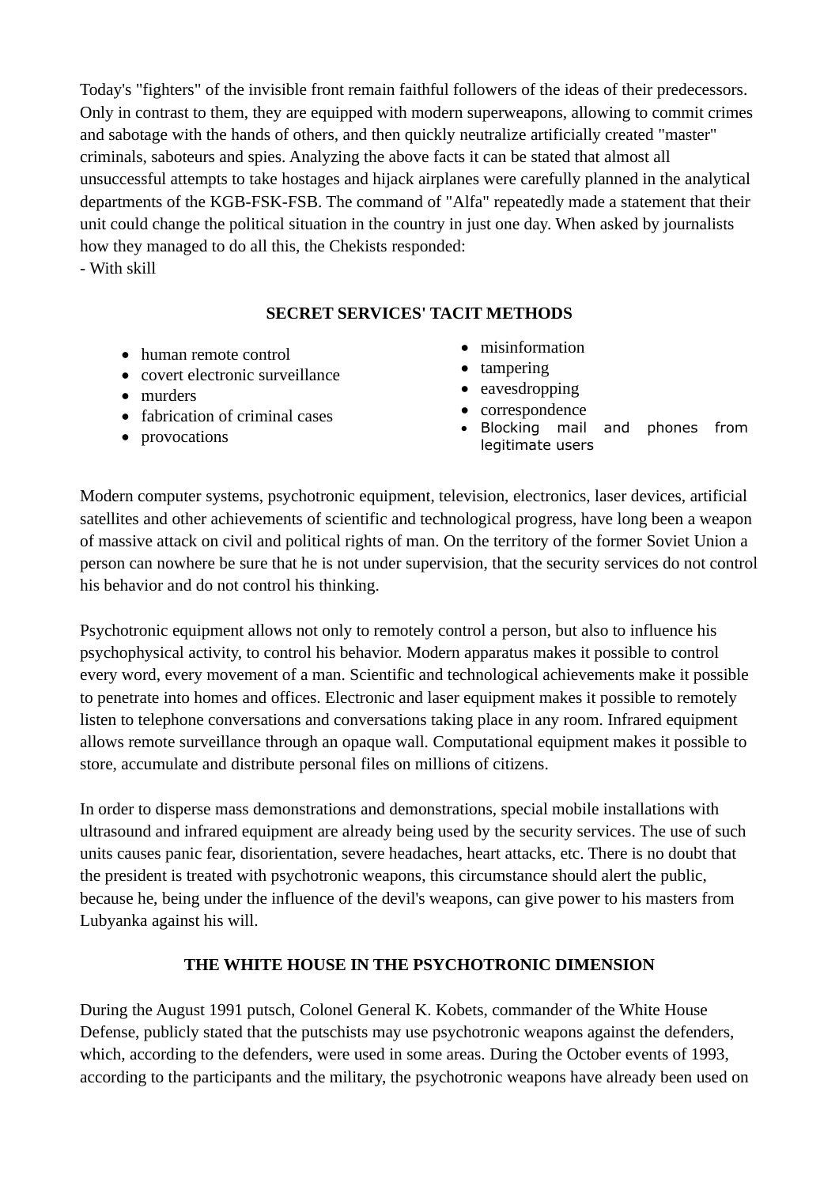Today's "fighters" of the invisible front remain faithful followers of the ideas of their predecessors. Only in contrast to them, they are equipped with modern superweapons, allowing to commit crimes and sabotage with the hands of others, and then quickly neutralize artificially created "master" criminals, saboteurs and spies. Analyzing the above facts it can be stated that almost all unsuccessful attempts to take hostages and hijack airplanes were carefully planned in the analytical departments of the KGB-FSK-FSB. The command of "Alfa" repeatedly made a statement that their unit could change the political situation in the country in just one day. When asked by journalists how they managed to do all this, the Chekists responded:
- With skill

## SECRET SERVICES' TACIT METHODS

- human remote control
- covert electronic surveillance
- murders
- fabrication of criminal cases
- provocations
- misinformation
- tampering
- eavesdropping
- correspondence
- Blocking mail and phones from legitimate users

Modern computer systems, psychotronic equipment, television, electronics, laser devices, artificial satellites and other achievements of scientific and technological progress, have long been a weapon of massive attack on civil and political rights of man. On the territory of the former Soviet Union a person can nowhere be sure that he is not under supervision, that the security services do not control his behavior and do not control his thinking.

Psychotronic equipment allows not only to remotely control a person, but also to influence his psychophysical activity, to control his behavior. Modern apparatus makes it possible to control every word, every movement of a man. Scientific and technological achievements make it possible to penetrate into homes and offices. Electronic and laser equipment makes it possible to remotely listen to telephone conversations and conversations taking place in any room. Infrared equipment allows remote surveillance through an opaque wall. Computational equipment makes it possible to store, accumulate and distribute personal files on millions of citizens.

In order to disperse mass demonstrations and demonstrations, special mobile installations with ultrasound and infrared equipment are already being used by the security services. The use of such units causes panic fear, disorientation, severe headaches, heart attacks, etc. There is no doubt that the president is treated with psychotronic weapons, this circumstance should alert the public, because he, being under the influence of the devil's weapons, can give power to his masters from Lubyanka against his will.

## THE WHITE HOUSE IN THE PSYCHOTRONIC DIMENSION

During the August 1991 putsch, Colonel General K. Kobets, commander of the White House Defense, publicly stated that the putschists may use psychotronic weapons against the defenders, which, according to the defenders, were used in some areas. During the October events of 1993, according to the participants and the military, the psychotronic weapons have already been used on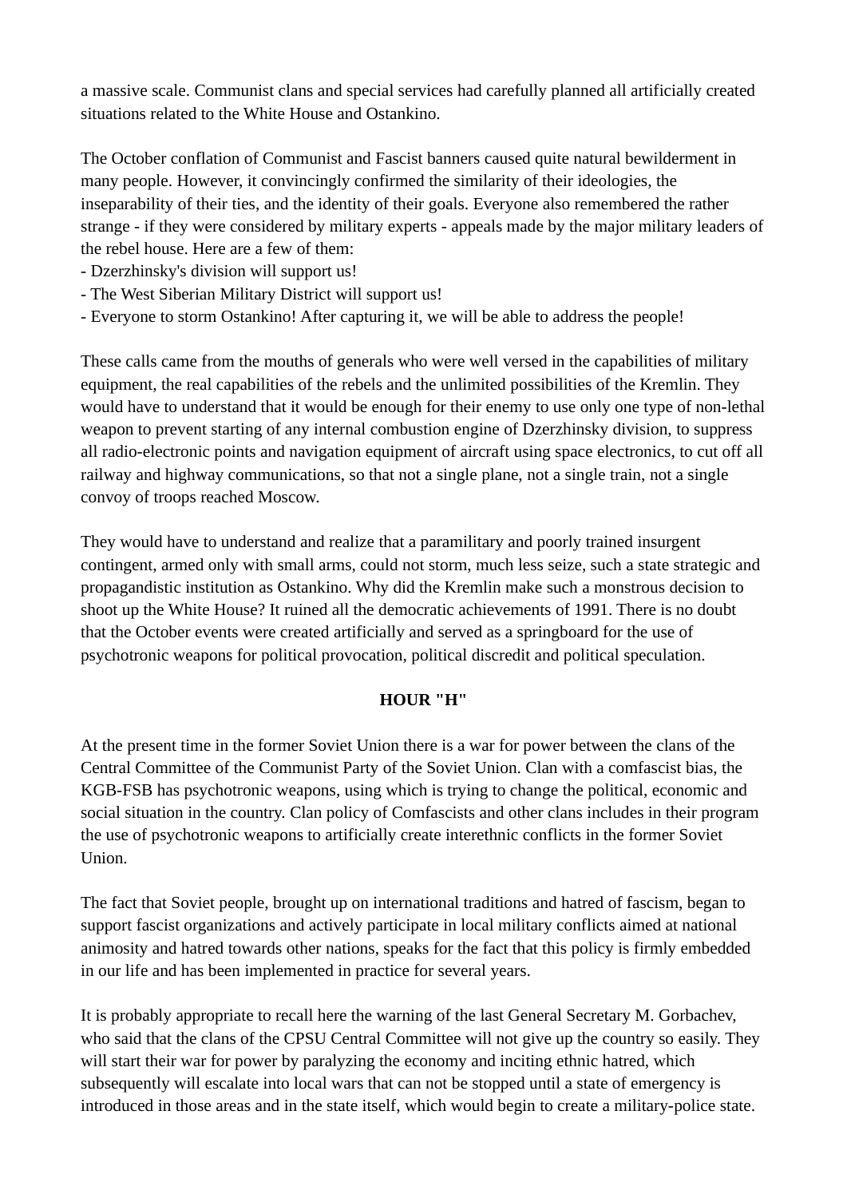a massive scale. Communist clans and special services had carefully planned all artificially created situations related to the White House and Ostankino.

The October conflation of Communist and Fascist banners caused quite natural bewilderment in many people. However, it convincingly confirmed the similarity of their ideologies, the inseparability of their ties, and the identity of their goals. Everyone also remembered the rather strange - if they were considered by military experts - appeals made by the major military leaders of the rebel house. Here are a few of them:
- Dzerzhinsky's division will support us!
- The West Siberian Military District will support us!
- Everyone to storm Ostankino! After capturing it, we will be able to address the people!

These calls came from the mouths of generals who were well versed in the capabilities of military equipment, the real capabilities of the rebels and the unlimited possibilities of the Kremlin. They would have to understand that it would be enough for their enemy to use only one type of non-lethal weapon to prevent starting of any internal combustion engine of Dzerzhinsky division, to suppress all radio-electronic points and navigation equipment of aircraft using space electronics, to cut off all railway and highway communications, so that not a single plane, not a single train, not a single convoy of troops reached Moscow.

They would have to understand and realize that a paramilitary and poorly trained insurgent contingent, armed only with small arms, could not storm, much less seize, such a state strategic and propagandistic institution as Ostankino. Why did the Kremlin make such a monstrous decision to shoot up the White House? It ruined all the democratic achievements of 1991. There is no doubt that the October events were created artificially and served as a springboard for the use of psychotronic weapons for political provocation, political discredit and political speculation.

## HOUR "H"

At the present time in the former Soviet Union there is a war for power between the clans of the Central Committee of the Communist Party of the Soviet Union. Clan with a comfascist bias, the KGB-FSB has psychotronic weapons, using which is trying to change the political, economic and social situation in the country. Clan policy of Comfascists and other clans includes in their program the use of psychotronic weapons to artificially create interethnic conflicts in the former Soviet Union.

The fact that Soviet people, brought up on international traditions and hatred of fascism, began to support fascist organizations and actively participate in local military conflicts aimed at national animosity and hatred towards other nations, speaks for the fact that this policy is firmly embedded in our life and has been implemented in practice for several years.

It is probably appropriate to recall here the warning of the last General Secretary M. Gorbachev, who said that the clans of the CPSU Central Committee will not give up the country so easily. They will start their war for power by paralyzing the economy and inciting ethnic hatred, which subsequently will escalate into local wars that can not be stopped until a state of emergency is introduced in those areas and in the state itself, which would begin to create a military-police state.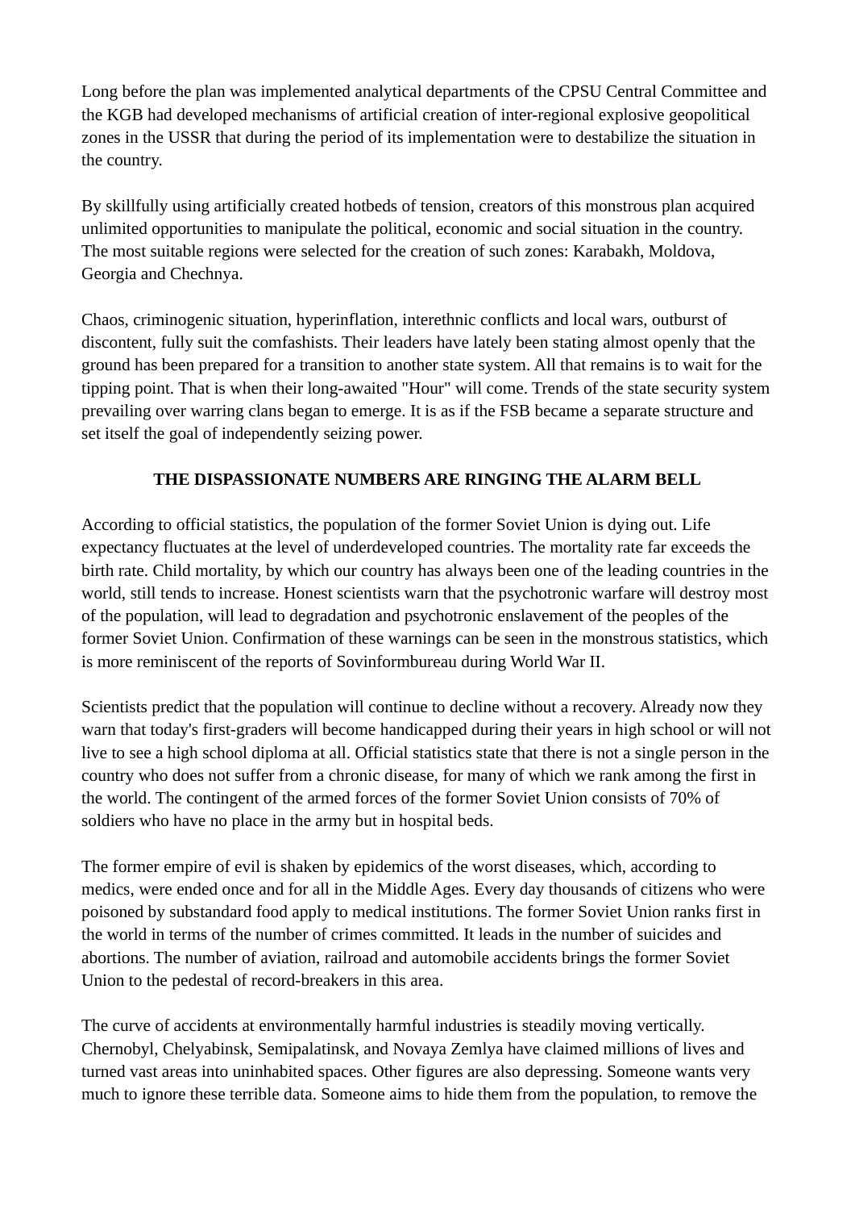Long before the plan was implemented analytical departments of the CPSU Central Committee and the KGB had developed mechanisms of artificial creation of inter-regional explosive geopolitical zones in the USSR that during the period of its implementation were to destabilize the situation in the country.

By skillfully using artificially created hotbeds of tension, creators of this monstrous plan acquired unlimited opportunities to manipulate the political, economic and social situation in the country. The most suitable regions were selected for the creation of such zones: Karabakh, Moldova, Georgia and Chechnya.

Chaos, criminogenic situation, hyperinflation, interethnic conflicts and local wars, outburst of discontent, fully suit the comfashists. Their leaders have lately been stating almost openly that the ground has been prepared for a transition to another state system. All that remains is to wait for the tipping point. That is when their long-awaited "Hour" will come. Trends of the state security system prevailing over warring clans began to emerge. It is as if the FSB became a separate structure and set itself the goal of independently seizing power.

## THE DISPASSIONATE NUMBERS ARE RINGING THE ALARM BELL

According to official statistics, the population of the former Soviet Union is dying out. Life expectancy fluctuates at the level of underdeveloped countries. The mortality rate far exceeds the birth rate. Child mortality, by which our country has always been one of the leading countries in the world, still tends to increase. Honest scientists warn that the psychotronic warfare will destroy most of the population, will lead to degradation and psychotronic enslavement of the peoples of the former Soviet Union. Confirmation of these warnings can be seen in the monstrous statistics, which is more reminiscent of the reports of Sovinformbureau during World War II.

Scientists predict that the population will continue to decline without a recovery. Already now they warn that today's first-graders will become handicapped during their years in high school or will not live to see a high school diploma at all. Official statistics state that there is not a single person in the country who does not suffer from a chronic disease, for many of which we rank among the first in the world. The contingent of the armed forces of the former Soviet Union consists of 70% of soldiers who have no place in the army but in hospital beds.

The former empire of evil is shaken by epidemics of the worst diseases, which, according to medics, were ended once and for all in the Middle Ages. Every day thousands of citizens who were poisoned by substandard food apply to medical institutions. The former Soviet Union ranks first in the world in terms of the number of crimes committed. It leads in the number of suicides and abortions. The number of aviation, railroad and automobile accidents brings the former Soviet Union to the pedestal of record-breakers in this area.

The curve of accidents at environmentally harmful industries is steadily moving vertically. Chernobyl, Chelyabinsk, Semipalatinsk, and Novaya Zemlya have claimed millions of lives and turned vast areas into uninhabited spaces. Other figures are also depressing. Someone wants very much to ignore these terrible data. Someone aims to hide them from the population, to remove the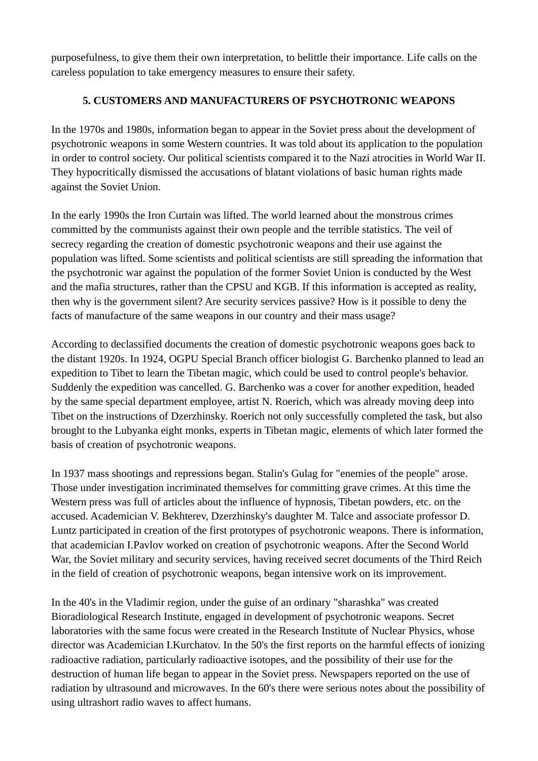purposefulness, to give them their own interpretation, to belittle their importance. Life calls on the careless population to take emergency measures to ensure their safety.

## 5. CUSTOMERS AND MANUFACTURERS OF PSYCHOTRONIC WEAPONS

In the 1970s and 1980s, information began to appear in the Soviet press about the development of psychotronic weapons in some Western countries. It was told about its application to the population in order to control society. Our political scientists compared it to the Nazi atrocities in World War II. They hypocritically dismissed the accusations of blatant violations of basic human rights made against the Soviet Union.

In the early 1990s the Iron Curtain was lifted. The world learned about the monstrous crimes committed by the communists against their own people and the terrible statistics. The veil of secrecy regarding the creation of domestic psychotronic weapons and their use against the population was lifted. Some scientists and political scientists are still spreading the information that the psychotronic war against the population of the former Soviet Union is conducted by the West and the mafia structures, rather than the CPSU and KGB. If this information is accepted as reality, then why is the government silent? Are security services passive? How is it possible to deny the facts of manufacture of the same weapons in our country and their mass usage?

According to declassified documents the creation of domestic psychotronic weapons goes back to the distant 1920s. In 1924, OGPU Special Branch officer biologist G. Barchenko planned to lead an expedition to Tibet to learn the Tibetan magic, which could be used to control people's behavior. Suddenly the expedition was cancelled. G. Barchenko was a cover for another expedition, headed by the same special department employee, artist N. Roerich, which was already moving deep into Tibet on the instructions of Dzerzhinsky. Roerich not only successfully completed the task, but also brought to the Lubyanka eight monks, experts in Tibetan magic, elements of which later formed the basis of creation of psychotronic weapons.

In 1937 mass shootings and repressions began. Stalin's Gulag for "enemies of the people" arose. Those under investigation incriminated themselves for committing grave crimes. At this time the Western press was full of articles about the influence of hypnosis, Tibetan powders, etc. on the accused. Academician V. Bekhterev, Dzerzhinsky's daughter M. Talce and associate professor D. Luntz participated in creation of the first prototypes of psychotronic weapons. There is information, that academician I.Pavlov worked on creation of psychotronic weapons. After the Second World War, the Soviet military and security services, having received secret documents of the Third Reich in the field of creation of psychotronic weapons, began intensive work on its improvement.

In the 40's in the Vladimir region, under the guise of an ordinary "sharashka" was created Bioradiological Research Institute, engaged in development of psychotronic weapons. Secret laboratories with the same focus were created in the Research Institute of Nuclear Physics, whose director was Academician I.Kurchatov. In the 50's the first reports on the harmful effects of ionizing radioactive radiation, particularly radioactive isotopes, and the possibility of their use for the destruction of human life began to appear in the Soviet press. Newspapers reported on the use of radiation by ultrasound and microwaves. In the 60's there were serious notes about the possibility of using ultrashort radio waves to affect humans.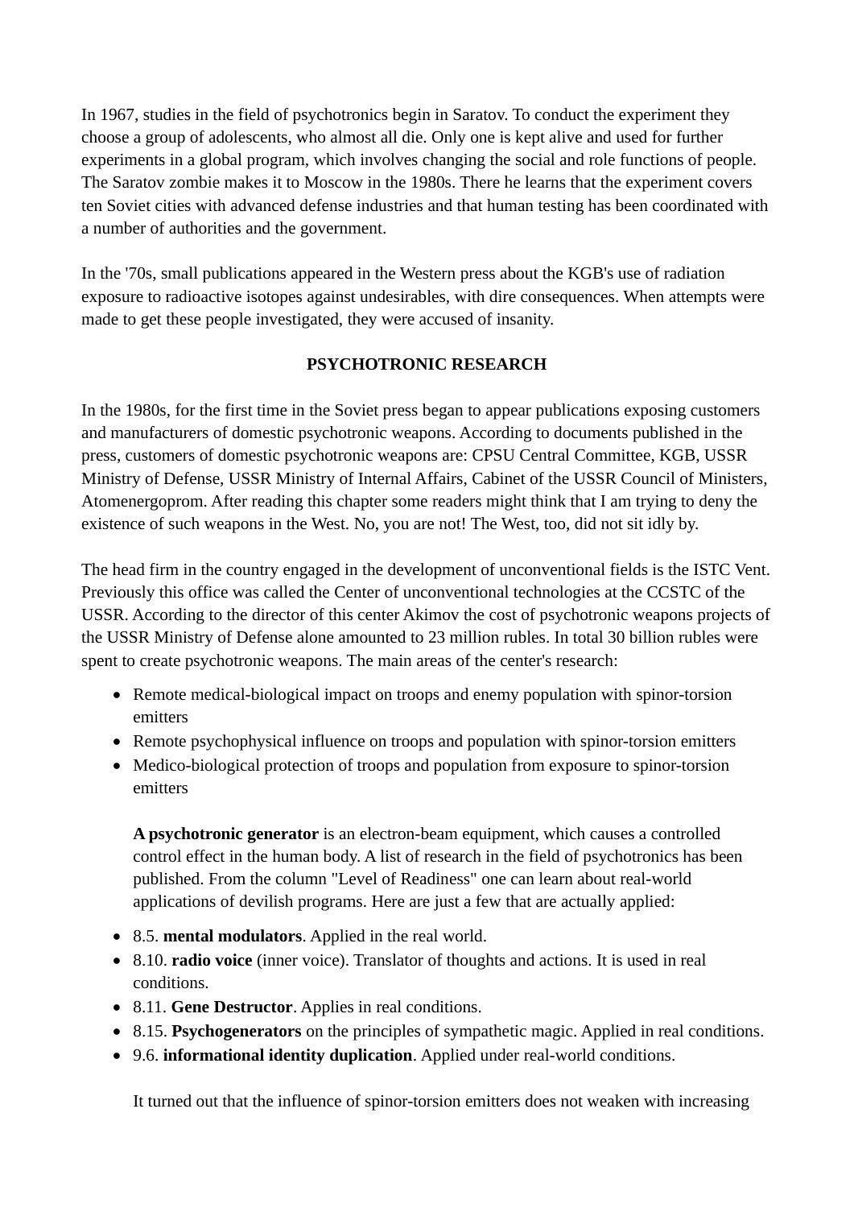In 1967, studies in the field of psychotronics begin in Saratov. To conduct the experiment they choose a group of adolescents, who almost all die. Only one is kept alive and used for further experiments in a global program, which involves changing the social and role functions of people. The Saratov zombie makes it to Moscow in the 1980s. There he learns that the experiment covers ten Soviet cities with advanced defense industries and that human testing has been coordinated with a number of authorities and the government.

In the '70s, small publications appeared in the Western press about the KGB's use of radiation exposure to radioactive isotopes against undesirables, with dire consequences. When attempts were made to get these people investigated, they were accused of insanity.

## PSYCHOTRONIC RESEARCH

In the 1980s, for the first time in the Soviet press began to appear publications exposing customers and manufacturers of domestic psychotronic weapons. According to documents published in the press, customers of domestic psychotronic weapons are: CPSU Central Committee, KGB, USSR Ministry of Defense, USSR Ministry of Internal Affairs, Cabinet of the USSR Council of Ministers, Atomenergoprom. After reading this chapter some readers might think that I am trying to deny the existence of such weapons in the West. No, you are not! The West, too, did not sit idly by.

The head firm in the country engaged in the development of unconventional fields is the ISTC Vent. Previously this office was called the Center of unconventional technologies at the CCSTC of the USSR. According to the director of this center Akimov the cost of psychotronic weapons projects of the USSR Ministry of Defense alone amounted to 23 million rubles. In total 30 billion rubles were spent to create psychotronic weapons. The main areas of the center's research:

- Remote medical-biological impact on troops and enemy population with spinor-torsion emitters
- Remote psychophysical influence on troops and population with spinor-torsion emitters
- Medico-biological protection of troops and population from exposure to spinor-torsion emitters

  **A psychotronic generator** is an electron-beam equipment, which causes a controlled control effect in the human body. A list of research in the field of psychotronics has been published. From the column "Level of Readiness" one can learn about real-world applications of devilish programs. Here are just a few that are actually applied:

- 8.5. **mental modulators**. Applied in the real world.
- 8.10. **radio voice** (inner voice). Translator of thoughts and actions. It is used in real conditions.
- 8.11. **Gene Destructor**. Applies in real conditions.
- 8.15. **Psychogenerators** on the principles of sympathetic magic. Applied in real conditions.
- 9.6. **informational identity duplication**. Applied under real-world conditions.

  It turned out that the influence of spinor-torsion emitters does not weaken with increasing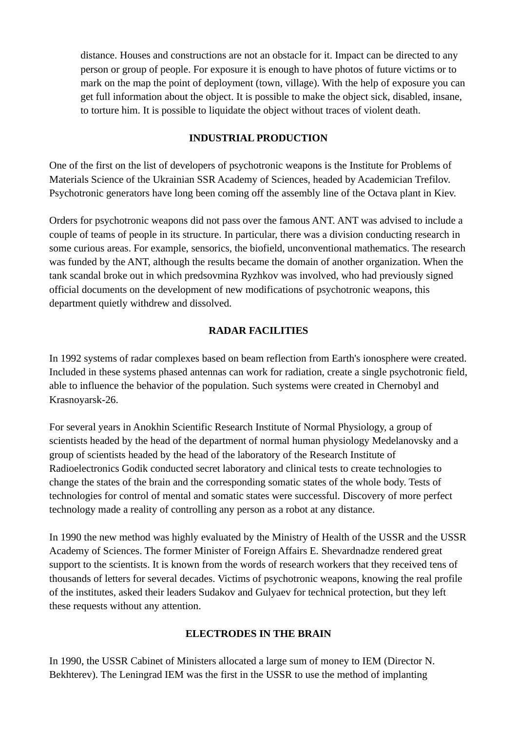distance. Houses and constructions are not an obstacle for it. Impact can be directed to any person or group of people. For exposure it is enough to have photos of future victims or to mark on the map the point of deployment (town, village). With the help of exposure you can get full information about the object. It is possible to make the object sick, disabled, insane, to torture him. It is possible to liquidate the object without traces of violent death.

## INDUSTRIAL PRODUCTION

One of the first on the list of developers of psychotronic weapons is the Institute for Problems of Materials Science of the Ukrainian SSR Academy of Sciences, headed by Academician Trefilov. Psychotronic generators have long been coming off the assembly line of the Octava plant in Kiev.

Orders for psychotronic weapons did not pass over the famous ANT. ANT was advised to include a couple of teams of people in its structure. In particular, there was a division conducting research in some curious areas. For example, sensorics, the biofield, unconventional mathematics. The research was funded by the ANT, although the results became the domain of another organization. When the tank scandal broke out in which predsovmina Ryzhkov was involved, who had previously signed official documents on the development of new modifications of psychotronic weapons, this department quietly withdrew and dissolved.

## RADAR FACILITIES

In 1992 systems of radar complexes based on beam reflection from Earth's ionosphere were created. Included in these systems phased antennas can work for radiation, create a single psychotronic field, able to influence the behavior of the population. Such systems were created in Chernobyl and Krasnoyarsk-26.

For several years in Anokhin Scientific Research Institute of Normal Physiology, a group of scientists headed by the head of the department of normal human physiology Medelanovsky and a group of scientists headed by the head of the laboratory of the Research Institute of Radioelectronics Godik conducted secret laboratory and clinical tests to create technologies to change the states of the brain and the corresponding somatic states of the whole body. Tests of technologies for control of mental and somatic states were successful. Discovery of more perfect technology made a reality of controlling any person as a robot at any distance.

In 1990 the new method was highly evaluated by the Ministry of Health of the USSR and the USSR Academy of Sciences. The former Minister of Foreign Affairs E. Shevardnadze rendered great support to the scientists. It is known from the words of research workers that they received tens of thousands of letters for several decades. Victims of psychotronic weapons, knowing the real profile of the institutes, asked their leaders Sudakov and Gulyaev for technical protection, but they left these requests without any attention.

## ELECTRODES IN THE BRAIN

In 1990, the USSR Cabinet of Ministers allocated a large sum of money to IEM (Director N. Bekhterev). The Leningrad IEM was the first in the USSR to use the method of implanting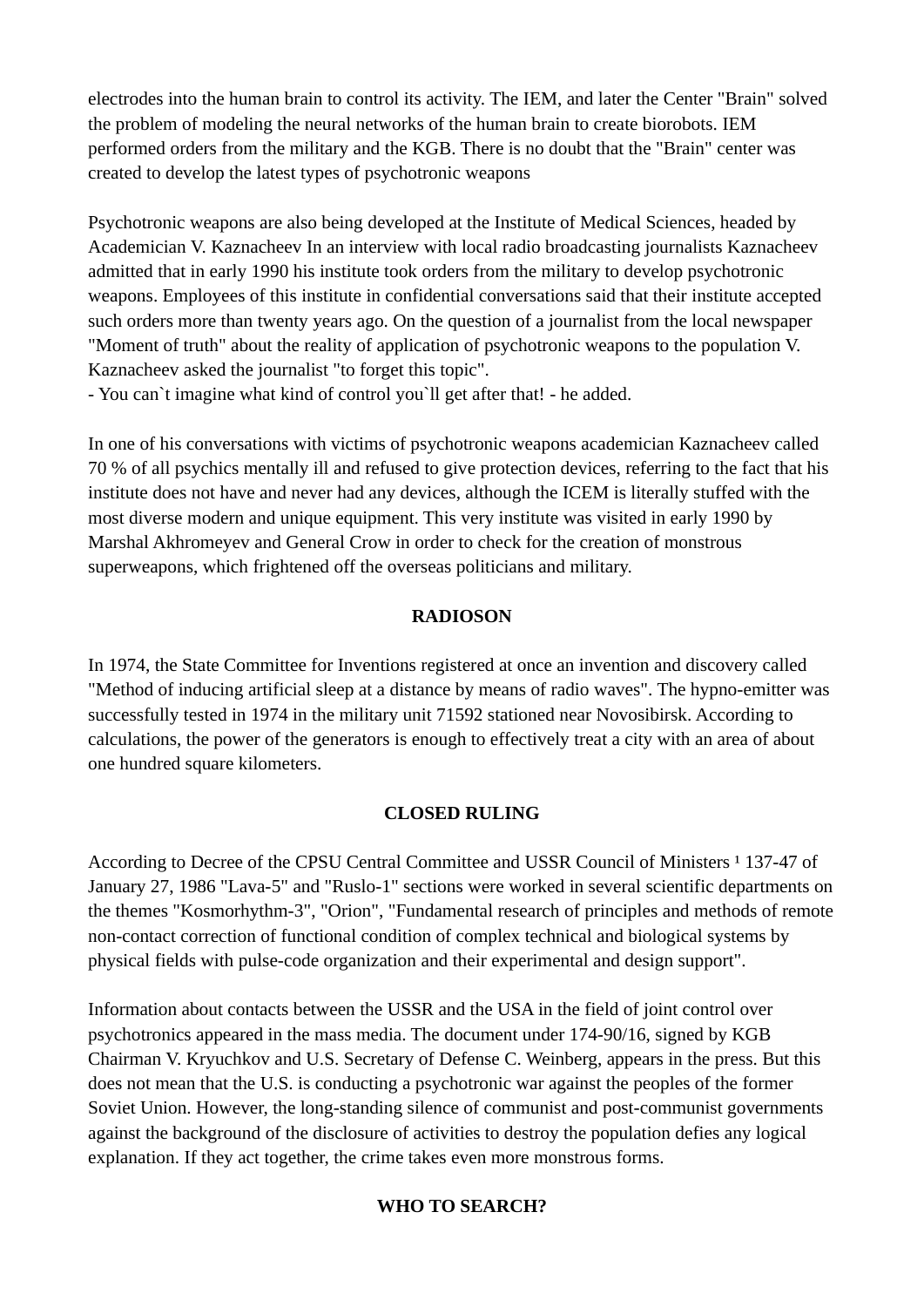electrodes into the human brain to control its activity. The IEM, and later the Center "Brain" solved the problem of modeling the neural networks of the human brain to create biorobots. IEM performed orders from the military and the KGB. There is no doubt that the "Brain" center was created to develop the latest types of psychotronic weapons

Psychotronic weapons are also being developed at the Institute of Medical Sciences, headed by Academician V. Kaznacheev In an interview with local radio broadcasting journalists Kaznacheev admitted that in early 1990 his institute took orders from the military to develop psychotronic weapons. Employees of this institute in confidential conversations said that their institute accepted such orders more than twenty years ago. On the question of a journalist from the local newspaper "Moment of truth" about the reality of application of psychotronic weapons to the population V. Kaznacheev asked the journalist "to forget this topic".
- You can`t imagine what kind of control you`ll get after that! - he added.

In one of his conversations with victims of psychotronic weapons academician Kaznacheev called 70 % of all psychics mentally ill and refused to give protection devices, referring to the fact that his institute does not have and never had any devices, although the ICEM is literally stuffed with the most diverse modern and unique equipment. This very institute was visited in early 1990 by Marshal Akhromeyev and General Crow in order to check for the creation of monstrous superweapons, which frightened off the overseas politicians and military.

**RADIOSON**

In 1974, the State Committee for Inventions registered at once an invention and discovery called "Method of inducing artificial sleep at a distance by means of radio waves". The hypno-emitter was successfully tested in 1974 in the military unit 71592 stationed near Novosibirsk. According to calculations, the power of the generators is enough to effectively treat a city with an area of about one hundred square kilometers.

**CLOSED RULING**

According to Decree of the CPSU Central Committee and USSR Council of Ministers ¹ 137-47 of January 27, 1986 "Lava-5" and "Ruslo-1" sections were worked in several scientific departments on the themes "Kosmorhythm-3", "Orion", "Fundamental research of principles and methods of remote non-contact correction of functional condition of complex technical and biological systems by physical fields with pulse-code organization and their experimental and design support".

Information about contacts between the USSR and the USA in the field of joint control over psychotronics appeared in the mass media. The document under 174-90/16, signed by KGB Chairman V. Kryuchkov and U.S. Secretary of Defense C. Weinberg, appears in the press. But this does not mean that the U.S. is conducting a psychotronic war against the peoples of the former Soviet Union. However, the long-standing silence of communist and post-communist governments against the background of the disclosure of activities to destroy the population defies any logical explanation. If they act together, the crime takes even more monstrous forms.

**WHO TO SEARCH?**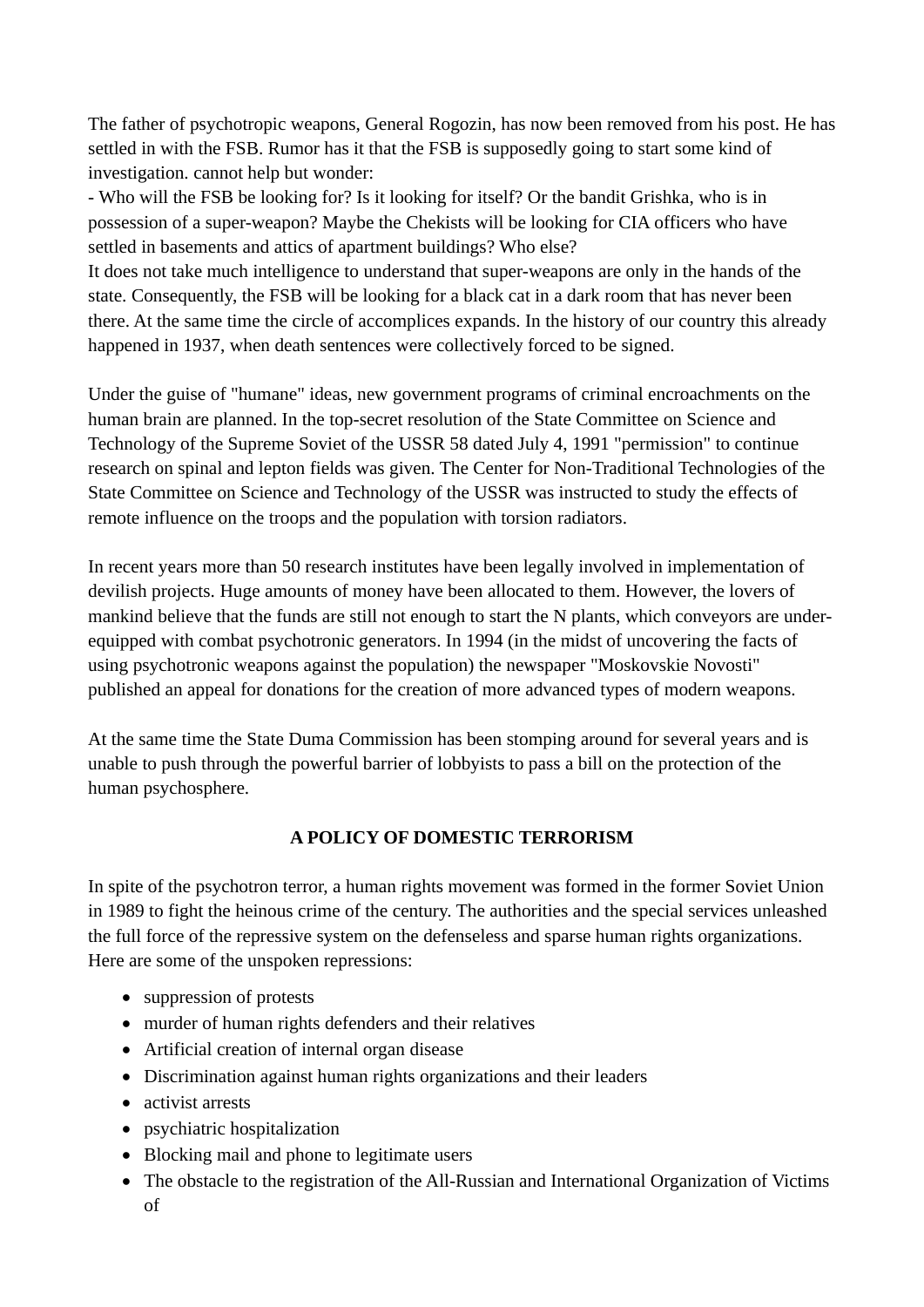The father of psychotropic weapons, General Rogozin, has now been removed from his post. He has settled in with the FSB. Rumor has it that the FSB is supposedly going to start some kind of investigation. cannot help but wonder:
- Who will the FSB be looking for? Is it looking for itself? Or the bandit Grishka, who is in possession of a super-weapon? Maybe the Chekists will be looking for CIA officers who have settled in basements and attics of apartment buildings? Who else?
It does not take much intelligence to understand that super-weapons are only in the hands of the state. Consequently, the FSB will be looking for a black cat in a dark room that has never been there. At the same time the circle of accomplices expands. In the history of our country this already happened in 1937, when death sentences were collectively forced to be signed.

Under the guise of "humane" ideas, new government programs of criminal encroachments on the human brain are planned. In the top-secret resolution of the State Committee on Science and Technology of the Supreme Soviet of the USSR 58 dated July 4, 1991 "permission" to continue research on spinal and lepton fields was given. The Center for Non-Traditional Technologies of the State Committee on Science and Technology of the USSR was instructed to study the effects of remote influence on the troops and the population with torsion radiators.

In recent years more than 50 research institutes have been legally involved in implementation of devilish projects. Huge amounts of money have been allocated to them. However, the lovers of mankind believe that the funds are still not enough to start the N plants, which conveyors are under-equipped with combat psychotronic generators. In 1994 (in the midst of uncovering the facts of using psychotronic weapons against the population) the newspaper "Moskovskie Novosti" published an appeal for donations for the creation of more advanced types of modern weapons.

At the same time the State Duma Commission has been stomping around for several years and is unable to push through the powerful barrier of lobbyists to pass a bill on the protection of the human psychosphere.

## A POLICY OF DOMESTIC TERRORISM

In spite of the psychotron terror, a human rights movement was formed in the former Soviet Union in 1989 to fight the heinous crime of the century. The authorities and the special services unleashed the full force of the repressive system on the defenseless and sparse human rights organizations. Here are some of the unspoken repressions:

- suppression of protests
- murder of human rights defenders and their relatives
- Artificial creation of internal organ disease
- Discrimination against human rights organizations and their leaders
- activist arrests
- psychiatric hospitalization
- Blocking mail and phone to legitimate users
- The obstacle to the registration of the All-Russian and International Organization of Victims of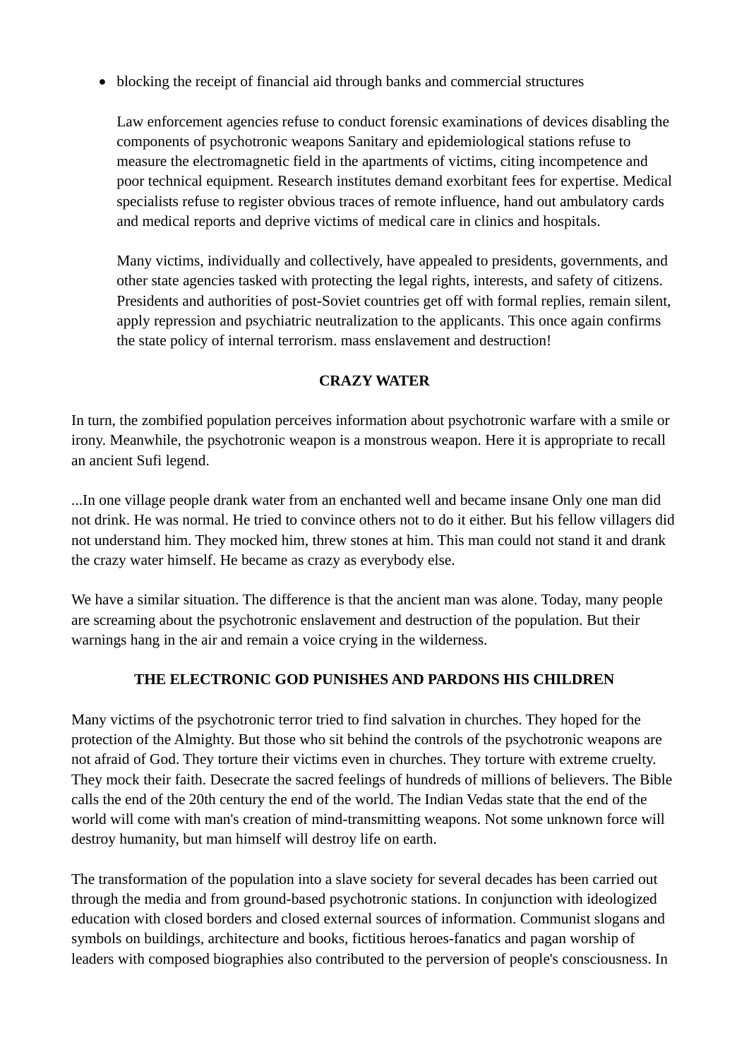- blocking the receipt of financial aid through banks and commercial structures

  Law enforcement agencies refuse to conduct forensic examinations of devices disabling the components of psychotronic weapons Sanitary and epidemiological stations refuse to measure the electromagnetic field in the apartments of victims, citing incompetence and poor technical equipment. Research institutes demand exorbitant fees for expertise. Medical specialists refuse to register obvious traces of remote influence, hand out ambulatory cards and medical reports and deprive victims of medical care in clinics and hospitals.

  Many victims, individually and collectively, have appealed to presidents, governments, and other state agencies tasked with protecting the legal rights, interests, and safety of citizens. Presidents and authorities of post-Soviet countries get off with formal replies, remain silent, apply repression and psychiatric neutralization to the applicants. This once again confirms the state policy of internal terrorism. mass enslavement and destruction!

**CRAZY WATER**

In turn, the zombified population perceives information about psychotronic warfare with a smile or irony. Meanwhile, the psychotronic weapon is a monstrous weapon. Here it is appropriate to recall an ancient Sufi legend.

...In one village people drank water from an enchanted well and became insane Only one man did not drink. He was normal. He tried to convince others not to do it either. But his fellow villagers did not understand him. They mocked him, threw stones at him. This man could not stand it and drank the crazy water himself. He became as crazy as everybody else.

We have a similar situation. The difference is that the ancient man was alone. Today, many people are screaming about the psychotronic enslavement and destruction of the population. But their warnings hang in the air and remain a voice crying in the wilderness.

**THE ELECTRONIC GOD PUNISHES AND PARDONS HIS CHILDREN**

Many victims of the psychotronic terror tried to find salvation in churches. They hoped for the protection of the Almighty. But those who sit behind the controls of the psychotronic weapons are not afraid of God. They torture their victims even in churches. They torture with extreme cruelty. They mock their faith. Desecrate the sacred feelings of hundreds of millions of believers. The Bible calls the end of the 20th century the end of the world. The Indian Vedas state that the end of the world will come with man's creation of mind-transmitting weapons. Not some unknown force will destroy humanity, but man himself will destroy life on earth.

The transformation of the population into a slave society for several decades has been carried out through the media and from ground-based psychotronic stations. In conjunction with ideologized education with closed borders and closed external sources of information. Communist slogans and symbols on buildings, architecture and books, fictitious heroes-fanatics and pagan worship of leaders with composed biographies also contributed to the perversion of people's consciousness. In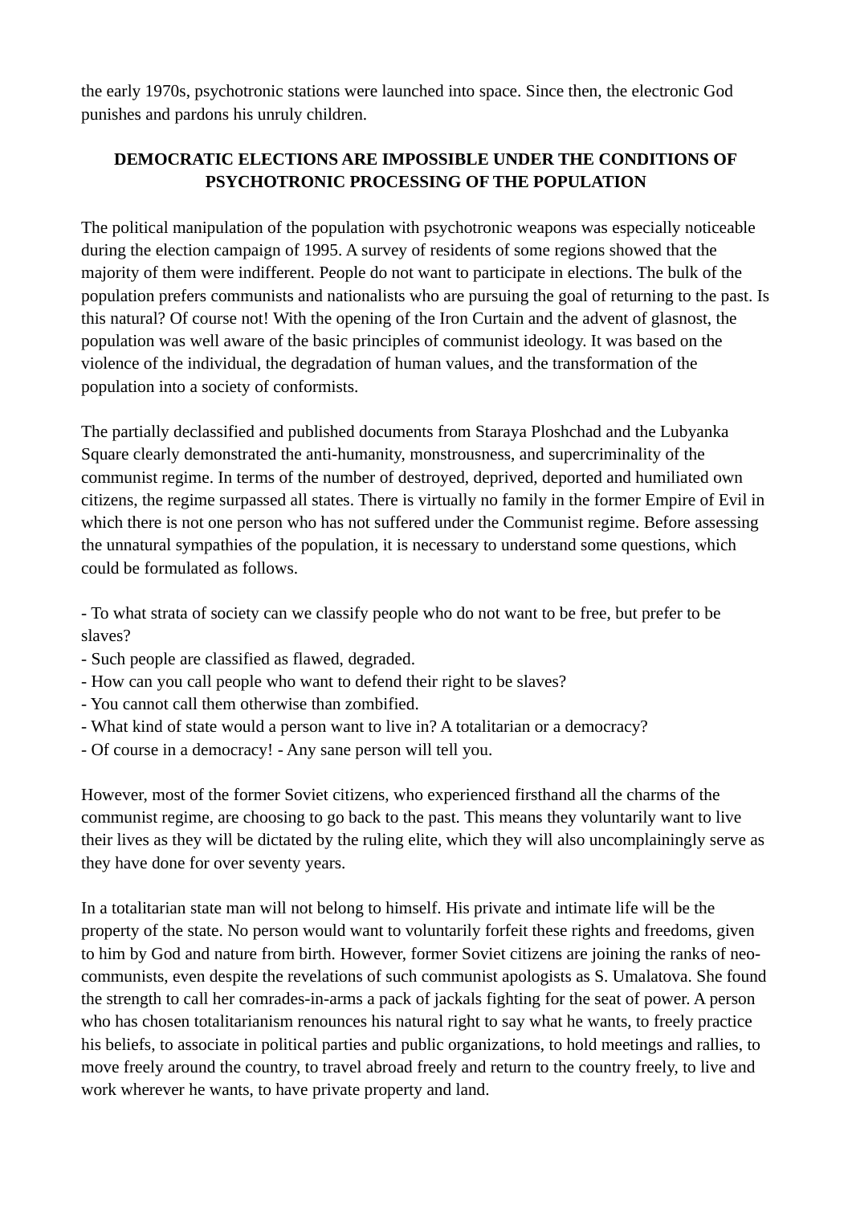the early 1970s, psychotronic stations were launched into space. Since then, the electronic God punishes and pardons his unruly children.

## DEMOCRATIC ELECTIONS ARE IMPOSSIBLE UNDER THE CONDITIONS OF PSYCHOTRONIC PROCESSING OF THE POPULATION

The political manipulation of the population with psychotronic weapons was especially noticeable during the election campaign of 1995. A survey of residents of some regions showed that the majority of them were indifferent. People do not want to participate in elections. The bulk of the population prefers communists and nationalists who are pursuing the goal of returning to the past. Is this natural? Of course not! With the opening of the Iron Curtain and the advent of glasnost, the population was well aware of the basic principles of communist ideology. It was based on the violence of the individual, the degradation of human values, and the transformation of the population into a society of conformists.

The partially declassified and published documents from Staraya Ploshchad and the Lubyanka Square clearly demonstrated the anti-humanity, monstrousness, and supercriminality of the communist regime. In terms of the number of destroyed, deprived, deported and humiliated own citizens, the regime surpassed all states. There is virtually no family in the former Empire of Evil in which there is not one person who has not suffered under the Communist regime. Before assessing the unnatural sympathies of the population, it is necessary to understand some questions, which could be formulated as follows.

- To what strata of society can we classify people who do not want to be free, but prefer to be slaves?
- Such people are classified as flawed, degraded.
- How can you call people who want to defend their right to be slaves?
- You cannot call them otherwise than zombified.
- What kind of state would a person want to live in? A totalitarian or a democracy?
- Of course in a democracy! - Any sane person will tell you.

However, most of the former Soviet citizens, who experienced firsthand all the charms of the communist regime, are choosing to go back to the past. This means they voluntarily want to live their lives as they will be dictated by the ruling elite, which they will also uncomplainingly serve as they have done for over seventy years.

In a totalitarian state man will not belong to himself. His private and intimate life will be the property of the state. No person would want to voluntarily forfeit these rights and freedoms, given to him by God and nature from birth. However, former Soviet citizens are joining the ranks of neo-communists, even despite the revelations of such communist apologists as S. Umalatova. She found the strength to call her comrades-in-arms a pack of jackals fighting for the seat of power. A person who has chosen totalitarianism renounces his natural right to say what he wants, to freely practice his beliefs, to associate in political parties and public organizations, to hold meetings and rallies, to move freely around the country, to travel abroad freely and return to the country freely, to live and work wherever he wants, to have private property and land.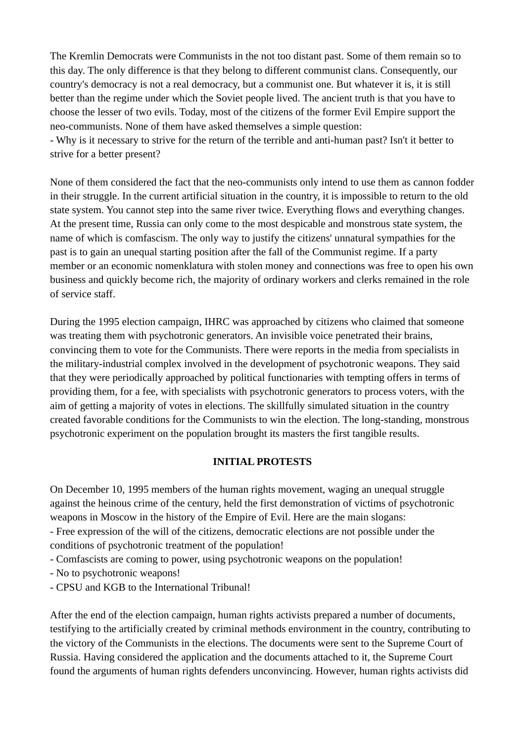The Kremlin Democrats were Communists in the not too distant past. Some of them remain so to this day. The only difference is that they belong to different communist clans. Consequently, our country's democracy is not a real democracy, but a communist one. But whatever it is, it is still better than the regime under which the Soviet people lived. The ancient truth is that you have to choose the lesser of two evils. Today, most of the citizens of the former Evil Empire support the neo-communists. None of them have asked themselves a simple question:
- Why is it necessary to strive for the return of the terrible and anti-human past? Isn't it better to strive for a better present?

None of them considered the fact that the neo-communists only intend to use them as cannon fodder in their struggle. In the current artificial situation in the country, it is impossible to return to the old state system. You cannot step into the same river twice. Everything flows and everything changes. At the present time, Russia can only come to the most despicable and monstrous state system, the name of which is comfascism. The only way to justify the citizens' unnatural sympathies for the past is to gain an unequal starting position after the fall of the Communist regime. If a party member or an economic nomenklatura with stolen money and connections was free to open his own business and quickly become rich, the majority of ordinary workers and clerks remained in the role of service staff.

During the 1995 election campaign, IHRC was approached by citizens who claimed that someone was treating them with psychotronic generators. An invisible voice penetrated their brains, convincing them to vote for the Communists. There were reports in the media from specialists in the military-industrial complex involved in the development of psychotronic weapons. They said that they were periodically approached by political functionaries with tempting offers in terms of providing them, for a fee, with specialists with psychotronic generators to process voters, with the aim of getting a majority of votes in elections. The skillfully simulated situation in the country created favorable conditions for the Communists to win the election. The long-standing, monstrous psychotronic experiment on the population brought its masters the first tangible results.

## INITIAL PROTESTS

On December 10, 1995 members of the human rights movement, waging an unequal struggle against the heinous crime of the century, held the first demonstration of victims of psychotronic weapons in Moscow in the history of the Empire of Evil. Here are the main slogans:
- Free expression of the will of the citizens, democratic elections are not possible under the conditions of psychotronic treatment of the population!
- Comfascists are coming to power, using psychotronic weapons on the population!
- No to psychotronic weapons!
- CPSU and KGB to the International Tribunal!

After the end of the election campaign, human rights activists prepared a number of documents, testifying to the artificially created by criminal methods environment in the country, contributing to the victory of the Communists in the elections. The documents were sent to the Supreme Court of Russia. Having considered the application and the documents attached to it, the Supreme Court found the arguments of human rights defenders unconvincing. However, human rights activists did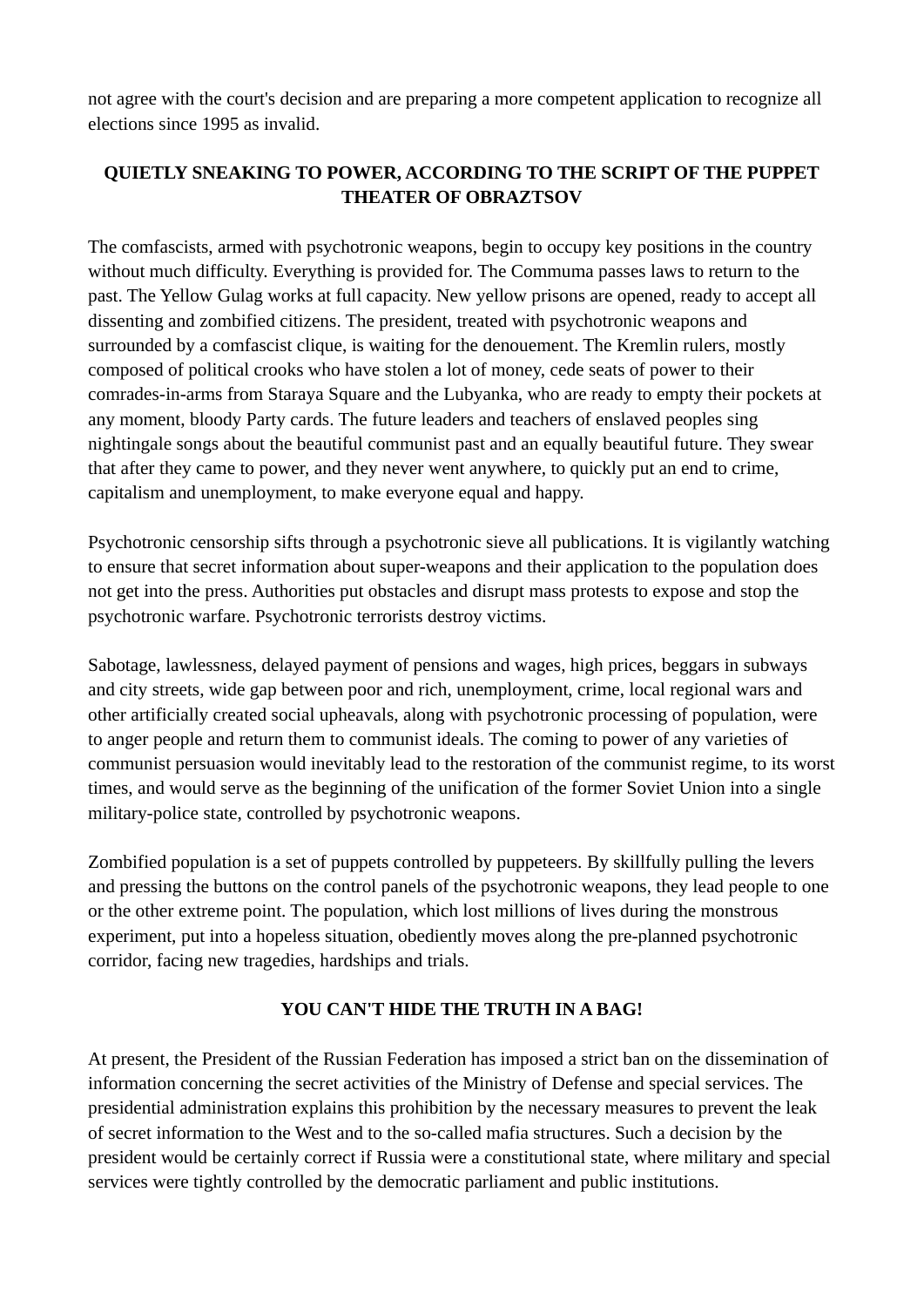not agree with the court's decision and are preparing a more competent application to recognize all elections since 1995 as invalid.

## QUIETLY SNEAKING TO POWER, ACCORDING TO THE SCRIPT OF THE PUPPET THEATER OF OBRAZTSOV

The comfascists, armed with psychotronic weapons, begin to occupy key positions in the country without much difficulty. Everything is provided for. The Commuma passes laws to return to the past. The Yellow Gulag works at full capacity. New yellow prisons are opened, ready to accept all dissenting and zombified citizens. The president, treated with psychotronic weapons and surrounded by a comfascist clique, is waiting for the denouement. The Kremlin rulers, mostly composed of political crooks who have stolen a lot of money, cede seats of power to their comrades-in-arms from Staraya Square and the Lubyanka, who are ready to empty their pockets at any moment, bloody Party cards. The future leaders and teachers of enslaved peoples sing nightingale songs about the beautiful communist past and an equally beautiful future. They swear that after they came to power, and they never went anywhere, to quickly put an end to crime, capitalism and unemployment, to make everyone equal and happy.

Psychotronic censorship sifts through a psychotronic sieve all publications. It is vigilantly watching to ensure that secret information about super-weapons and their application to the population does not get into the press. Authorities put obstacles and disrupt mass protests to expose and stop the psychotronic warfare. Psychotronic terrorists destroy victims.

Sabotage, lawlessness, delayed payment of pensions and wages, high prices, beggars in subways and city streets, wide gap between poor and rich, unemployment, crime, local regional wars and other artificially created social upheavals, along with psychotronic processing of population, were to anger people and return them to communist ideals. The coming to power of any varieties of communist persuasion would inevitably lead to the restoration of the communist regime, to its worst times, and would serve as the beginning of the unification of the former Soviet Union into a single military-police state, controlled by psychotronic weapons.

Zombified population is a set of puppets controlled by puppeteers. By skillfully pulling the levers and pressing the buttons on the control panels of the psychotronic weapons, they lead people to one or the other extreme point. The population, which lost millions of lives during the monstrous experiment, put into a hopeless situation, obediently moves along the pre-planned psychotronic corridor, facing new tragedies, hardships and trials.

## YOU CAN'T HIDE THE TRUTH IN A BAG!

At present, the President of the Russian Federation has imposed a strict ban on the dissemination of information concerning the secret activities of the Ministry of Defense and special services. The presidential administration explains this prohibition by the necessary measures to prevent the leak of secret information to the West and to the so-called mafia structures. Such a decision by the president would be certainly correct if Russia were a constitutional state, where military and special services were tightly controlled by the democratic parliament and public institutions.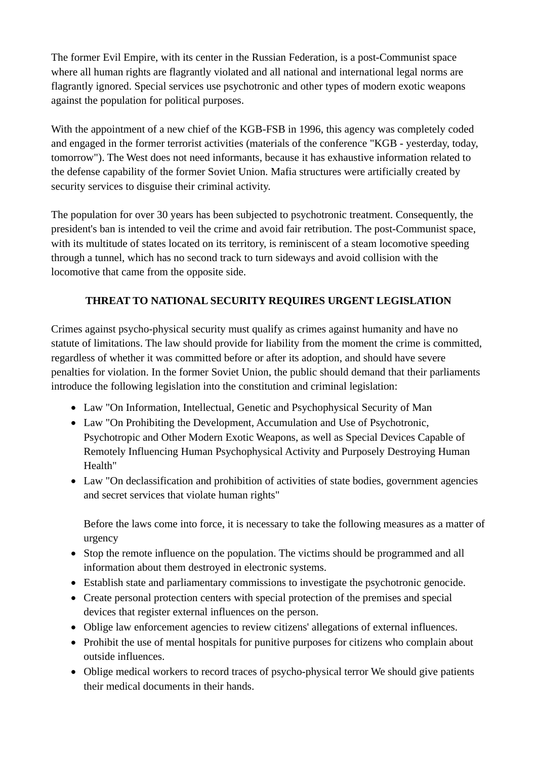The former Evil Empire, with its center in the Russian Federation, is a post-Communist space where all human rights are flagrantly violated and all national and international legal norms are flagrantly ignored. Special services use psychotronic and other types of modern exotic weapons against the population for political purposes.

With the appointment of a new chief of the KGB-FSB in 1996, this agency was completely coded and engaged in the former terrorist activities (materials of the conference "KGB - yesterday, today, tomorrow"). The West does not need informants, because it has exhaustive information related to the defense capability of the former Soviet Union. Mafia structures were artificially created by security services to disguise their criminal activity.

The population for over 30 years has been subjected to psychotronic treatment. Consequently, the president's ban is intended to veil the crime and avoid fair retribution. The post-Communist space, with its multitude of states located on its territory, is reminiscent of a steam locomotive speeding through a tunnel, which has no second track to turn sideways and avoid collision with the locomotive that came from the opposite side.

## THREAT TO NATIONAL SECURITY REQUIRES URGENT LEGISLATION

Crimes against psycho-physical security must qualify as crimes against humanity and have no statute of limitations. The law should provide for liability from the moment the crime is committed, regardless of whether it was committed before or after its adoption, and should have severe penalties for violation. In the former Soviet Union, the public should demand that their parliaments introduce the following legislation into the constitution and criminal legislation:

- Law "On Information, Intellectual, Genetic and Psychophysical Security of Man
- Law "On Prohibiting the Development, Accumulation and Use of Psychotronic, Psychotropic and Other Modern Exotic Weapons, as well as Special Devices Capable of Remotely Influencing Human Psychophysical Activity and Purposely Destroying Human Health"
- Law "On declassification and prohibition of activities of state bodies, government agencies and secret services that violate human rights"

  Before the laws come into force, it is necessary to take the following measures as a matter of urgency
- Stop the remote influence on the population. The victims should be programmed and all information about them destroyed in electronic systems.
- Establish state and parliamentary commissions to investigate the psychotronic genocide.
- Create personal protection centers with special protection of the premises and special devices that register external influences on the person.
- Oblige law enforcement agencies to review citizens' allegations of external influences.
- Prohibit the use of mental hospitals for punitive purposes for citizens who complain about outside influences.
- Oblige medical workers to record traces of psycho-physical terror We should give patients their medical documents in their hands.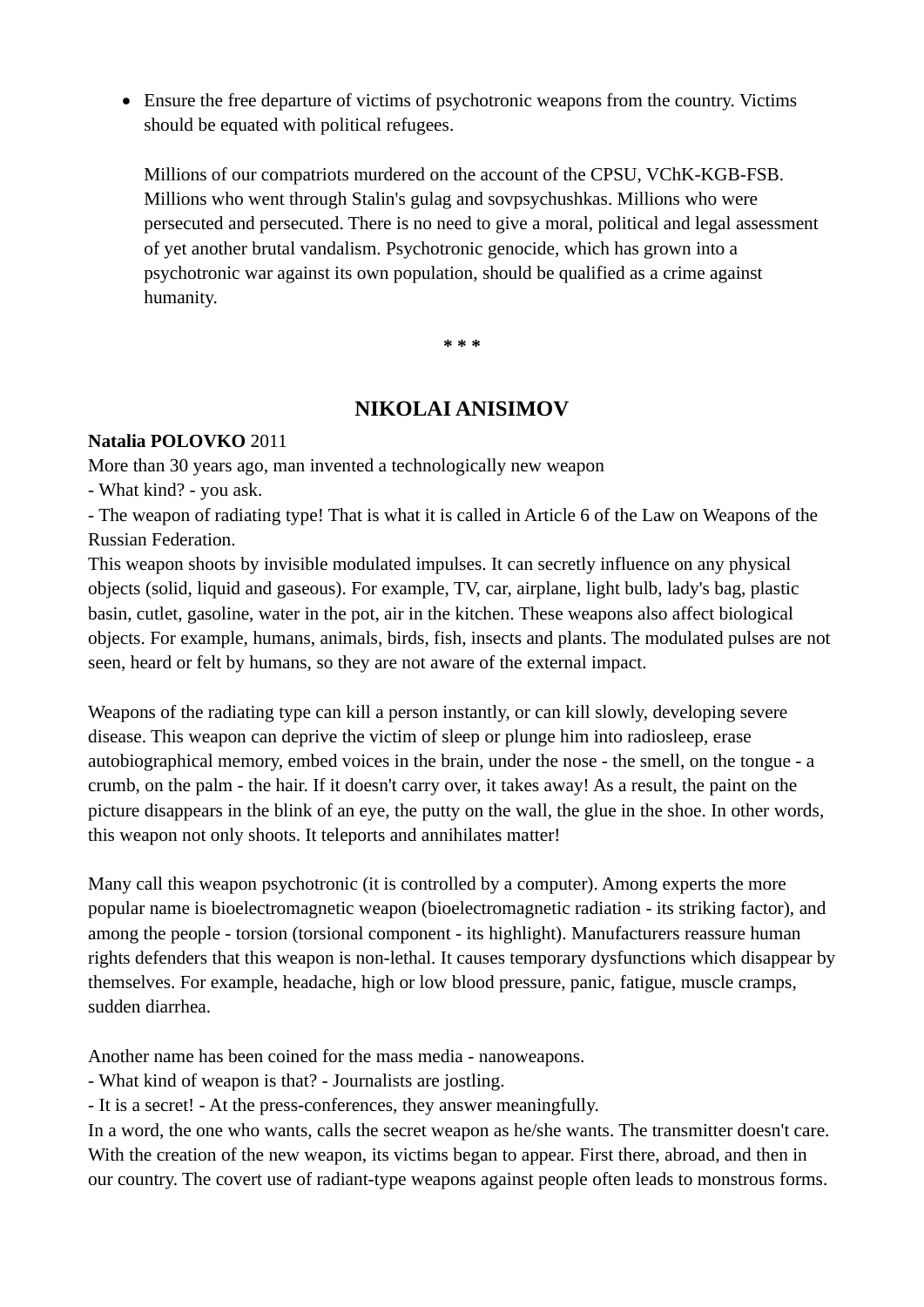- Ensure the free departure of victims of psychotronic weapons from the country. Victims should be equated with political refugees.

  Millions of our compatriots murdered on the account of the CPSU, VChK-KGB-FSB. Millions who went through Stalin's gulag and sovpsychushkas. Millions who were persecuted and persecuted. There is no need to give a moral, political and legal assessment of yet another brutal vandalism. Psychotronic genocide, which has grown into a psychotronic war against its own population, should be qualified as a crime against humanity.

**\* \* \***

## NIKOLAI ANISIMOV

**Natalia POLOVKO** 2011

More than 30 years ago, man invented a technologically new weapon

- What kind? - you ask.

- The weapon of radiating type! That is what it is called in Article 6 of the Law on Weapons of the Russian Federation.

This weapon shoots by invisible modulated impulses. It can secretly influence on any physical objects (solid, liquid and gaseous). For example, TV, car, airplane, light bulb, lady's bag, plastic basin, cutlet, gasoline, water in the pot, air in the kitchen. These weapons also affect biological objects. For example, humans, animals, birds, fish, insects and plants. The modulated pulses are not seen, heard or felt by humans, so they are not aware of the external impact.

Weapons of the radiating type can kill a person instantly, or can kill slowly, developing severe disease. This weapon can deprive the victim of sleep or plunge him into radiosleep, erase autobiographical memory, embed voices in the brain, under the nose - the smell, on the tongue - a crumb, on the palm - the hair. If it doesn't carry over, it takes away! As a result, the paint on the picture disappears in the blink of an eye, the putty on the wall, the glue in the shoe. In other words, this weapon not only shoots. It teleports and annihilates matter!

Many call this weapon psychotronic (it is controlled by a computer). Among experts the more popular name is bioelectromagnetic weapon (bioelectromagnetic radiation - its striking factor), and among the people - torsion (torsional component - its highlight). Manufacturers reassure human rights defenders that this weapon is non-lethal. It causes temporary dysfunctions which disappear by themselves. For example, headache, high or low blood pressure, panic, fatigue, muscle cramps, sudden diarrhea.

Another name has been coined for the mass media - nanoweapons.

- What kind of weapon is that? - Journalists are jostling.

- It is a secret! - At the press-conferences, they answer meaningfully.

In a word, the one who wants, calls the secret weapon as he/she wants. The transmitter doesn't care. With the creation of the new weapon, its victims began to appear. First there, abroad, and then in our country. The covert use of radiant-type weapons against people often leads to monstrous forms.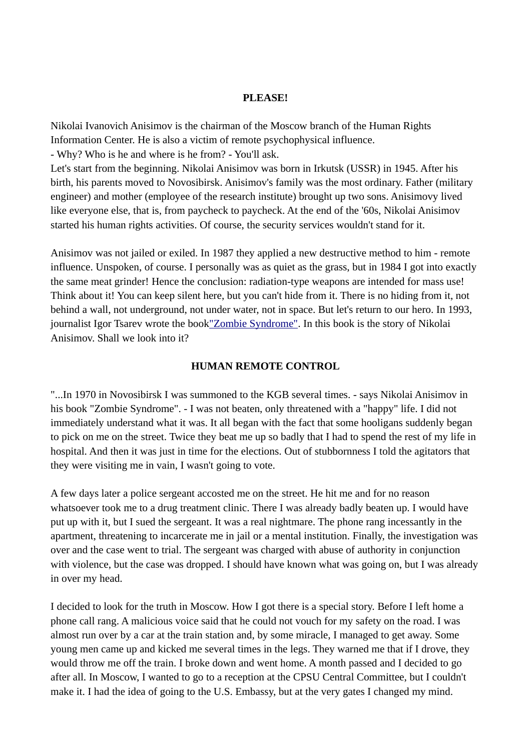**PLEASE!**

Nikolai Ivanovich Anisimov is the chairman of the Moscow branch of the Human Rights Information Center. He is also a victim of remote psychophysical influence.
- Why? Who is he and where is he from? - You'll ask.
Let's start from the beginning. Nikolai Anisimov was born in Irkutsk (USSR) in 1945. After his birth, his parents moved to Novosibirsk. Anisimov's family was the most ordinary. Father (military engineer) and mother (employee of the research institute) brought up two sons. Anisimovy lived like everyone else, that is, from paycheck to paycheck. At the end of the '60s, Nikolai Anisimov started his human rights activities. Of course, the security services wouldn't stand for it.

Anisimov was not jailed or exiled. In 1987 they applied a new destructive method to him - remote influence. Unspoken, of course. I personally was as quiet as the grass, but in 1984 I got into exactly the same meat grinder! Hence the conclusion: radiation-type weapons are intended for mass use! Think about it! You can keep silent here, but you can't hide from it. There is no hiding from it, not behind a wall, not underground, not under water, not in space. But let's return to our hero. In 1993, journalist Igor Tsarev wrote the book"Zombie Syndrome". In this book is the story of Nikolai Anisimov. Shall we look into it?

**HUMAN REMOTE CONTROL**

"...In 1970 in Novosibirsk I was summoned to the KGB several times. - says Nikolai Anisimov in his book "Zombie Syndrome". - I was not beaten, only threatened with a "happy" life. I did not immediately understand what it was. It all began with the fact that some hooligans suddenly began to pick on me on the street. Twice they beat me up so badly that I had to spend the rest of my life in hospital. And then it was just in time for the elections. Out of stubbornness I told the agitators that they were visiting me in vain, I wasn't going to vote.

A few days later a police sergeant accosted me on the street. He hit me and for no reason whatsoever took me to a drug treatment clinic. There I was already badly beaten up. I would have put up with it, but I sued the sergeant. It was a real nightmare. The phone rang incessantly in the apartment, threatening to incarcerate me in jail or a mental institution. Finally, the investigation was over and the case went to trial. The sergeant was charged with abuse of authority in conjunction with violence, but the case was dropped. I should have known what was going on, but I was already in over my head.

I decided to look for the truth in Moscow. How I got there is a special story. Before I left home a phone call rang. A malicious voice said that he could not vouch for my safety on the road. I was almost run over by a car at the train station and, by some miracle, I managed to get away. Some young men came up and kicked me several times in the legs. They warned me that if I drove, they would throw me off the train. I broke down and went home. A month passed and I decided to go after all. In Moscow, I wanted to go to a reception at the CPSU Central Committee, but I couldn't make it. I had the idea of going to the U.S. Embassy, but at the very gates I changed my mind.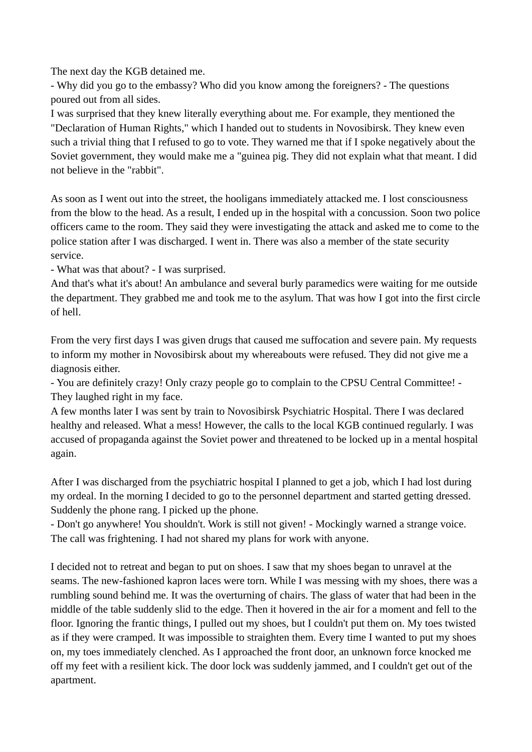The next day the KGB detained me.

- Why did you go to the embassy? Who did you know among the foreigners? - The questions poured out from all sides.

I was surprised that they knew literally everything about me. For example, they mentioned the "Declaration of Human Rights," which I handed out to students in Novosibirsk. They knew even such a trivial thing that I refused to go to vote. They warned me that if I spoke negatively about the Soviet government, they would make me a "guinea pig. They did not explain what that meant. I did not believe in the "rabbit".

As soon as I went out into the street, the hooligans immediately attacked me. I lost consciousness from the blow to the head. As a result, I ended up in the hospital with a concussion. Soon two police officers came to the room. They said they were investigating the attack and asked me to come to the police station after I was discharged. I went in. There was also a member of the state security service.

- What was that about? - I was surprised.

And that's what it's about! An ambulance and several burly paramedics were waiting for me outside the department. They grabbed me and took me to the asylum. That was how I got into the first circle of hell.

From the very first days I was given drugs that caused me suffocation and severe pain. My requests to inform my mother in Novosibirsk about my whereabouts were refused. They did not give me a diagnosis either.

- You are definitely crazy! Only crazy people go to complain to the CPSU Central Committee! - They laughed right in my face.

A few months later I was sent by train to Novosibirsk Psychiatric Hospital. There I was declared healthy and released. What a mess! However, the calls to the local KGB continued regularly. I was accused of propaganda against the Soviet power and threatened to be locked up in a mental hospital again.

After I was discharged from the psychiatric hospital I planned to get a job, which I had lost during my ordeal. In the morning I decided to go to the personnel department and started getting dressed. Suddenly the phone rang. I picked up the phone.

- Don't go anywhere! You shouldn't. Work is still not given! - Mockingly warned a strange voice. The call was frightening. I had not shared my plans for work with anyone.

I decided not to retreat and began to put on shoes. I saw that my shoes began to unravel at the seams. The new-fashioned kapron laces were torn. While I was messing with my shoes, there was a rumbling sound behind me. It was the overturning of chairs. The glass of water that had been in the middle of the table suddenly slid to the edge. Then it hovered in the air for a moment and fell to the floor. Ignoring the frantic things, I pulled out my shoes, but I couldn't put them on. My toes twisted as if they were cramped. It was impossible to straighten them. Every time I wanted to put my shoes on, my toes immediately clenched. As I approached the front door, an unknown force knocked me off my feet with a resilient kick. The door lock was suddenly jammed, and I couldn't get out of the apartment.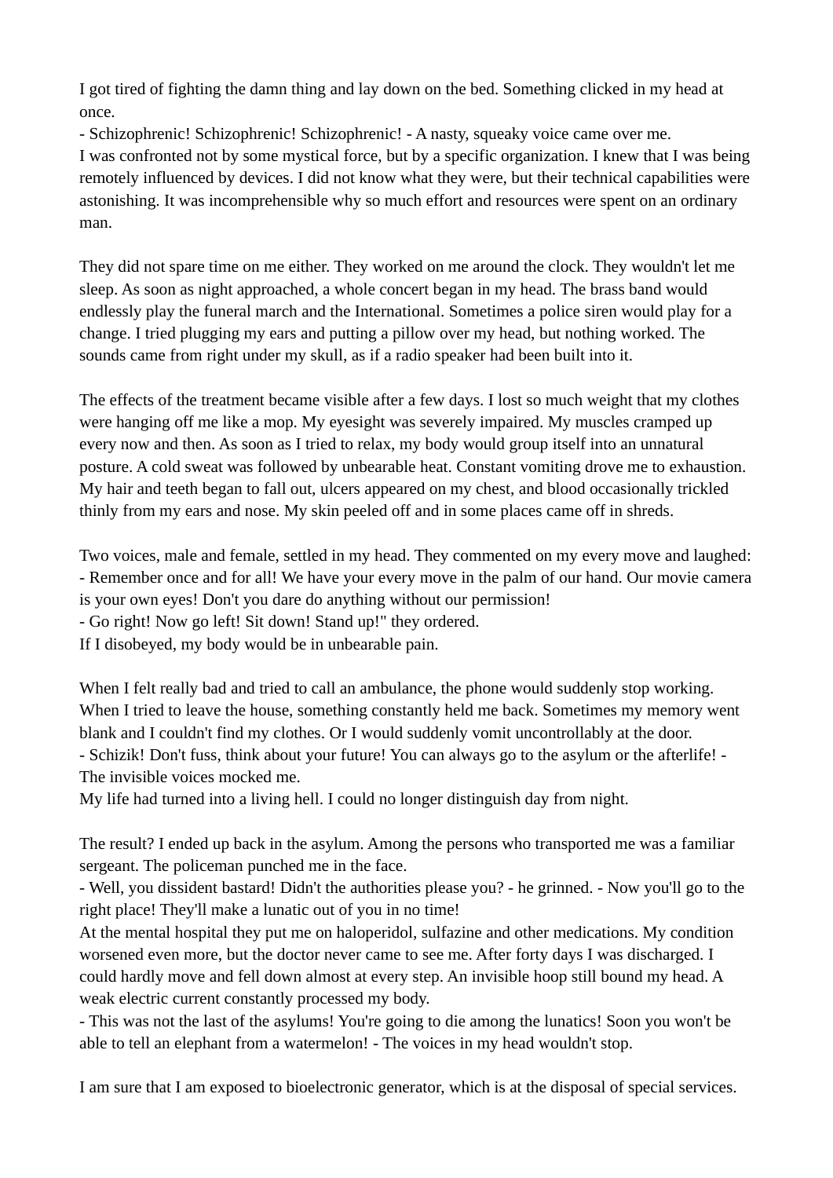I got tired of fighting the damn thing and lay down on the bed. Something clicked in my head at once.
- Schizophrenic! Schizophrenic! Schizophrenic! - A nasty, squeaky voice came over me.
I was confronted not by some mystical force, but by a specific organization. I knew that I was being remotely influenced by devices. I did not know what they were, but their technical capabilities were astonishing. It was incomprehensible why so much effort and resources were spent on an ordinary man.

They did not spare time on me either. They worked on me around the clock. They wouldn't let me sleep. As soon as night approached, a whole concert began in my head. The brass band would endlessly play the funeral march and the International. Sometimes a police siren would play for a change. I tried plugging my ears and putting a pillow over my head, but nothing worked. The sounds came from right under my skull, as if a radio speaker had been built into it.

The effects of the treatment became visible after a few days. I lost so much weight that my clothes were hanging off me like a mop. My eyesight was severely impaired. My muscles cramped up every now and then. As soon as I tried to relax, my body would group itself into an unnatural posture. A cold sweat was followed by unbearable heat. Constant vomiting drove me to exhaustion. My hair and teeth began to fall out, ulcers appeared on my chest, and blood occasionally trickled thinly from my ears and nose. My skin peeled off and in some places came off in shreds.

Two voices, male and female, settled in my head. They commented on my every move and laughed:
- Remember once and for all! We have your every move in the palm of our hand. Our movie camera is your own eyes! Don't you dare do anything without our permission!
- Go right! Now go left! Sit down! Stand up!" they ordered.
If I disobeyed, my body would be in unbearable pain.

When I felt really bad and tried to call an ambulance, the phone would suddenly stop working. When I tried to leave the house, something constantly held me back. Sometimes my memory went blank and I couldn't find my clothes. Or I would suddenly vomit uncontrollably at the door.
- Schizik! Don't fuss, think about your future! You can always go to the asylum or the afterlife! - The invisible voices mocked me.
My life had turned into a living hell. I could no longer distinguish day from night.

The result? I ended up back in the asylum. Among the persons who transported me was a familiar sergeant. The policeman punched me in the face.
- Well, you dissident bastard! Didn't the authorities please you? - he grinned. - Now you'll go to the right place! They'll make a lunatic out of you in no time!
At the mental hospital they put me on haloperidol, sulfazine and other medications. My condition worsened even more, but the doctor never came to see me. After forty days I was discharged. I could hardly move and fell down almost at every step. An invisible hoop still bound my head. A weak electric current constantly processed my body.
- This was not the last of the asylums! You're going to die among the lunatics! Soon you won't be able to tell an elephant from a watermelon! - The voices in my head wouldn't stop.

I am sure that I am exposed to bioelectronic generator, which is at the disposal of special services.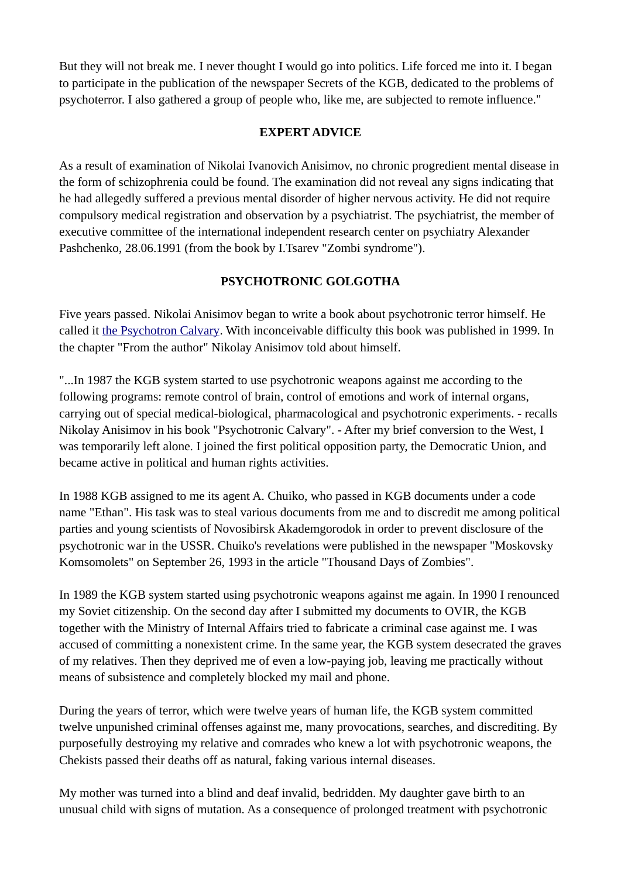But they will not break me. I never thought I would go into politics. Life forced me into it. I began to participate in the publication of the newspaper Secrets of the KGB, dedicated to the problems of psychoterror. I also gathered a group of people who, like me, are subjected to remote influence."

**EXPERT ADVICE**

As a result of examination of Nikolai Ivanovich Anisimov, no chronic progredient mental disease in the form of schizophrenia could be found. The examination did not reveal any signs indicating that he had allegedly suffered a previous mental disorder of higher nervous activity. He did not require compulsory medical registration and observation by a psychiatrist. The psychiatrist, the member of executive committee of the international independent research center on psychiatry Alexander Pashchenko, 28.06.1991 (from the book by I.Tsarev "Zombi syndrome").

**PSYCHOTRONIC GOLGOTHA**

Five years passed. Nikolai Anisimov began to write a book about psychotronic terror himself. He called it [the Psychotron Calvary](). With inconceivable difficulty this book was published in 1999. In the chapter "From the author" Nikolay Anisimov told about himself.

"...In 1987 the KGB system started to use psychotronic weapons against me according to the following programs: remote control of brain, control of emotions and work of internal organs, carrying out of special medical-biological, pharmacological and psychotronic experiments. - recalls Nikolay Anisimov in his book "Psychotronic Calvary". - After my brief conversion to the West, I was temporarily left alone. I joined the first political opposition party, the Democratic Union, and became active in political and human rights activities.

In 1988 KGB assigned to me its agent A. Chuiko, who passed in KGB documents under a code name "Ethan". His task was to steal various documents from me and to discredit me among political parties and young scientists of Novosibirsk Akademgorodok in order to prevent disclosure of the psychotronic war in the USSR. Chuiko's revelations were published in the newspaper "Moskovsky Komsomolets" on September 26, 1993 in the article "Thousand Days of Zombies".

In 1989 the KGB system started using psychotronic weapons against me again. In 1990 I renounced my Soviet citizenship. On the second day after I submitted my documents to OVIR, the KGB together with the Ministry of Internal Affairs tried to fabricate a criminal case against me. I was accused of committing a nonexistent crime. In the same year, the KGB system desecrated the graves of my relatives. Then they deprived me of even a low-paying job, leaving me practically without means of subsistence and completely blocked my mail and phone.

During the years of terror, which were twelve years of human life, the KGB system committed twelve unpunished criminal offenses against me, many provocations, searches, and discrediting. By purposefully destroying my relative and comrades who knew a lot with psychotronic weapons, the Chekists passed their deaths off as natural, faking various internal diseases.

My mother was turned into a blind and deaf invalid, bedridden. My daughter gave birth to an unusual child with signs of mutation. As a consequence of prolonged treatment with psychotronic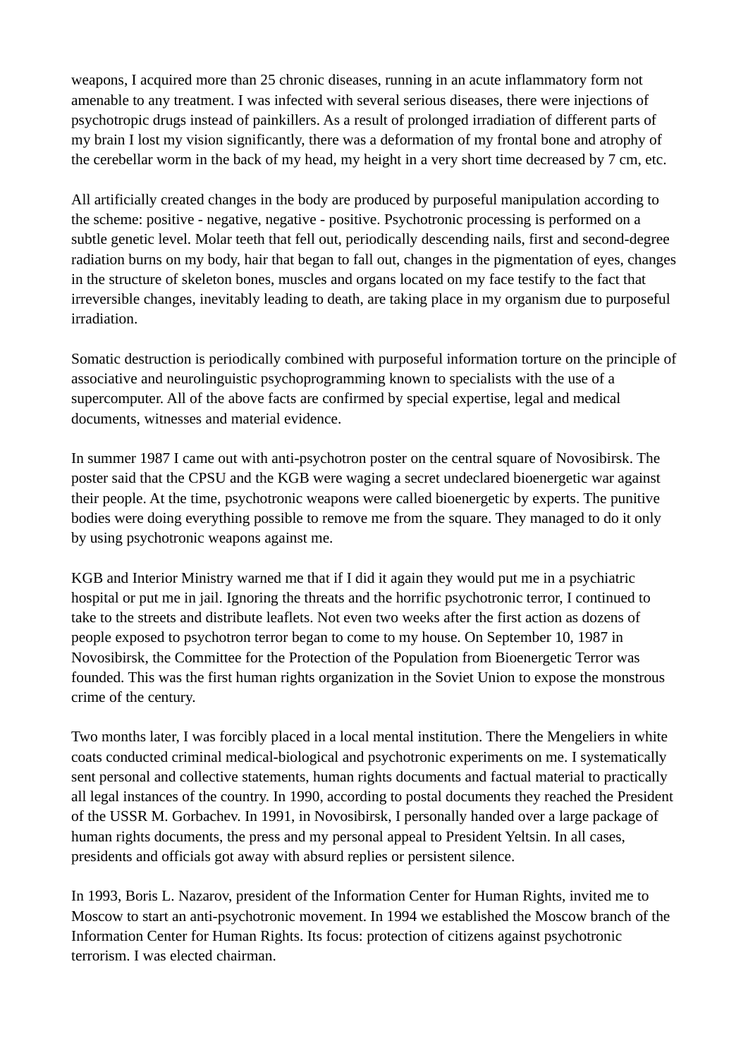weapons, I acquired more than 25 chronic diseases, running in an acute inflammatory form not amenable to any treatment. I was infected with several serious diseases, there were injections of psychotropic drugs instead of painkillers. As a result of prolonged irradiation of different parts of my brain I lost my vision significantly, there was a deformation of my frontal bone and atrophy of the cerebellar worm in the back of my head, my height in a very short time decreased by 7 cm, etc.

All artificially created changes in the body are produced by purposeful manipulation according to the scheme: positive - negative, negative - positive. Psychotronic processing is performed on a subtle genetic level. Molar teeth that fell out, periodically descending nails, first and second-degree radiation burns on my body, hair that began to fall out, changes in the pigmentation of eyes, changes in the structure of skeleton bones, muscles and organs located on my face testify to the fact that irreversible changes, inevitably leading to death, are taking place in my organism due to purposeful irradiation.

Somatic destruction is periodically combined with purposeful information torture on the principle of associative and neurolinguistic psychoprogramming known to specialists with the use of a supercomputer. All of the above facts are confirmed by special expertise, legal and medical documents, witnesses and material evidence.

In summer 1987 I came out with anti-psychotron poster on the central square of Novosibirsk. The poster said that the CPSU and the KGB were waging a secret undeclared bioenergetic war against their people. At the time, psychotronic weapons were called bioenergetic by experts. The punitive bodies were doing everything possible to remove me from the square. They managed to do it only by using psychotronic weapons against me.

KGB and Interior Ministry warned me that if I did it again they would put me in a psychiatric hospital or put me in jail. Ignoring the threats and the horrific psychotronic terror, I continued to take to the streets and distribute leaflets. Not even two weeks after the first action as dozens of people exposed to psychotron terror began to come to my house. On September 10, 1987 in Novosibirsk, the Committee for the Protection of the Population from Bioenergetic Terror was founded. This was the first human rights organization in the Soviet Union to expose the monstrous crime of the century.

Two months later, I was forcibly placed in a local mental institution. There the Mengeliers in white coats conducted criminal medical-biological and psychotronic experiments on me. I systematically sent personal and collective statements, human rights documents and factual material to practically all legal instances of the country. In 1990, according to postal documents they reached the President of the USSR M. Gorbachev. In 1991, in Novosibirsk, I personally handed over a large package of human rights documents, the press and my personal appeal to President Yeltsin. In all cases, presidents and officials got away with absurd replies or persistent silence.

In 1993, Boris L. Nazarov, president of the Information Center for Human Rights, invited me to Moscow to start an anti-psychotronic movement. In 1994 we established the Moscow branch of the Information Center for Human Rights. Its focus: protection of citizens against psychotronic terrorism. I was elected chairman.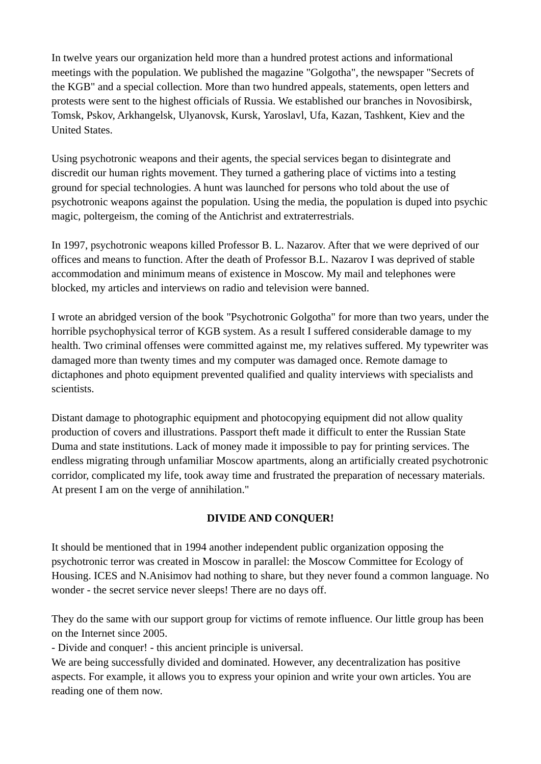In twelve years our organization held more than a hundred protest actions and informational meetings with the population. We published the magazine "Golgotha", the newspaper "Secrets of the KGB" and a special collection. More than two hundred appeals, statements, open letters and protests were sent to the highest officials of Russia. We established our branches in Novosibirsk, Tomsk, Pskov, Arkhangelsk, Ulyanovsk, Kursk, Yaroslavl, Ufa, Kazan, Tashkent, Kiev and the United States.

Using psychotronic weapons and their agents, the special services began to disintegrate and discredit our human rights movement. They turned a gathering place of victims into a testing ground for special technologies. A hunt was launched for persons who told about the use of psychotronic weapons against the population. Using the media, the population is duped into psychic magic, poltergeism, the coming of the Antichrist and extraterrestrials.

In 1997, psychotronic weapons killed Professor B. L. Nazarov. After that we were deprived of our offices and means to function. After the death of Professor B.L. Nazarov I was deprived of stable accommodation and minimum means of existence in Moscow. My mail and telephones were blocked, my articles and interviews on radio and television were banned.

I wrote an abridged version of the book "Psychotronic Golgotha" for more than two years, under the horrible psychophysical terror of KGB system. As a result I suffered considerable damage to my health. Two criminal offenses were committed against me, my relatives suffered. My typewriter was damaged more than twenty times and my computer was damaged once. Remote damage to dictaphones and photo equipment prevented qualified and quality interviews with specialists and scientists.

Distant damage to photographic equipment and photocopying equipment did not allow quality production of covers and illustrations. Passport theft made it difficult to enter the Russian State Duma and state institutions. Lack of money made it impossible to pay for printing services. The endless migrating through unfamiliar Moscow apartments, along an artificially created psychotronic corridor, complicated my life, took away time and frustrated the preparation of necessary materials. At present I am on the verge of annihilation."

**DIVIDE AND CONQUER!**

It should be mentioned that in 1994 another independent public organization opposing the psychotronic terror was created in Moscow in parallel: the Moscow Committee for Ecology of Housing. ICES and N.Anisimov had nothing to share, but they never found a common language. No wonder - the secret service never sleeps! There are no days off.

They do the same with our support group for victims of remote influence. Our little group has been on the Internet since 2005.
- Divide and conquer! - this ancient principle is universal.
We are being successfully divided and dominated. However, any decentralization has positive aspects. For example, it allows you to express your opinion and write your own articles. You are reading one of them now.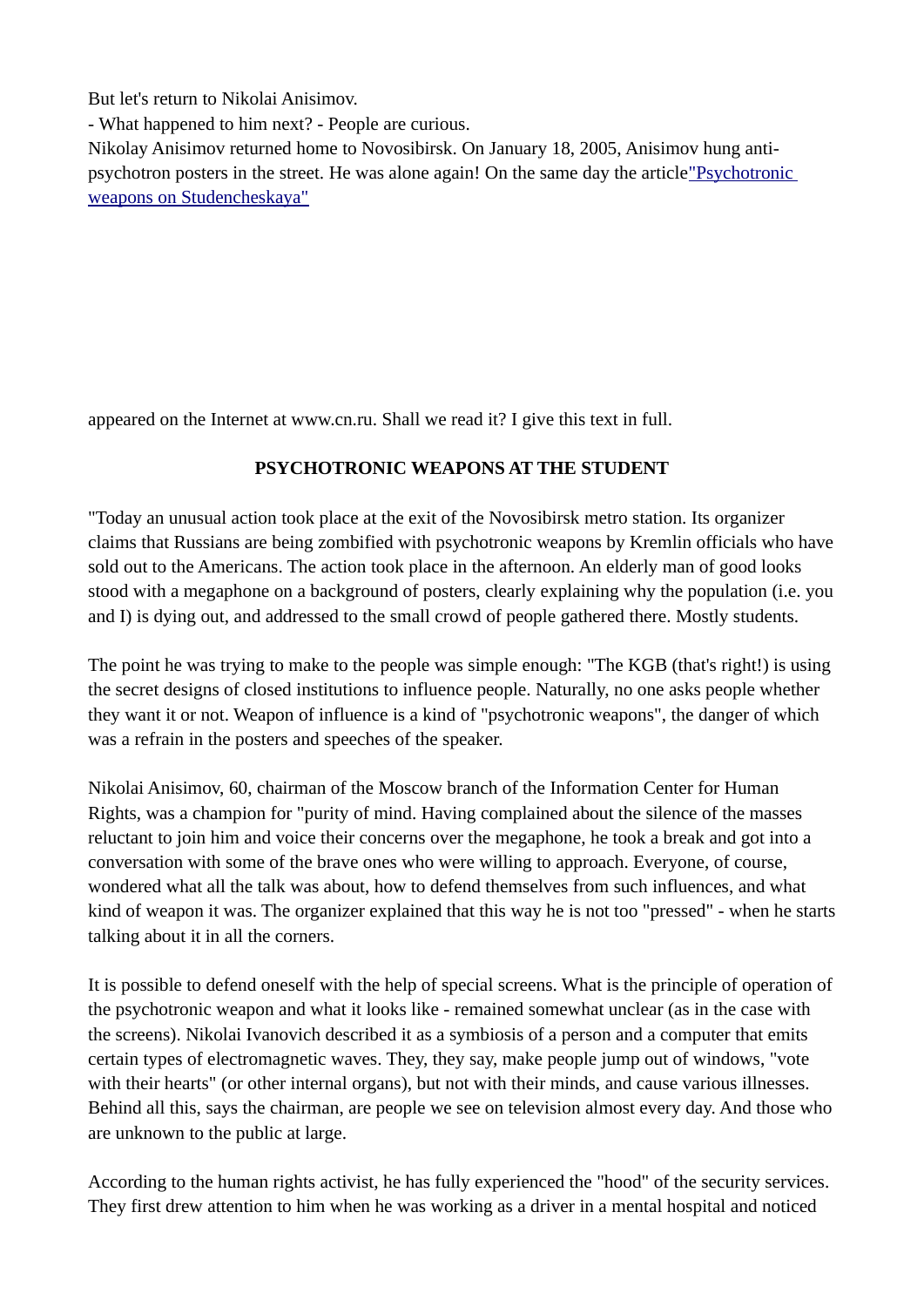But let's return to Nikolai Anisimov.
- What happened to him next? - People are curious.
Nikolay Anisimov returned home to Novosibirsk. On January 18, 2005, Anisimov hung anti-psychotron posters in the street. He was alone again! On the same day the article"Psychotronic weapons on Studencheskaya"

appeared on the Internet at www.cn.ru. Shall we read it? I give this text in full.

**PSYCHOTRONIC WEAPONS AT THE STUDENT**

"Today an unusual action took place at the exit of the Novosibirsk metro station. Its organizer claims that Russians are being zombified with psychotronic weapons by Kremlin officials who have sold out to the Americans. The action took place in the afternoon. An elderly man of good looks stood with a megaphone on a background of posters, clearly explaining why the population (i.e. you and I) is dying out, and addressed to the small crowd of people gathered there. Mostly students.

The point he was trying to make to the people was simple enough: "The KGB (that's right!) is using the secret designs of closed institutions to influence people. Naturally, no one asks people whether they want it or not. Weapon of influence is a kind of "psychotronic weapons", the danger of which was a refrain in the posters and speeches of the speaker.

Nikolai Anisimov, 60, chairman of the Moscow branch of the Information Center for Human Rights, was a champion for "purity of mind. Having complained about the silence of the masses reluctant to join him and voice their concerns over the megaphone, he took a break and got into a conversation with some of the brave ones who were willing to approach. Everyone, of course, wondered what all the talk was about, how to defend themselves from such influences, and what kind of weapon it was. The organizer explained that this way he is not too "pressed" - when he starts talking about it in all the corners.

It is possible to defend oneself with the help of special screens. What is the principle of operation of the psychotronic weapon and what it looks like - remained somewhat unclear (as in the case with the screens). Nikolai Ivanovich described it as a symbiosis of a person and a computer that emits certain types of electromagnetic waves. They, they say, make people jump out of windows, "vote with their hearts" (or other internal organs), but not with their minds, and cause various illnesses. Behind all this, says the chairman, are people we see on television almost every day. And those who are unknown to the public at large.

According to the human rights activist, he has fully experienced the "hood" of the security services. They first drew attention to him when he was working as a driver in a mental hospital and noticed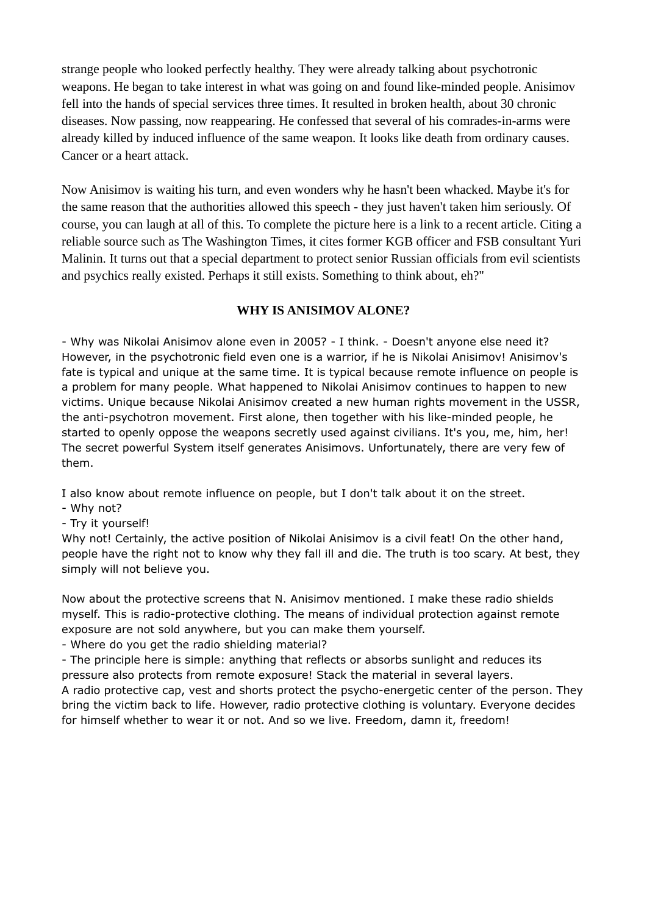strange people who looked perfectly healthy. They were already talking about psychotronic weapons. He began to take interest in what was going on and found like-minded people. Anisimov fell into the hands of special services three times. It resulted in broken health, about 30 chronic diseases. Now passing, now reappearing. He confessed that several of his comrades-in-arms were already killed by induced influence of the same weapon. It looks like death from ordinary causes. Cancer or a heart attack.

Now Anisimov is waiting his turn, and even wonders why he hasn't been whacked. Maybe it's for the same reason that the authorities allowed this speech - they just haven't taken him seriously. Of course, you can laugh at all of this. To complete the picture here is a link to a recent article. Citing a reliable source such as The Washington Times, it cites former KGB officer and FSB consultant Yuri Malinin. It turns out that a special department to protect senior Russian officials from evil scientists and psychics really existed. Perhaps it still exists. Something to think about, eh?"

**WHY IS ANISIMOV ALONE?**

- Why was Nikolai Anisimov alone even in 2005? - I think. - Doesn't anyone else need it? However, in the psychotronic field even one is a warrior, if he is Nikolai Anisimov! Anisimov's fate is typical and unique at the same time. It is typical because remote influence on people is a problem for many people. What happened to Nikolai Anisimov continues to happen to new victims. Unique because Nikolai Anisimov created a new human rights movement in the USSR, the anti-psychotron movement. First alone, then together with his like-minded people, he started to openly oppose the weapons secretly used against civilians. It's you, me, him, her! The secret powerful System itself generates Anisimovs. Unfortunately, there are very few of them.

I also know about remote influence on people, but I don't talk about it on the street.
- Why not?
- Try it yourself!
Why not! Certainly, the active position of Nikolai Anisimov is a civil feat! On the other hand, people have the right not to know why they fall ill and die. The truth is too scary. At best, they simply will not believe you.

Now about the protective screens that N. Anisimov mentioned. I make these radio shields myself. This is radio-protective clothing. The means of individual protection against remote exposure are not sold anywhere, but you can make them yourself.
- Where do you get the radio shielding material?
- The principle here is simple: anything that reflects or absorbs sunlight and reduces its pressure also protects from remote exposure! Stack the material in several layers.
A radio protective cap, vest and shorts protect the psycho-energetic center of the person. They bring the victim back to life. However, radio protective clothing is voluntary. Everyone decides for himself whether to wear it or not. And so we live. Freedom, damn it, freedom!